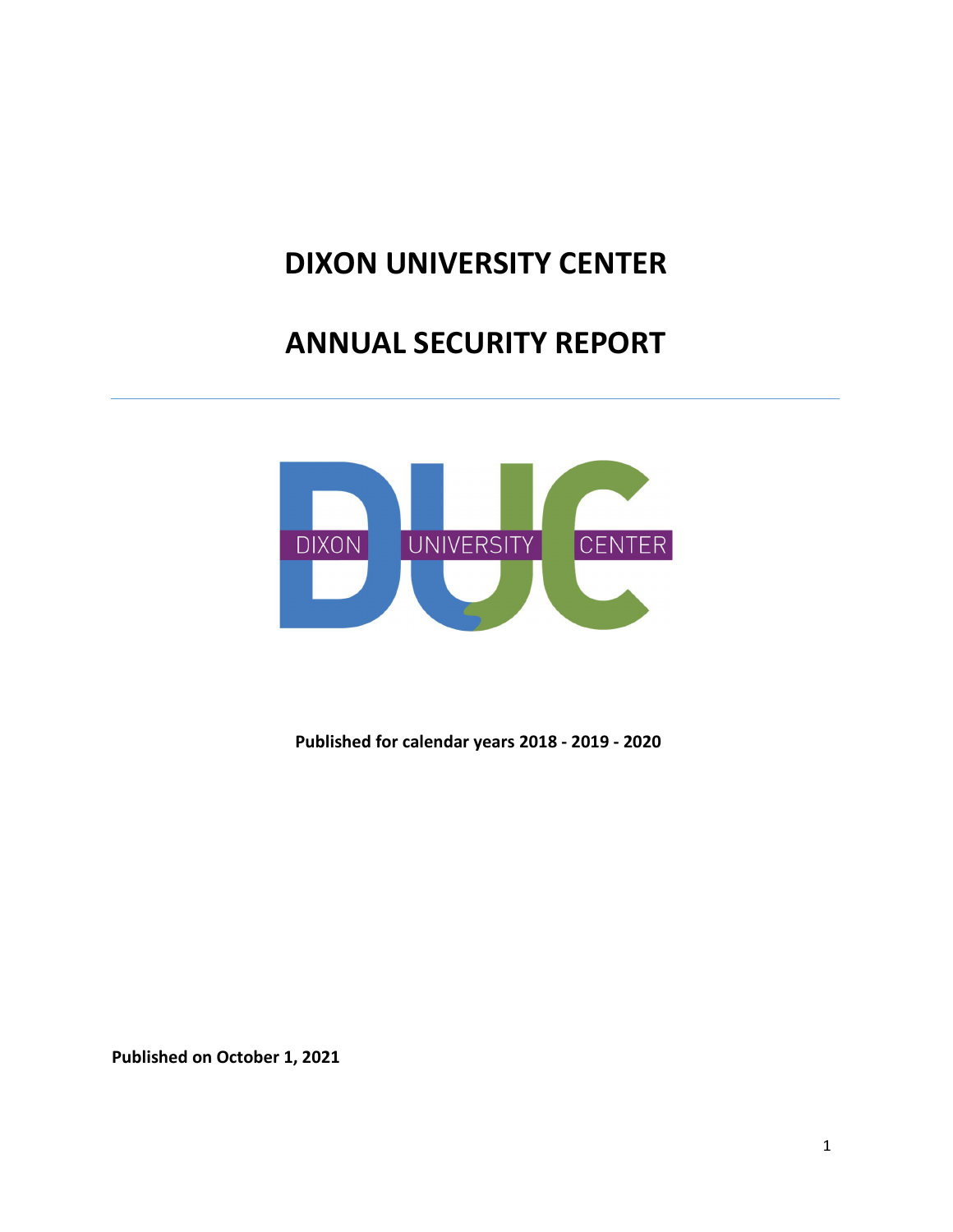# DIXON UNIVERSITY CENTER

# ANNUAL SECURITY REPORT

---

**Published for calendar years 2018 - 2019 - 2020**

**Published on October 1, 2021**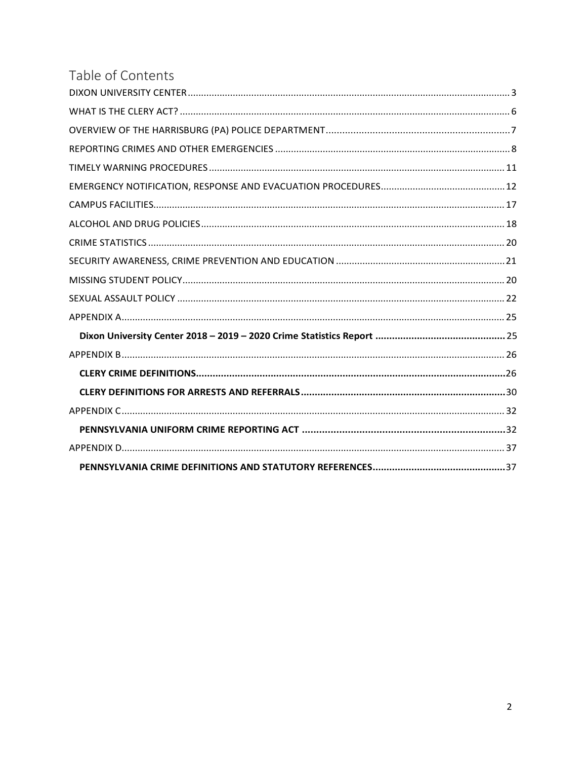# Table of Contents

DIXON UNIVERSITY CENTER ........................................................................................................................ 3

WHAT IS THE CLERY ACT? ............................................................................................................................ 6

OVERVIEW OF THE HARRISBURG (PA) POLICE DEPARTMENT .................................................................... 7

REPORTING CRIMES AND OTHER EMERGENCIES ........................................................................................ 8

TIMELY WARNING PROCEDURES ............................................................................................................... 11

EMERGENCY NOTIFICATION, RESPONSE AND EVACUATION PROCEDURES ............................................... 12

CAMPUS FACILITIES ................................................................................................................................... 17

ALCOHOL AND DRUG POLICIES .................................................................................................................. 18

CRIME STATISTICS ...................................................................................................................................... 20

SECURITY AWARENESS, CRIME PREVENTION AND EDUCATION ................................................................ 21

MISSING STUDENT POLICY .......................................................................................................................... 20

SEXUAL ASSAULT POLICY ........................................................................................................................... 22

APPENDIX A ................................................................................................................................................. 25

**Dixon University Center 2018 – 2019 – 2020 Crime Statistics Report** ................................................ **25**

APPENDIX B ................................................................................................................................................. 26

**CLERY CRIME DEFINITIONS** ................................................................................................................ **26**

**CLERY DEFINITIONS FOR ARRESTS AND REFERRALS** .......................................................................... **30**

APPENDIX C ................................................................................................................................................. 32

**PENNSYLVANIA UNIFORM CRIME REPORTING ACT** ........................................................................... **32**

APPENDIX D ................................................................................................................................................. 37

**PENNSYLVANIA CRIME DEFINITIONS AND STATUTORY REFERENCES** ................................................ **37**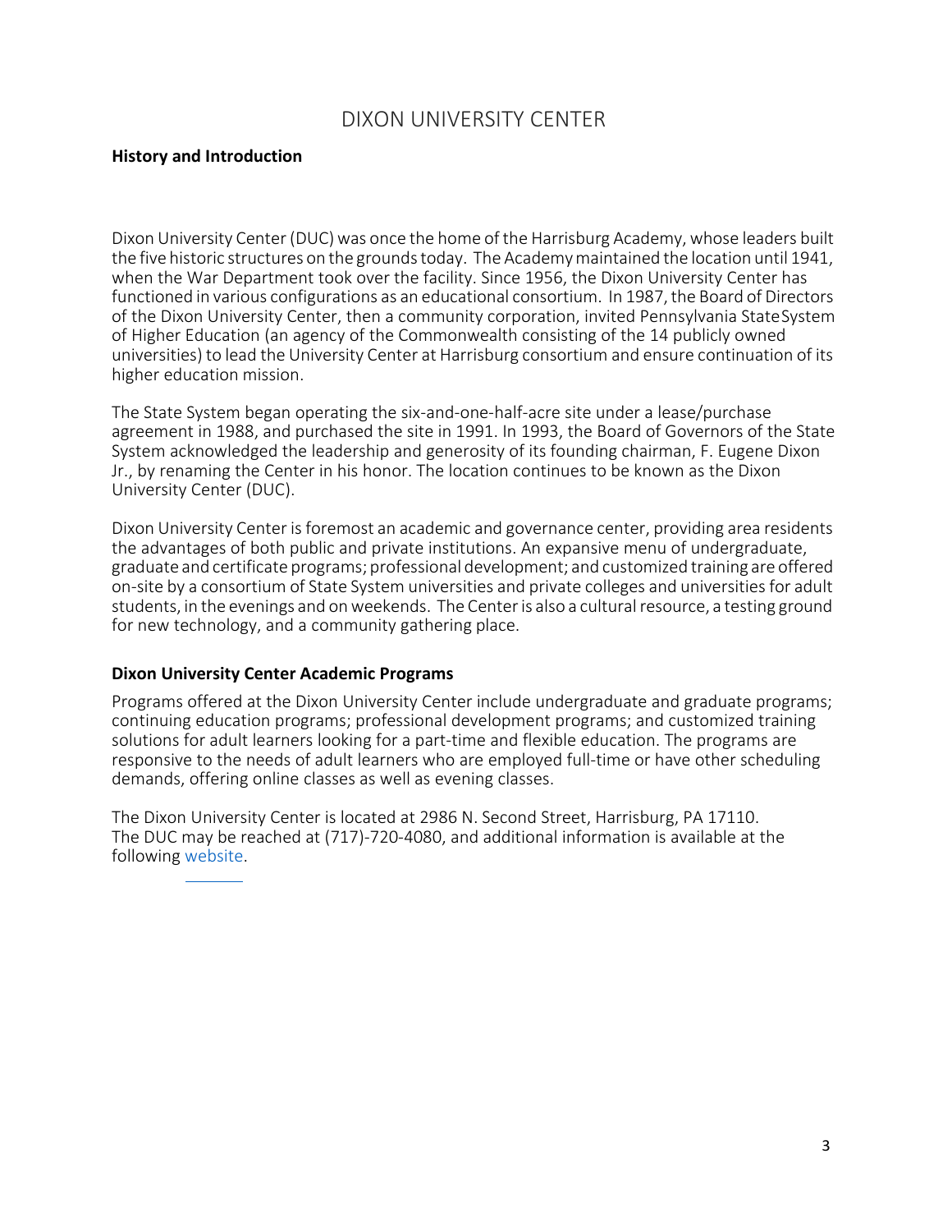# DIXON UNIVERSITY CENTER

**History and Introduction**

Dixon University Center (DUC) was once the home of the Harrisburg Academy, whose leaders built the five historic structures on the grounds today. The Academy maintained the location until 1941, when the War Department took over the facility. Since 1956, the Dixon University Center has functioned in various configurations as an educational consortium. In 1987, the Board of Directors of the Dixon University Center, then a community corporation, invited Pennsylvania State System of Higher Education (an agency of the Commonwealth consisting of the 14 publicly owned universities) to lead the University Center at Harrisburg consortium and ensure continuation of its higher education mission.

The State System began operating the six-and-one-half-acre site under a lease/purchase agreement in 1988, and purchased the site in 1991. In 1993, the Board of Governors of the State System acknowledged the leadership and generosity of its founding chairman, F. Eugene Dixon Jr., by renaming the Center in his honor. The location continues to be known as the Dixon University Center (DUC).

Dixon University Center is foremost an academic and governance center, providing area residents the advantages of both public and private institutions. An expansive menu of undergraduate, graduate and certificate programs; professional development; and customized training are offered on-site by a consortium of State System universities and private colleges and universities for adult students, in the evenings and on weekends. The Center is also a cultural resource, a testing ground for new technology, and a community gathering place.

**Dixon University Center Academic Programs**

Programs offered at the Dixon University Center include undergraduate and graduate programs; continuing education programs; professional development programs; and customized training solutions for adult learners looking for a part-time and flexible education. The programs are responsive to the needs of adult learners who are employed full-time or have other scheduling demands, offering online classes as well as evening classes.

The Dixon University Center is located at 2986 N. Second Street, Harrisburg, PA 17110. The DUC may be reached at (717)-720-4080, and additional information is available at the following website.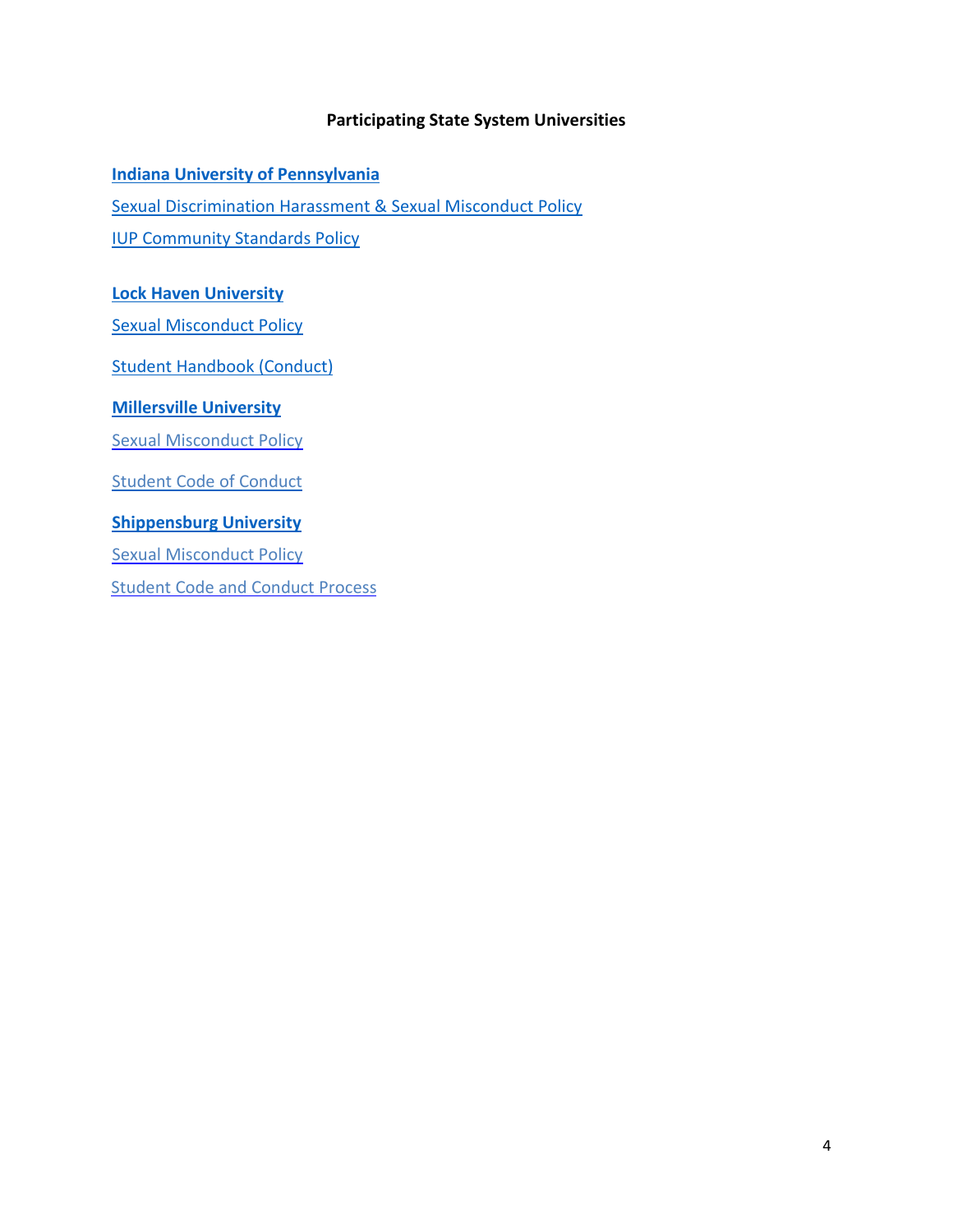## Participating State System Universities

**Indiana University of Pennsylvania**

Sexual Discrimination Harassment & Sexual Misconduct Policy

IUP Community Standards Policy

**Lock Haven University**

Sexual Misconduct Policy

Student Handbook (Conduct)

**Millersville University**

Sexual Misconduct Policy

Student Code of Conduct

**Shippensburg University**

Sexual Misconduct Policy

Student Code and Conduct Process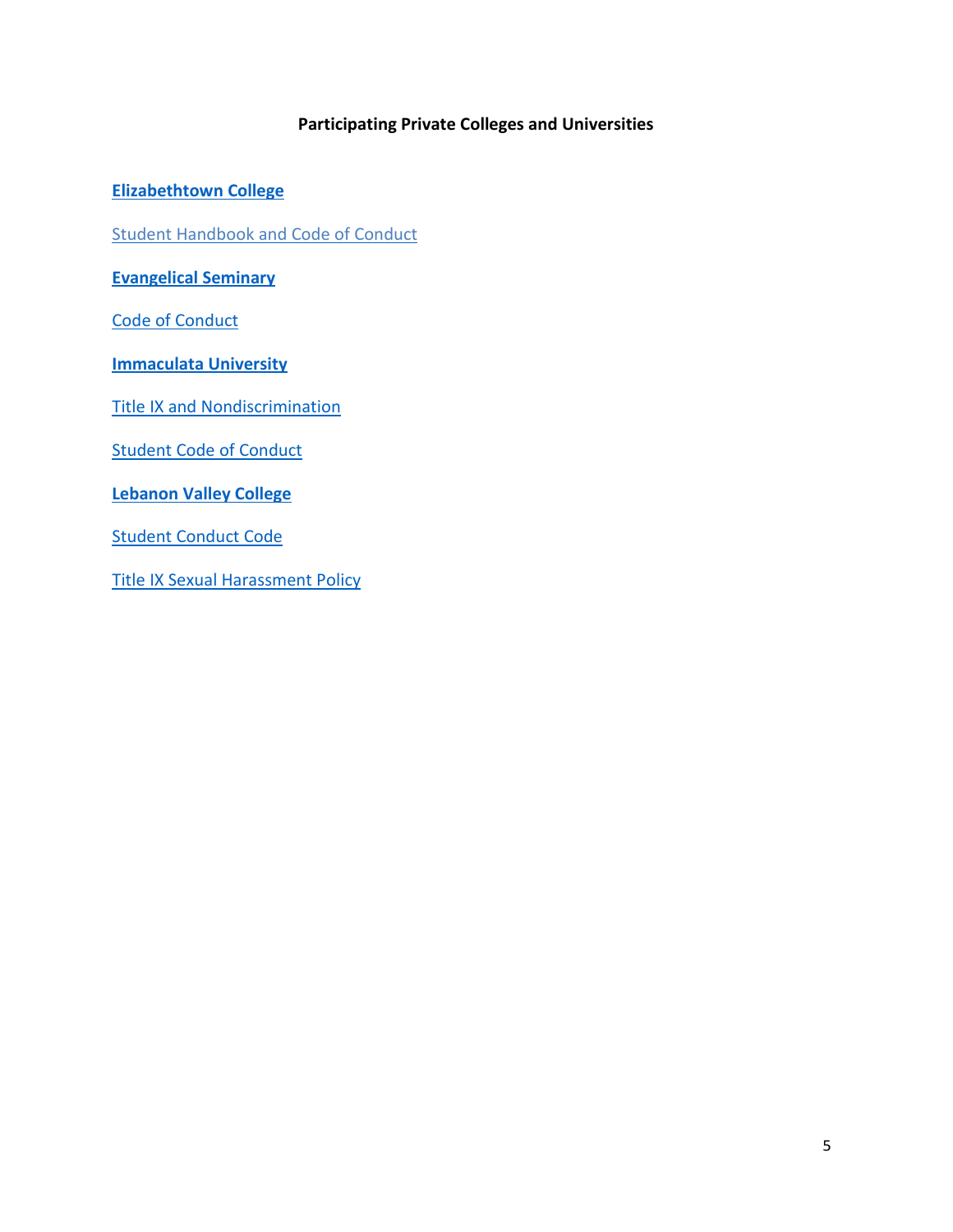### Participating Private Colleges and Universities

**Elizabethtown College**

Student Handbook and Code of Conduct

**Evangelical Seminary**

Code of Conduct

**Immaculata University**

Title IX and Nondiscrimination

Student Code of Conduct

**Lebanon Valley College**

Student Conduct Code

Title IX Sexual Harassment Policy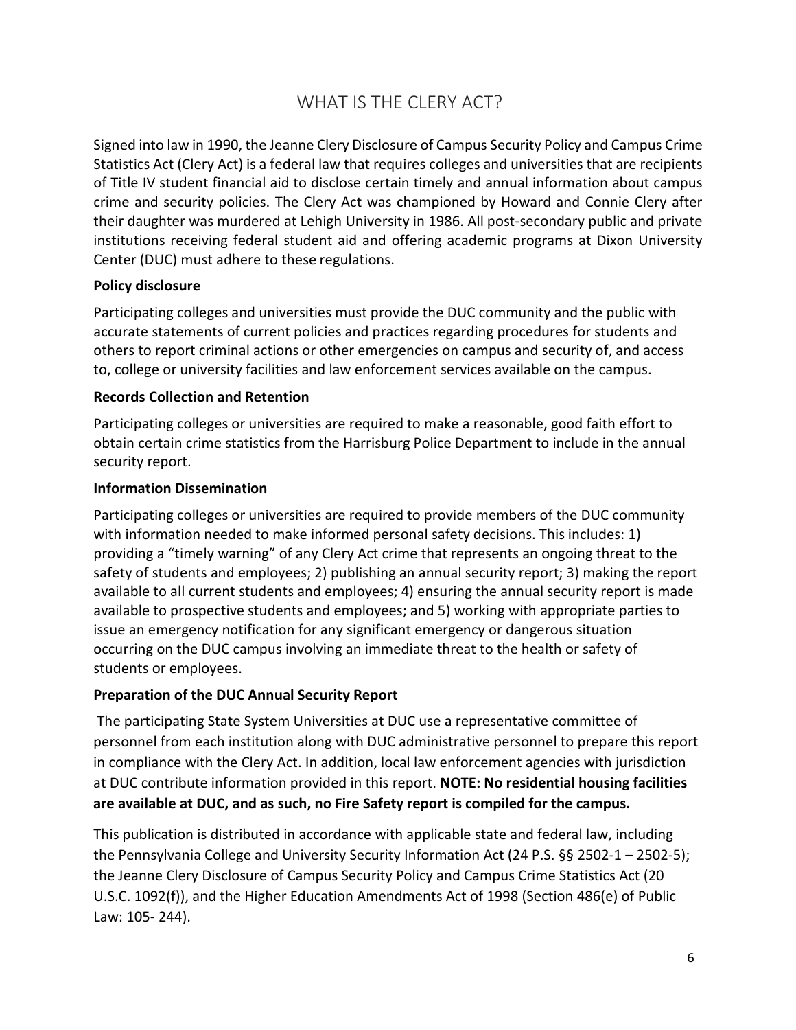# WHAT IS THE CLERY ACT?

Signed into law in 1990, the Jeanne Clery Disclosure of Campus Security Policy and Campus Crime Statistics Act (Clery Act) is a federal law that requires colleges and universities that are recipients of Title IV student financial aid to disclose certain timely and annual information about campus crime and security policies. The Clery Act was championed by Howard and Connie Clery after their daughter was murdered at Lehigh University in 1986. All post-secondary public and private institutions receiving federal student aid and offering academic programs at Dixon University Center (DUC) must adhere to these regulations.

**Policy disclosure**

Participating colleges and universities must provide the DUC community and the public with accurate statements of current policies and practices regarding procedures for students and others to report criminal actions or other emergencies on campus and security of, and access to, college or university facilities and law enforcement services available on the campus.

**Records Collection and Retention**

Participating colleges or universities are required to make a reasonable, good faith effort to obtain certain crime statistics from the Harrisburg Police Department to include in the annual security report.

**Information Dissemination**

Participating colleges or universities are required to provide members of the DUC community with information needed to make informed personal safety decisions. This includes: 1) providing a "timely warning" of any Clery Act crime that represents an ongoing threat to the safety of students and employees; 2) publishing an annual security report; 3) making the report available to all current students and employees; 4) ensuring the annual security report is made available to prospective students and employees; and 5) working with appropriate parties to issue an emergency notification for any significant emergency or dangerous situation occurring on the DUC campus involving an immediate threat to the health or safety of students or employees.

**Preparation of the DUC Annual Security Report**

The participating State System Universities at DUC use a representative committee of personnel from each institution along with DUC administrative personnel to prepare this report in compliance with the Clery Act. In addition, local law enforcement agencies with jurisdiction at DUC contribute information provided in this report. **NOTE: No residential housing facilities are available at DUC, and as such, no Fire Safety report is compiled for the campus.**

This publication is distributed in accordance with applicable state and federal law, including the Pennsylvania College and University Security Information Act (24 P.S. §§ 2502-1 – 2502-5); the Jeanne Clery Disclosure of Campus Security Policy and Campus Crime Statistics Act (20 U.S.C. 1092(f)), and the Higher Education Amendments Act of 1998 (Section 486(e) of Public Law: 105- 244).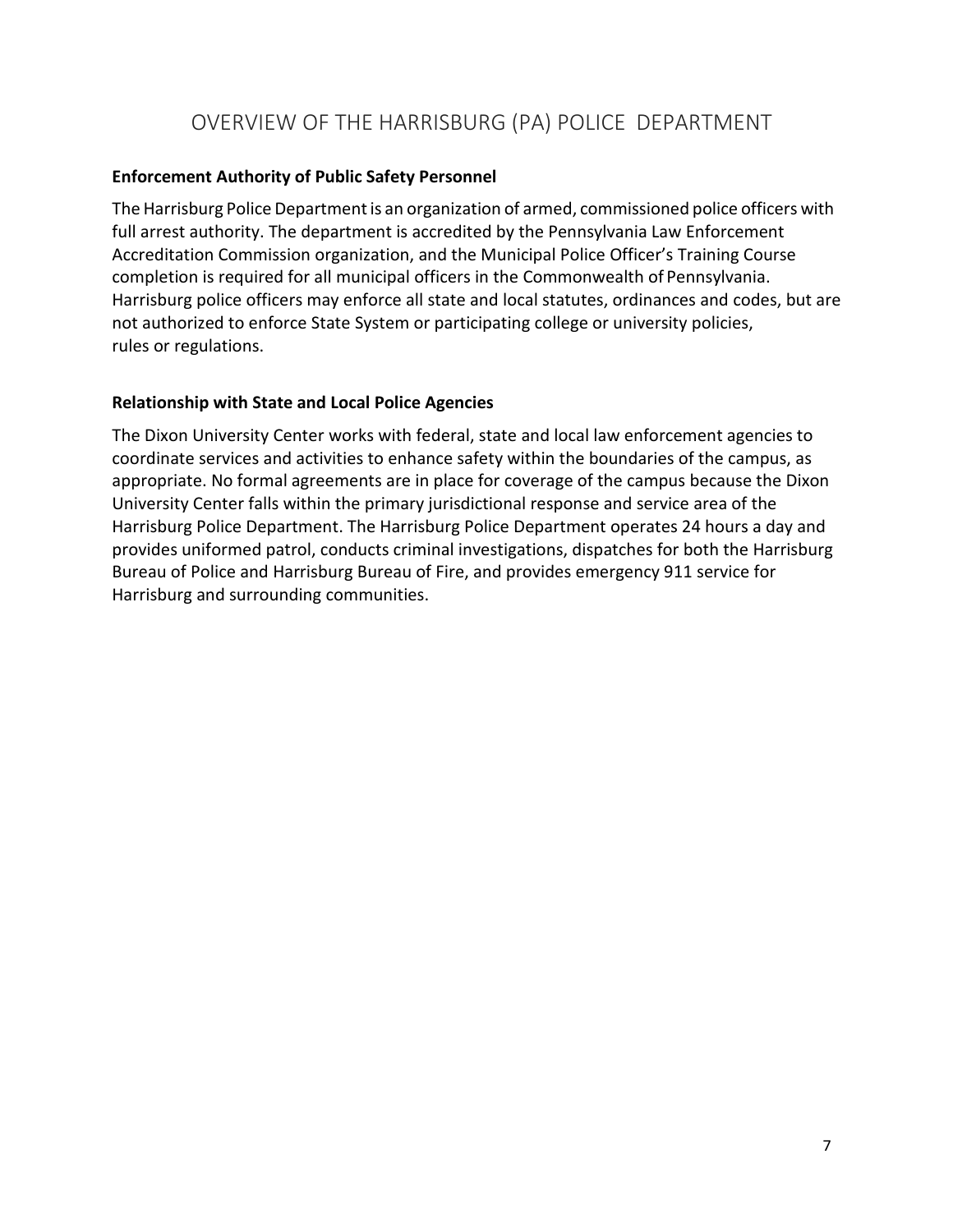# OVERVIEW OF THE HARRISBURG (PA) POLICE DEPARTMENT

**Enforcement Authority of Public Safety Personnel**

The Harrisburg Police Department is an organization of armed, commissioned police officers with full arrest authority. The department is accredited by the Pennsylvania Law Enforcement Accreditation Commission organization, and the Municipal Police Officer's Training Course completion is required for all municipal officers in the Commonwealth of Pennsylvania. Harrisburg police officers may enforce all state and local statutes, ordinances and codes, but are not authorized to enforce State System or participating college or university policies, rules or regulations.

**Relationship with State and Local Police Agencies**

The Dixon University Center works with federal, state and local law enforcement agencies to coordinate services and activities to enhance safety within the boundaries of the campus, as appropriate. No formal agreements are in place for coverage of the campus because the Dixon University Center falls within the primary jurisdictional response and service area of the Harrisburg Police Department. The Harrisburg Police Department operates 24 hours a day and provides uniformed patrol, conducts criminal investigations, dispatches for both the Harrisburg Bureau of Police and Harrisburg Bureau of Fire, and provides emergency 911 service for Harrisburg and surrounding communities.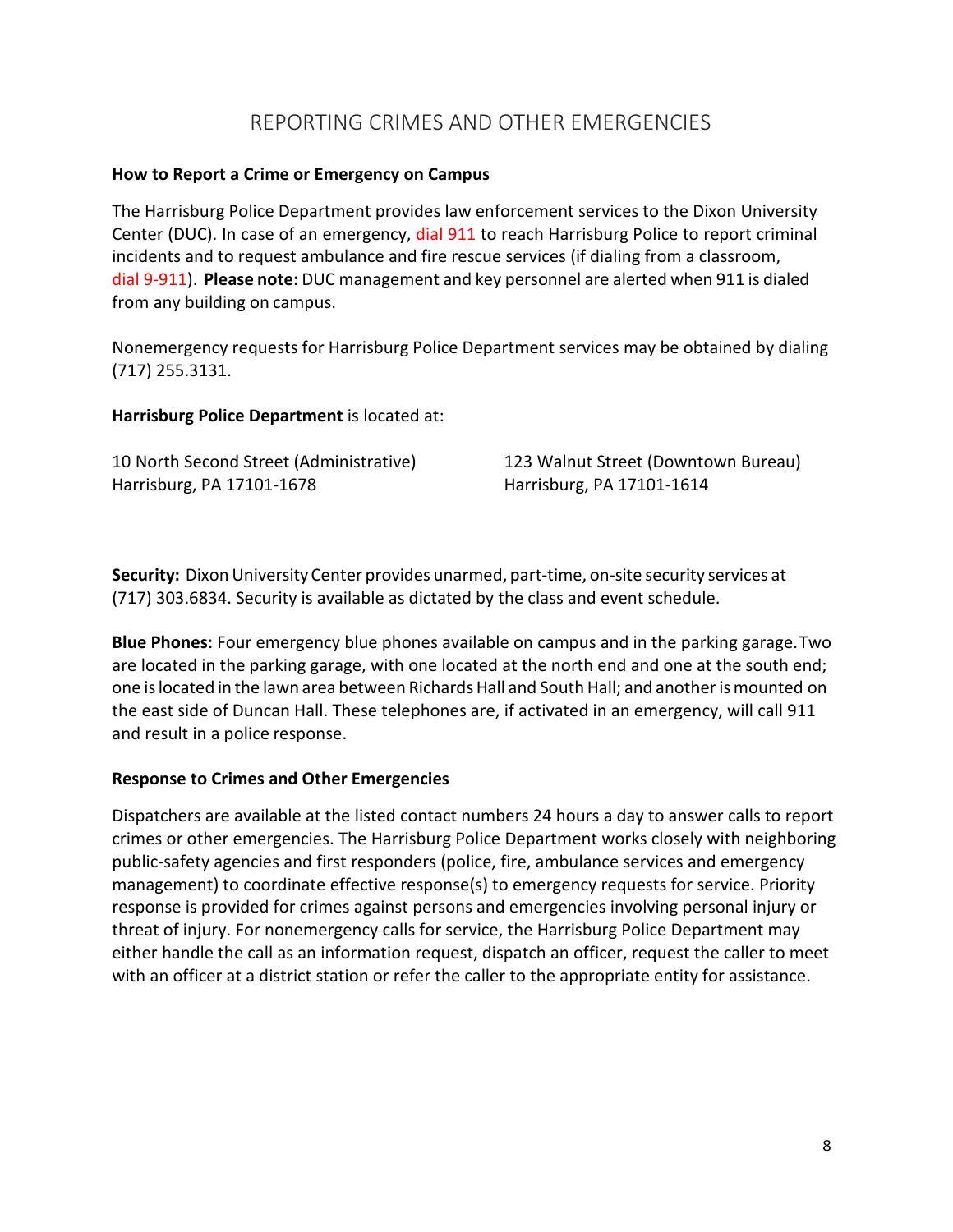# REPORTING CRIMES AND OTHER EMERGENCIES

**How to Report a Crime or Emergency on Campus**

The Harrisburg Police Department provides law enforcement services to the Dixon University Center (DUC). In case of an emergency, dial 911 to reach Harrisburg Police to report criminal incidents and to request ambulance and fire rescue services (if dialing from a classroom, dial 9-911). **Please note:** DUC management and key personnel are alerted when 911 is dialed from any building on campus.

Nonemergency requests for Harrisburg Police Department services may be obtained by dialing (717) 255.3131.

**Harrisburg Police Department** is located at:

10 North Second Street (Administrative)
Harrisburg, PA 17101-1678

123 Walnut Street (Downtown Bureau)
Harrisburg, PA 17101-1614

**Security:** Dixon University Center provides unarmed, part-time, on-site security services at (717) 303.6834. Security is available as dictated by the class and event schedule.

**Blue Phones:** Four emergency blue phones available on campus and in the parking garage. Two are located in the parking garage, with one located at the north end and one at the south end; one is located in the lawn area between Richards Hall and South Hall; and another is mounted on the east side of Duncan Hall. These telephones are, if activated in an emergency, will call 911 and result in a police response.

**Response to Crimes and Other Emergencies**

Dispatchers are available at the listed contact numbers 24 hours a day to answer calls to report crimes or other emergencies. The Harrisburg Police Department works closely with neighboring public-safety agencies and first responders (police, fire, ambulance services and emergency management) to coordinate effective response(s) to emergency requests for service. Priority response is provided for crimes against persons and emergencies involving personal injury or threat of injury. For nonemergency calls for service, the Harrisburg Police Department may either handle the call as an information request, dispatch an officer, request the caller to meet with an officer at a district station or refer the caller to the appropriate entity for assistance.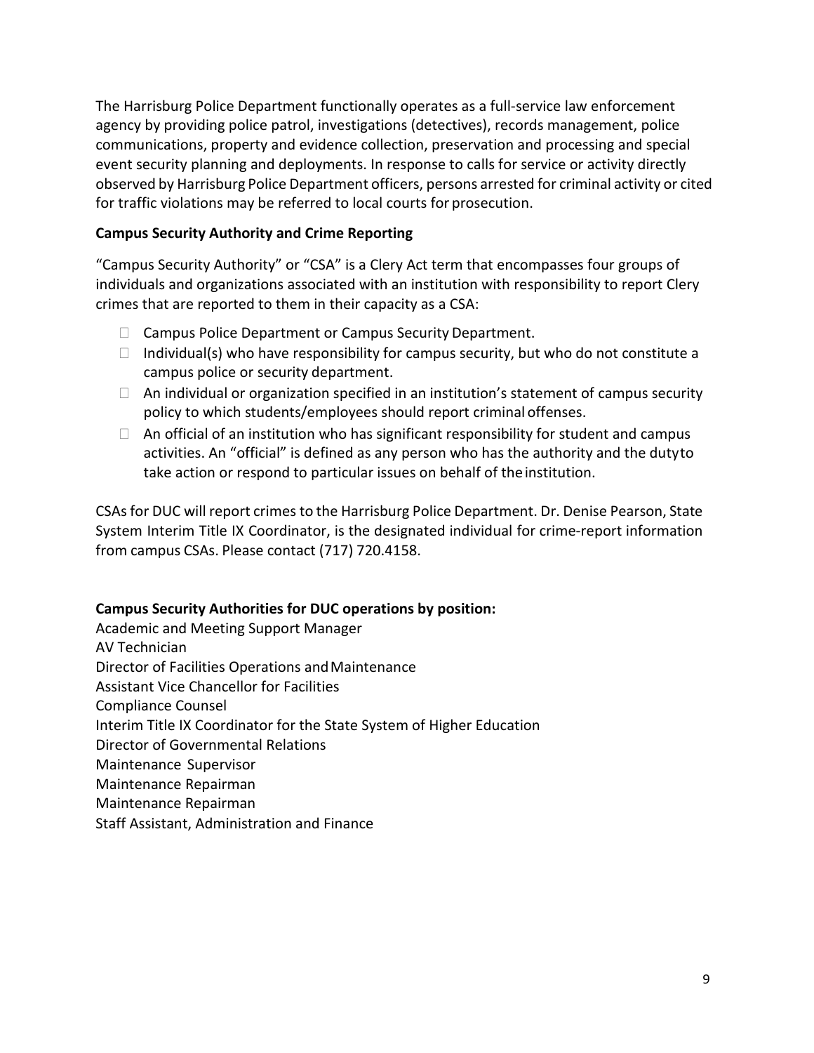The Harrisburg Police Department functionally operates as a full-service law enforcement agency by providing police patrol, investigations (detectives), records management, police communications, property and evidence collection, preservation and processing and special event security planning and deployments. In response to calls for service or activity directly observed by Harrisburg Police Department officers, persons arrested for criminal activity or cited for traffic violations may be referred to local courts for prosecution.

**Campus Security Authority and Crime Reporting**

"Campus Security Authority" or "CSA" is a Clery Act term that encompasses four groups of individuals and organizations associated with an institution with responsibility to report Clery crimes that are reported to them in their capacity as a CSA:

- Campus Police Department or Campus Security Department.
- Individual(s) who have responsibility for campus security, but who do not constitute a campus police or security department.
- An individual or organization specified in an institution's statement of campus security policy to which students/employees should report criminal offenses.
- An official of an institution who has significant responsibility for student and campus activities. An "official" is defined as any person who has the authority and the duty to take action or respond to particular issues on behalf of the institution.

CSAs for DUC will report crimes to the Harrisburg Police Department. Dr. Denise Pearson, State System Interim Title IX Coordinator, is the designated individual for crime-report information from campus CSAs. Please contact (717) 720.4158.

**Campus Security Authorities for DUC operations by position:**

Academic and Meeting Support Manager
AV Technician
Director of Facilities Operations and Maintenance
Assistant Vice Chancellor for Facilities
Compliance Counsel
Interim Title IX Coordinator for the State System of Higher Education
Director of Governmental Relations
Maintenance Supervisor
Maintenance Repairman
Maintenance Repairman
Staff Assistant, Administration and Finance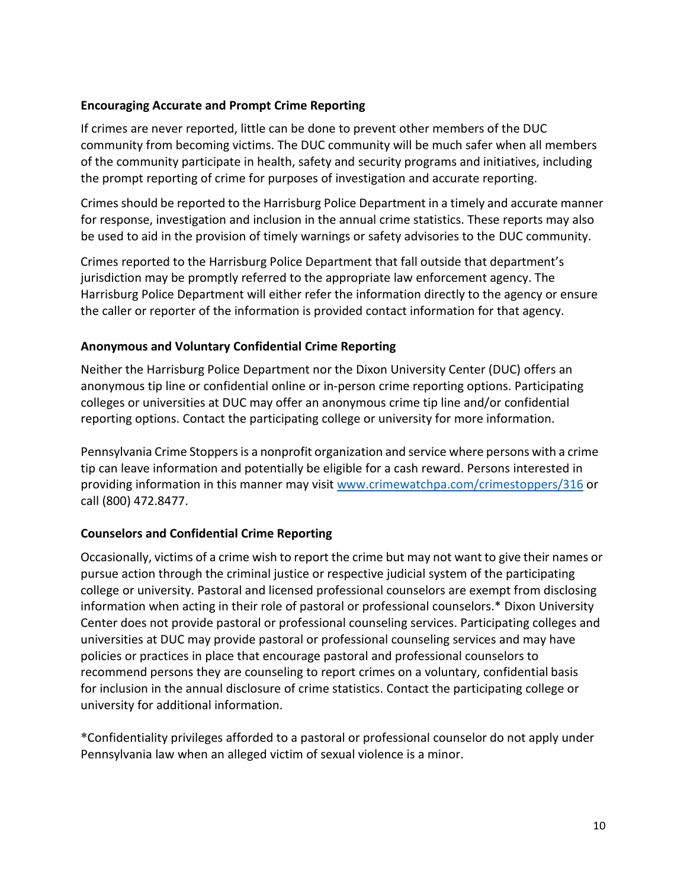### Encouraging Accurate and Prompt Crime Reporting

If crimes are never reported, little can be done to prevent other members of the DUC community from becoming victims. The DUC community will be much safer when all members of the community participate in health, safety and security programs and initiatives, including the prompt reporting of crime for purposes of investigation and accurate reporting.

Crimes should be reported to the Harrisburg Police Department in a timely and accurate manner for response, investigation and inclusion in the annual crime statistics. These reports may also be used to aid in the provision of timely warnings or safety advisories to the DUC community.

Crimes reported to the Harrisburg Police Department that fall outside that department's jurisdiction may be promptly referred to the appropriate law enforcement agency. The Harrisburg Police Department will either refer the information directly to the agency or ensure the caller or reporter of the information is provided contact information for that agency.

### Anonymous and Voluntary Confidential Crime Reporting

Neither the Harrisburg Police Department nor the Dixon University Center (DUC) offers an anonymous tip line or confidential online or in-person crime reporting options. Participating colleges or universities at DUC may offer an anonymous crime tip line and/or confidential reporting options. Contact the participating college or university for more information.

Pennsylvania Crime Stoppers is a nonprofit organization and service where persons with a crime tip can leave information and potentially be eligible for a cash reward. Persons interested in providing information in this manner may visit [www.crimewatchpa.com/crimestoppers/316](http://www.crimewatchpa.com/crimestoppers/316) or call (800) 472.8477.

### Counselors and Confidential Crime Reporting

Occasionally, victims of a crime wish to report the crime but may not want to give their names or pursue action through the criminal justice or respective judicial system of the participating college or university. Pastoral and licensed professional counselors are exempt from disclosing information when acting in their role of pastoral or professional counselors.* Dixon University Center does not provide pastoral or professional counseling services. Participating colleges and universities at DUC may provide pastoral or professional counseling services and may have policies or practices in place that encourage pastoral and professional counselors to recommend persons they are counseling to report crimes on a voluntary, confidential basis for inclusion in the annual disclosure of crime statistics. Contact the participating college or university for additional information.

*Confidentiality privileges afforded to a pastoral or professional counselor do not apply under Pennsylvania law when an alleged victim of sexual violence is a minor.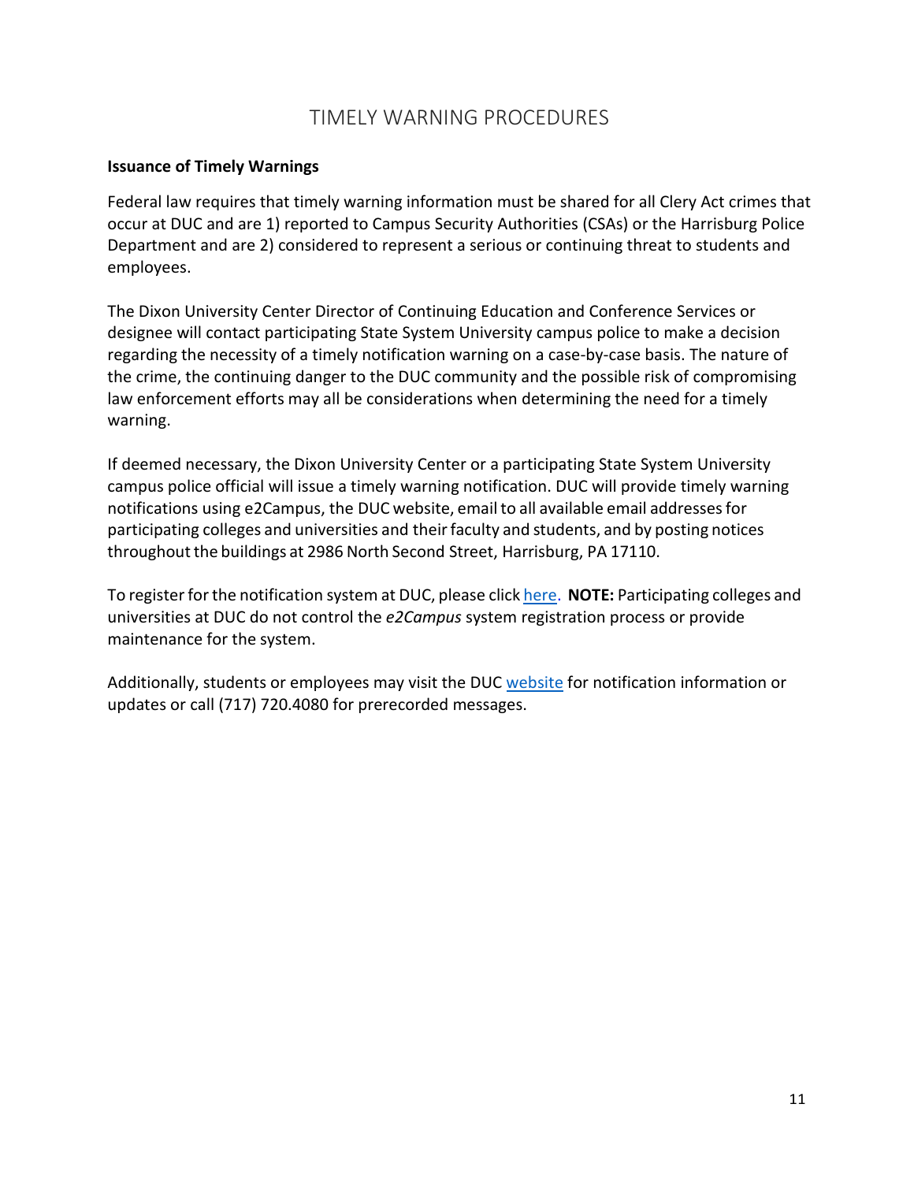# TIMELY WARNING PROCEDURES

**Issuance of Timely Warnings**

Federal law requires that timely warning information must be shared for all Clery Act crimes that occur at DUC and are 1) reported to Campus Security Authorities (CSAs) or the Harrisburg Police Department and are 2) considered to represent a serious or continuing threat to students and employees.

The Dixon University Center Director of Continuing Education and Conference Services or designee will contact participating State System University campus police to make a decision regarding the necessity of a timely notification warning on a case-by-case basis. The nature of the crime, the continuing danger to the DUC community and the possible risk of compromising law enforcement efforts may all be considerations when determining the need for a timely warning.

If deemed necessary, the Dixon University Center or a participating State System University campus police official will issue a timely warning notification. DUC will provide timely warning notifications using e2Campus, the DUC website, email to all available email addresses for participating colleges and universities and their faculty and students, and by posting notices throughout the buildings at 2986 North Second Street, Harrisburg, PA 17110.

To register for the notification system at DUC, please click here. **NOTE:** Participating colleges and universities at DUC do not control the *e2Campus* system registration process or provide maintenance for the system.

Additionally, students or employees may visit the DUC website for notification information or updates or call (717) 720.4080 for prerecorded messages.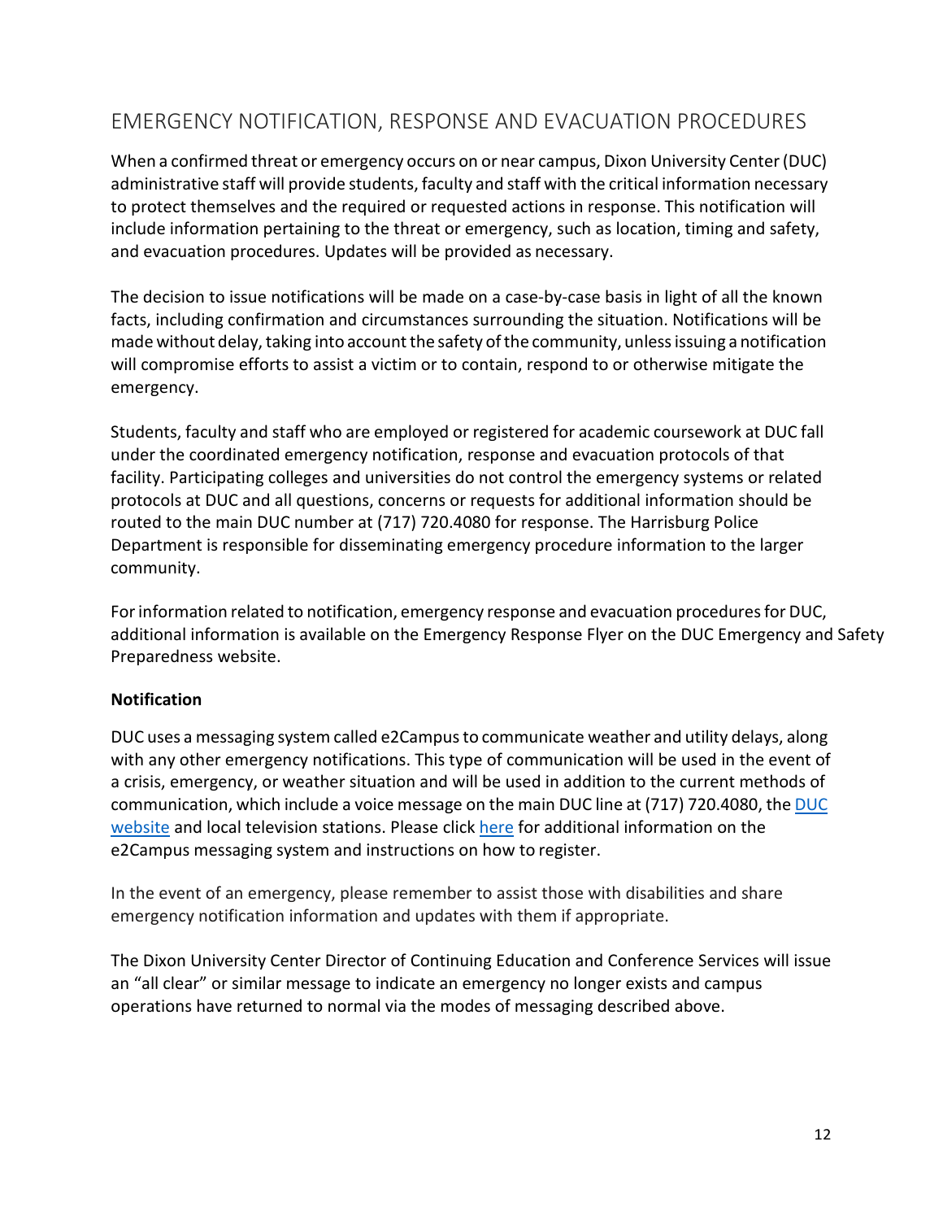## EMERGENCY NOTIFICATION, RESPONSE AND EVACUATION PROCEDURES

When a confirmed threat or emergency occurs on or near campus, Dixon University Center (DUC) administrative staff will provide students, faculty and staff with the critical information necessary to protect themselves and the required or requested actions in response. This notification will include information pertaining to the threat or emergency, such as location, timing and safety, and evacuation procedures. Updates will be provided as necessary.

The decision to issue notifications will be made on a case-by-case basis in light of all the known facts, including confirmation and circumstances surrounding the situation. Notifications will be made without delay, taking into account the safety of the community, unless issuing a notification will compromise efforts to assist a victim or to contain, respond to or otherwise mitigate the emergency.

Students, faculty and staff who are employed or registered for academic coursework at DUC fall under the coordinated emergency notification, response and evacuation protocols of that facility. Participating colleges and universities do not control the emergency systems or related protocols at DUC and all questions, concerns or requests for additional information should be routed to the main DUC number at (717) 720.4080 for response. The Harrisburg Police Department is responsible for disseminating emergency procedure information to the larger community.

For information related to notification, emergency response and evacuation procedures for DUC, additional information is available on the Emergency Response Flyer on the DUC Emergency and Safety Preparedness website.

**Notification**

DUC uses a messaging system called e2Campus to communicate weather and utility delays, along with any other emergency notifications. This type of communication will be used in the event of a crisis, emergency, or weather situation and will be used in addition to the current methods of communication, which include a voice message on the main DUC line at (717) 720.4080, the DUC website and local television stations. Please click here for additional information on the e2Campus messaging system and instructions on how to register.

In the event of an emergency, please remember to assist those with disabilities and share emergency notification information and updates with them if appropriate.

The Dixon University Center Director of Continuing Education and Conference Services will issue an "all clear" or similar message to indicate an emergency no longer exists and campus operations have returned to normal via the modes of messaging described above.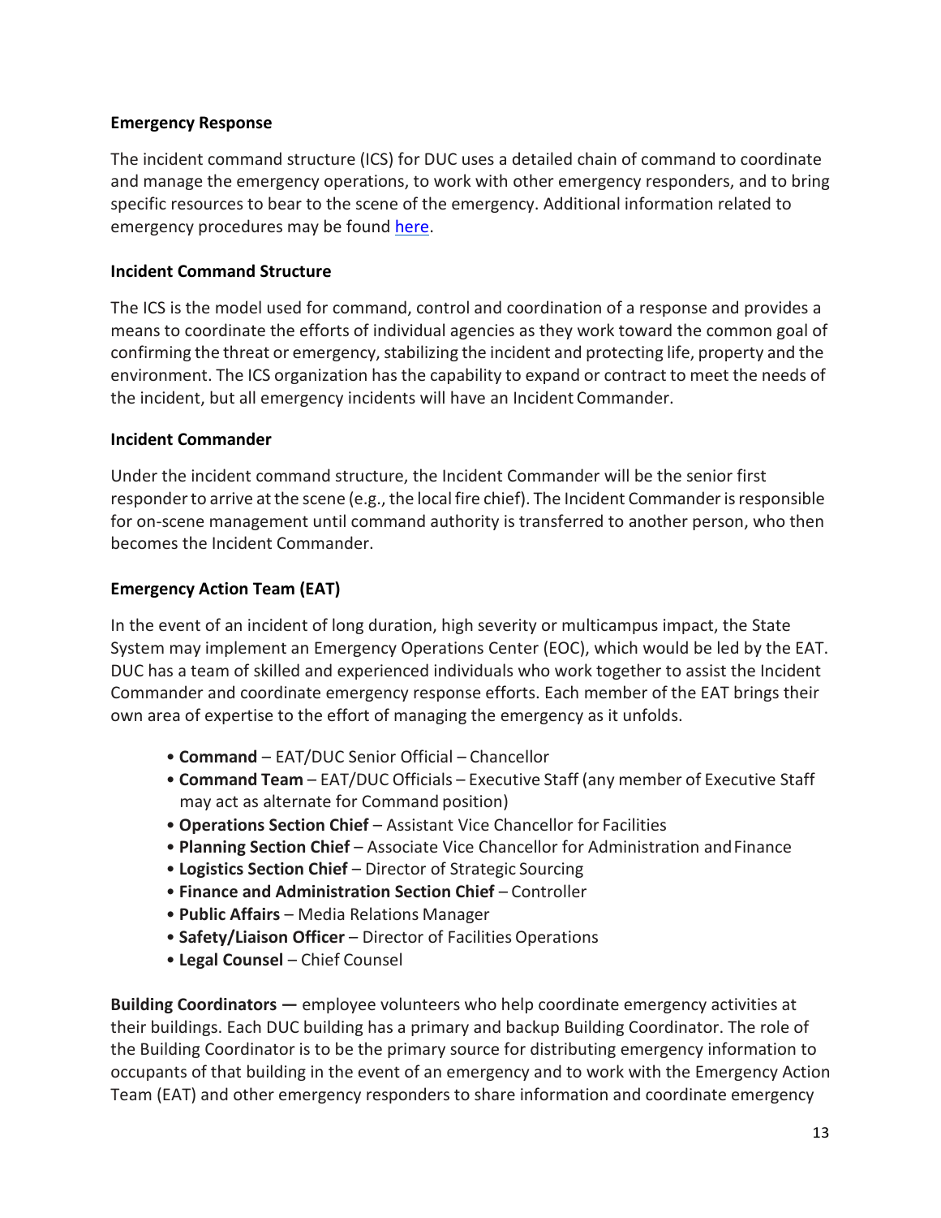### Emergency Response

The incident command structure (ICS) for DUC uses a detailed chain of command to coordinate and manage the emergency operations, to work with other emergency responders, and to bring specific resources to bear to the scene of the emergency. Additional information related to emergency procedures may be found here.

### Incident Command Structure

The ICS is the model used for command, control and coordination of a response and provides a means to coordinate the efforts of individual agencies as they work toward the common goal of confirming the threat or emergency, stabilizing the incident and protecting life, property and the environment. The ICS organization has the capability to expand or contract to meet the needs of the incident, but all emergency incidents will have an Incident Commander.

### Incident Commander

Under the incident command structure, the Incident Commander will be the senior first responder to arrive at the scene (e.g., the local fire chief). The Incident Commander is responsible for on-scene management until command authority is transferred to another person, who then becomes the Incident Commander.

### Emergency Action Team (EAT)

In the event of an incident of long duration, high severity or multicampus impact, the State System may implement an Emergency Operations Center (EOC), which would be led by the EAT. DUC has a team of skilled and experienced individuals who work together to assist the Incident Commander and coordinate emergency response efforts. Each member of the EAT brings their own area of expertise to the effort of managing the emergency as it unfolds.

- **Command** – EAT/DUC Senior Official – Chancellor
- **Command Team** – EAT/DUC Officials – Executive Staff (any member of Executive Staff may act as alternate for Command position)
- **Operations Section Chief** – Assistant Vice Chancellor for Facilities
- **Planning Section Chief** – Associate Vice Chancellor for Administration and Finance
- **Logistics Section Chief** – Director of Strategic Sourcing
- **Finance and Administration Section Chief** – Controller
- **Public Affairs** – Media Relations Manager
- **Safety/Liaison Officer** – Director of Facilities Operations
- **Legal Counsel** – Chief Counsel

**Building Coordinators —** employee volunteers who help coordinate emergency activities at their buildings. Each DUC building has a primary and backup Building Coordinator. The role of the Building Coordinator is to be the primary source for distributing emergency information to occupants of that building in the event of an emergency and to work with the Emergency Action Team (EAT) and other emergency responders to share information and coordinate emergency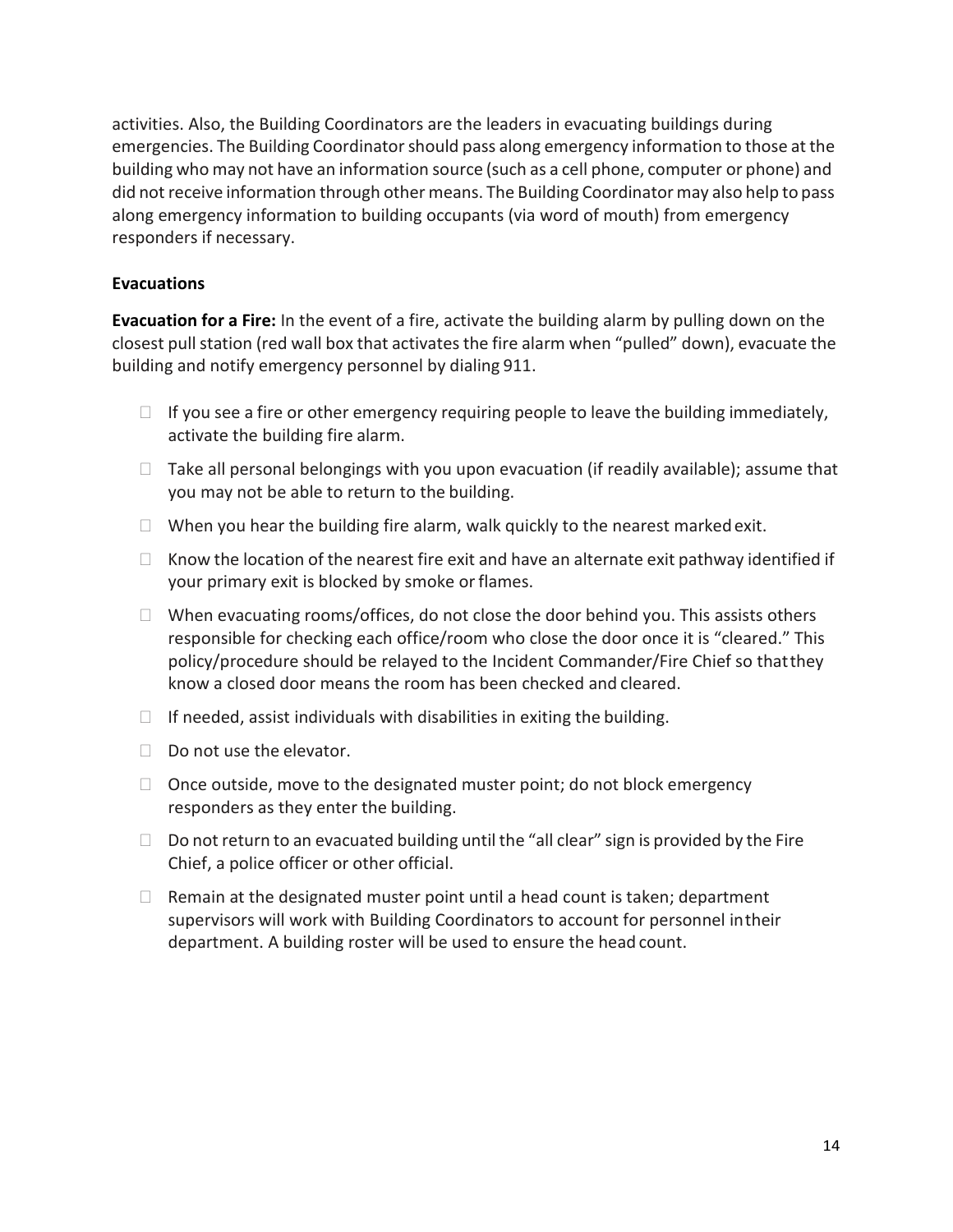activities. Also, the Building Coordinators are the leaders in evacuating buildings during emergencies. The Building Coordinator should pass along emergency information to those at the building who may not have an information source (such as a cell phone, computer or phone) and did not receive information through other means. The Building Coordinator may also help to pass along emergency information to building occupants (via word of mouth) from emergency responders if necessary.

### Evacuations

**Evacuation for a Fire:** In the event of a fire, activate the building alarm by pulling down on the closest pull station (red wall box that activates the fire alarm when "pulled" down), evacuate the building and notify emergency personnel by dialing 911.

- If you see a fire or other emergency requiring people to leave the building immediately, activate the building fire alarm.
- Take all personal belongings with you upon evacuation (if readily available); assume that you may not be able to return to the building.
- When you hear the building fire alarm, walk quickly to the nearest marked exit.
- Know the location of the nearest fire exit and have an alternate exit pathway identified if your primary exit is blocked by smoke or flames.
- When evacuating rooms/offices, do not close the door behind you. This assists others responsible for checking each office/room who close the door once it is "cleared." This policy/procedure should be relayed to the Incident Commander/Fire Chief so that they know a closed door means the room has been checked and cleared.
- If needed, assist individuals with disabilities in exiting the building.
- Do not use the elevator.
- Once outside, move to the designated muster point; do not block emergency responders as they enter the building.
- Do not return to an evacuated building until the "all clear" sign is provided by the Fire Chief, a police officer or other official.
- Remain at the designated muster point until a head count is taken; department supervisors will work with Building Coordinators to account for personnel in their department. A building roster will be used to ensure the head count.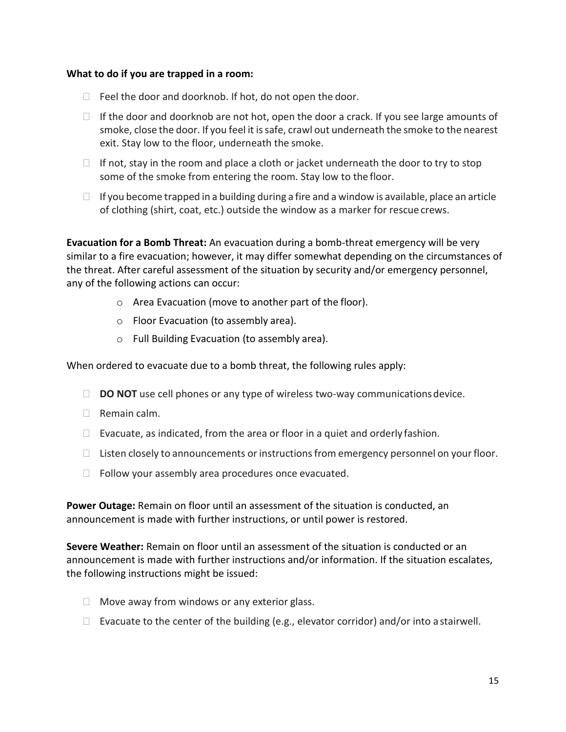**What to do if you are trapped in a room:**

- Feel the door and doorknob. If hot, do not open the door.
- If the door and doorknob are not hot, open the door a crack. If you see large amounts of smoke, close the door. If you feel it is safe, crawl out underneath the smoke to the nearest exit. Stay low to the floor, underneath the smoke.
- If not, stay in the room and place a cloth or jacket underneath the door to try to stop some of the smoke from entering the room. Stay low to the floor.
- If you become trapped in a building during a fire and a window is available, place an article of clothing (shirt, coat, etc.) outside the window as a marker for rescue crews.

**Evacuation for a Bomb Threat:** An evacuation during a bomb-threat emergency will be very similar to a fire evacuation; however, it may differ somewhat depending on the circumstances of the threat. After careful assessment of the situation by security and/or emergency personnel, any of the following actions can occur:

- Area Evacuation (move to another part of the floor).
- Floor Evacuation (to assembly area).
- Full Building Evacuation (to assembly area).

When ordered to evacuate due to a bomb threat, the following rules apply:

- **DO NOT** use cell phones or any type of wireless two-way communications device.
- Remain calm.
- Evacuate, as indicated, from the area or floor in a quiet and orderly fashion.
- Listen closely to announcements or instructions from emergency personnel on your floor.
- Follow your assembly area procedures once evacuated.

**Power Outage:** Remain on floor until an assessment of the situation is conducted, an announcement is made with further instructions, or until power is restored.

**Severe Weather:** Remain on floor until an assessment of the situation is conducted or an announcement is made with further instructions and/or information. If the situation escalates, the following instructions might be issued:

- Move away from windows or any exterior glass.
- Evacuate to the center of the building (e.g., elevator corridor) and/or into a stairwell.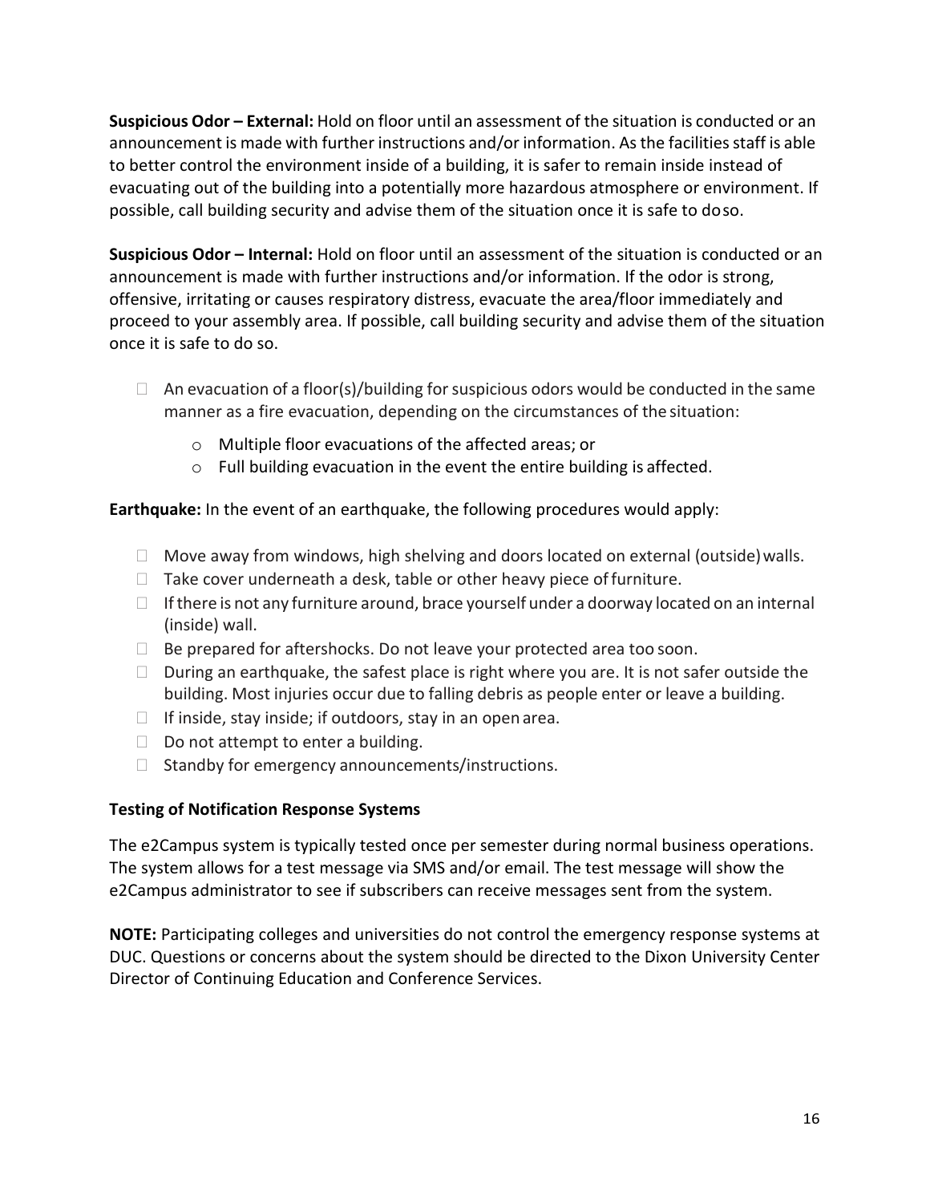**Suspicious Odor – External:** Hold on floor until an assessment of the situation is conducted or an announcement is made with further instructions and/or information. As the facilities staff is able to better control the environment inside of a building, it is safer to remain inside instead of evacuating out of the building into a potentially more hazardous atmosphere or environment. If possible, call building security and advise them of the situation once it is safe to do so.

**Suspicious Odor – Internal:** Hold on floor until an assessment of the situation is conducted or an announcement is made with further instructions and/or information. If the odor is strong, offensive, irritating or causes respiratory distress, evacuate the area/floor immediately and proceed to your assembly area. If possible, call building security and advise them of the situation once it is safe to do so.

- An evacuation of a floor(s)/building for suspicious odors would be conducted in the same manner as a fire evacuation, depending on the circumstances of the situation:
  - Multiple floor evacuations of the affected areas; or
  - Full building evacuation in the event the entire building is affected.

**Earthquake:** In the event of an earthquake, the following procedures would apply:

- Move away from windows, high shelving and doors located on external (outside) walls.
- Take cover underneath a desk, table or other heavy piece of furniture.
- If there is not any furniture around, brace yourself under a doorway located on an internal (inside) wall.
- Be prepared for aftershocks. Do not leave your protected area too soon.
- During an earthquake, the safest place is right where you are. It is not safer outside the building. Most injuries occur due to falling debris as people enter or leave a building.
- If inside, stay inside; if outdoors, stay in an open area.
- Do not attempt to enter a building.
- Standby for emergency announcements/instructions.

**Testing of Notification Response Systems**

The e2Campus system is typically tested once per semester during normal business operations. The system allows for a test message via SMS and/or email. The test message will show the e2Campus administrator to see if subscribers can receive messages sent from the system.

**NOTE:** Participating colleges and universities do not control the emergency response systems at DUC. Questions or concerns about the system should be directed to the Dixon University Center Director of Continuing Education and Conference Services.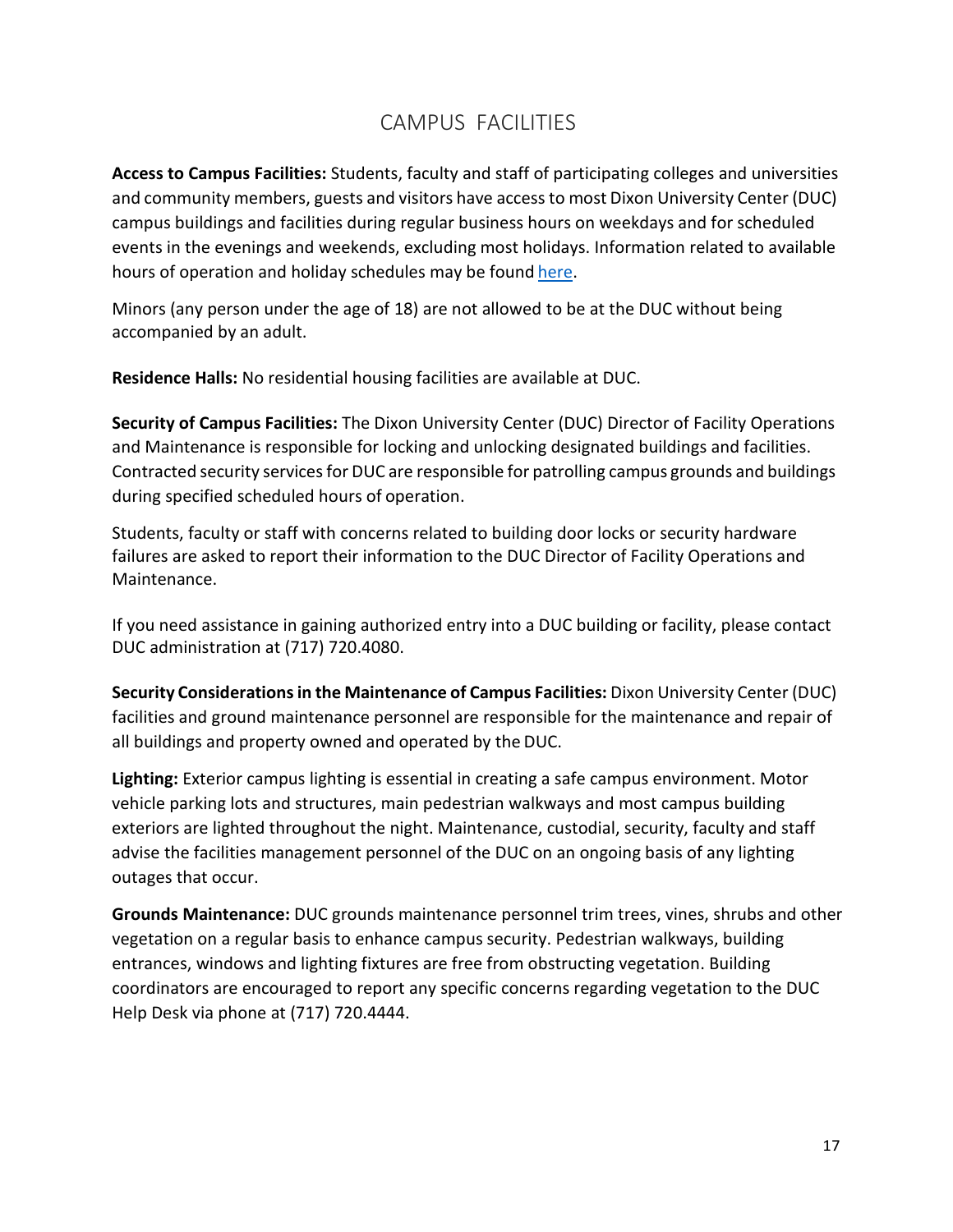# CAMPUS FACILITIES

**Access to Campus Facilities:** Students, faculty and staff of participating colleges and universities and community members, guests and visitors have access to most Dixon University Center (DUC) campus buildings and facilities during regular business hours on weekdays and for scheduled events in the evenings and weekends, excluding most holidays. Information related to available hours of operation and holiday schedules may be found here.

Minors (any person under the age of 18) are not allowed to be at the DUC without being accompanied by an adult.

**Residence Halls:** No residential housing facilities are available at DUC.

**Security of Campus Facilities:** The Dixon University Center (DUC) Director of Facility Operations and Maintenance is responsible for locking and unlocking designated buildings and facilities. Contracted security services for DUC are responsible for patrolling campus grounds and buildings during specified scheduled hours of operation.

Students, faculty or staff with concerns related to building door locks or security hardware failures are asked to report their information to the DUC Director of Facility Operations and Maintenance.

If you need assistance in gaining authorized entry into a DUC building or facility, please contact DUC administration at (717) 720.4080.

**Security Considerations in the Maintenance of Campus Facilities:** Dixon University Center (DUC) facilities and ground maintenance personnel are responsible for the maintenance and repair of all buildings and property owned and operated by the DUC.

**Lighting:** Exterior campus lighting is essential in creating a safe campus environment. Motor vehicle parking lots and structures, main pedestrian walkways and most campus building exteriors are lighted throughout the night. Maintenance, custodial, security, faculty and staff advise the facilities management personnel of the DUC on an ongoing basis of any lighting outages that occur.

**Grounds Maintenance:** DUC grounds maintenance personnel trim trees, vines, shrubs and other vegetation on a regular basis to enhance campus security. Pedestrian walkways, building entrances, windows and lighting fixtures are free from obstructing vegetation. Building coordinators are encouraged to report any specific concerns regarding vegetation to the DUC Help Desk via phone at (717) 720.4444.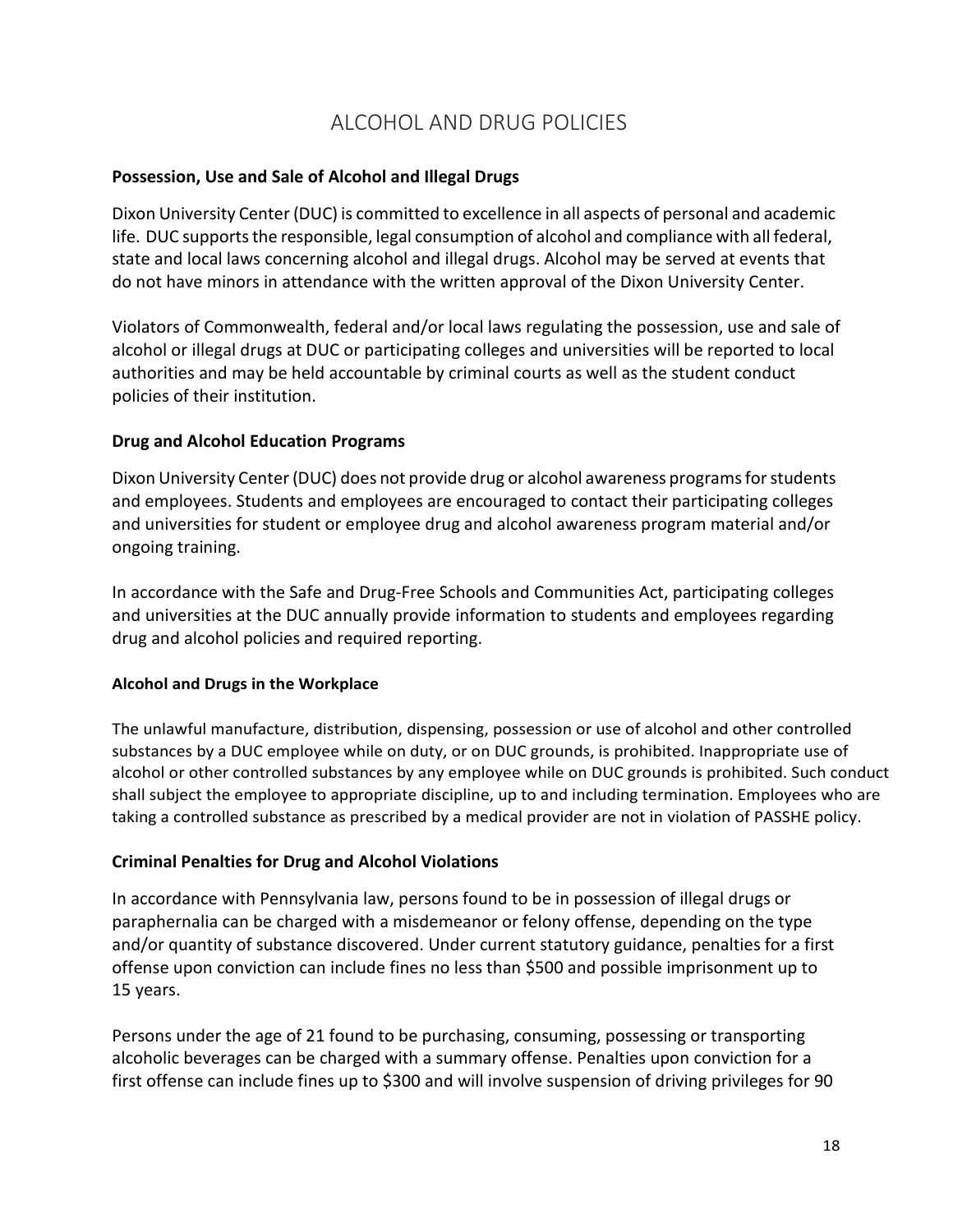# ALCOHOL AND DRUG POLICIES

## Possession, Use and Sale of Alcohol and Illegal Drugs

Dixon University Center (DUC) is committed to excellence in all aspects of personal and academic life. DUC supports the responsible, legal consumption of alcohol and compliance with all federal, state and local laws concerning alcohol and illegal drugs. Alcohol may be served at events that do not have minors in attendance with the written approval of the Dixon University Center.

Violators of Commonwealth, federal and/or local laws regulating the possession, use and sale of alcohol or illegal drugs at DUC or participating colleges and universities will be reported to local authorities and may be held accountable by criminal courts as well as the student conduct policies of their institution.

## Drug and Alcohol Education Programs

Dixon University Center (DUC) does not provide drug or alcohol awareness programs for students and employees. Students and employees are encouraged to contact their participating colleges and universities for student or employee drug and alcohol awareness program material and/or ongoing training.

In accordance with the Safe and Drug-Free Schools and Communities Act, participating colleges and universities at the DUC annually provide information to students and employees regarding drug and alcohol policies and required reporting.

### Alcohol and Drugs in the Workplace

The unlawful manufacture, distribution, dispensing, possession or use of alcohol and other controlled substances by a DUC employee while on duty, or on DUC grounds, is prohibited. Inappropriate use of alcohol or other controlled substances by any employee while on DUC grounds is prohibited. Such conduct shall subject the employee to appropriate discipline, up to and including termination. Employees who are taking a controlled substance as prescribed by a medical provider are not in violation of PASSHE policy.

## Criminal Penalties for Drug and Alcohol Violations

In accordance with Pennsylvania law, persons found to be in possession of illegal drugs or paraphernalia can be charged with a misdemeanor or felony offense, depending on the type and/or quantity of substance discovered. Under current statutory guidance, penalties for a first offense upon conviction can include fines no less than $500 and possible imprisonment up to 15 years.

Persons under the age of 21 found to be purchasing, consuming, possessing or transporting alcoholic beverages can be charged with a summary offense. Penalties upon conviction for a first offense can include fines up to $300 and will involve suspension of driving privileges for 90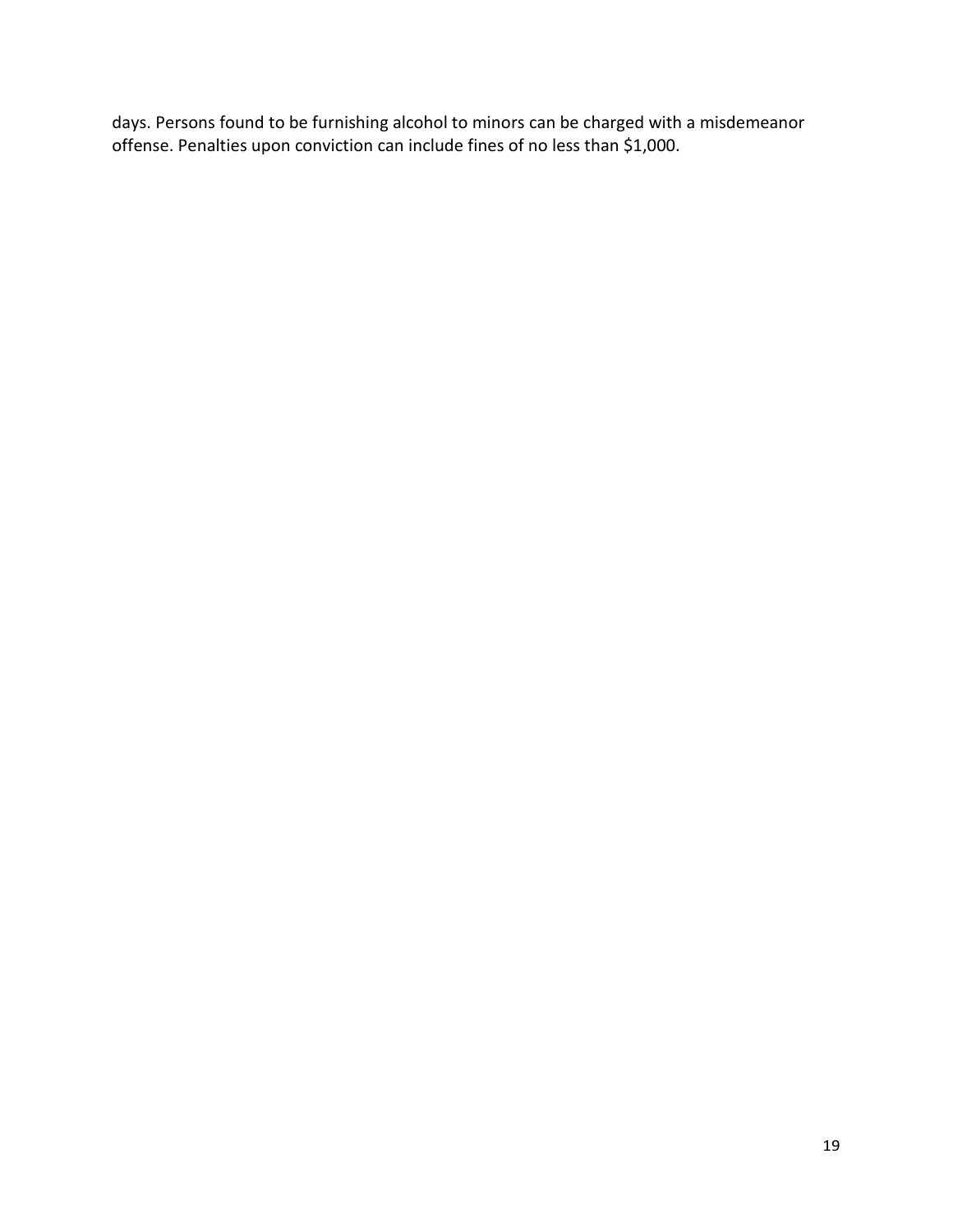days. Persons found to be furnishing alcohol to minors can be charged with a misdemeanor offense. Penalties upon conviction can include fines of no less than $1,000.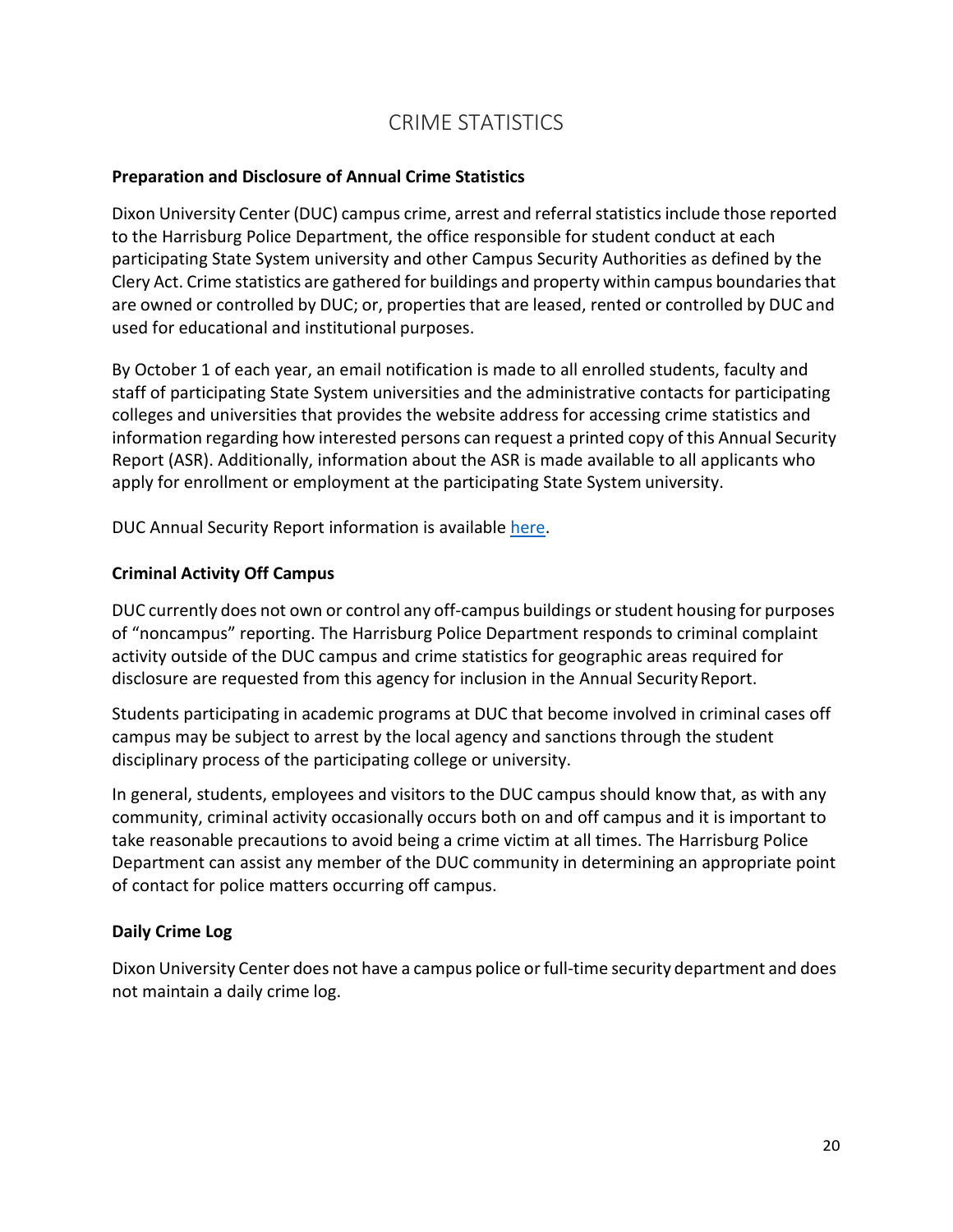# CRIME STATISTICS

**Preparation and Disclosure of Annual Crime Statistics**

Dixon University Center (DUC) campus crime, arrest and referral statistics include those reported to the Harrisburg Police Department, the office responsible for student conduct at each participating State System university and other Campus Security Authorities as defined by the Clery Act. Crime statistics are gathered for buildings and property within campus boundaries that are owned or controlled by DUC; or, properties that are leased, rented or controlled by DUC and used for educational and institutional purposes.

By October 1 of each year, an email notification is made to all enrolled students, faculty and staff of participating State System universities and the administrative contacts for participating colleges and universities that provides the website address for accessing crime statistics and information regarding how interested persons can request a printed copy of this Annual Security Report (ASR). Additionally, information about the ASR is made available to all applicants who apply for enrollment or employment at the participating State System university.

DUC Annual Security Report information is available here.

**Criminal Activity Off Campus**

DUC currently does not own or control any off-campus buildings or student housing for purposes of "noncampus" reporting. The Harrisburg Police Department responds to criminal complaint activity outside of the DUC campus and crime statistics for geographic areas required for disclosure are requested from this agency for inclusion in the Annual Security Report.

Students participating in academic programs at DUC that become involved in criminal cases off campus may be subject to arrest by the local agency and sanctions through the student disciplinary process of the participating college or university.

In general, students, employees and visitors to the DUC campus should know that, as with any community, criminal activity occasionally occurs both on and off campus and it is important to take reasonable precautions to avoid being a crime victim at all times. The Harrisburg Police Department can assist any member of the DUC community in determining an appropriate point of contact for police matters occurring off campus.

**Daily Crime Log**

Dixon University Center does not have a campus police or full-time security department and does not maintain a daily crime log.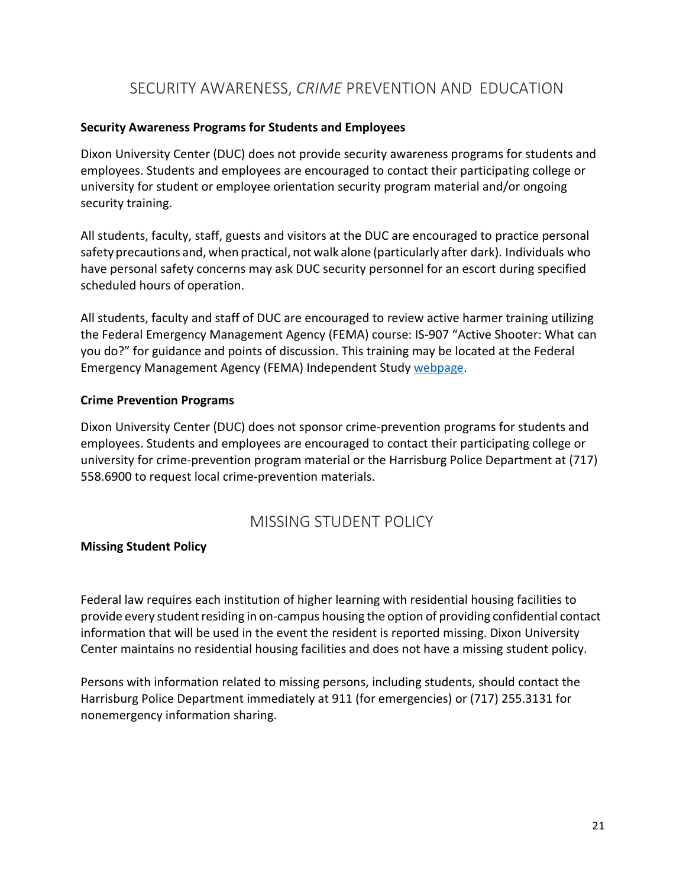# SECURITY AWARENESS, *CRIME* PREVENTION AND EDUCATION

**Security Awareness Programs for Students and Employees**

Dixon University Center (DUC) does not provide security awareness programs for students and employees. Students and employees are encouraged to contact their participating college or university for student or employee orientation security program material and/or ongoing security training.

All students, faculty, staff, guests and visitors at the DUC are encouraged to practice personal safety precautions and, when practical, not walk alone (particularly after dark). Individuals who have personal safety concerns may ask DUC security personnel for an escort during specified scheduled hours of operation.

All students, faculty and staff of DUC are encouraged to review active harmer training utilizing the Federal Emergency Management Agency (FEMA) course: IS-907 "Active Shooter: What can you do?" for guidance and points of discussion. This training may be located at the Federal Emergency Management Agency (FEMA) Independent Study webpage.

**Crime Prevention Programs**

Dixon University Center (DUC) does not sponsor crime-prevention programs for students and employees. Students and employees are encouraged to contact their participating college or university for crime-prevention program material or the Harrisburg Police Department at (717) 558.6900 to request local crime-prevention materials.

# MISSING STUDENT POLICY

**Missing Student Policy**

Federal law requires each institution of higher learning with residential housing facilities to provide every student residing in on-campus housing the option of providing confidential contact information that will be used in the event the resident is reported missing. Dixon University Center maintains no residential housing facilities and does not have a missing student policy.

Persons with information related to missing persons, including students, should contact the Harrisburg Police Department immediately at 911 (for emergencies) or (717) 255.3131 for nonemergency information sharing.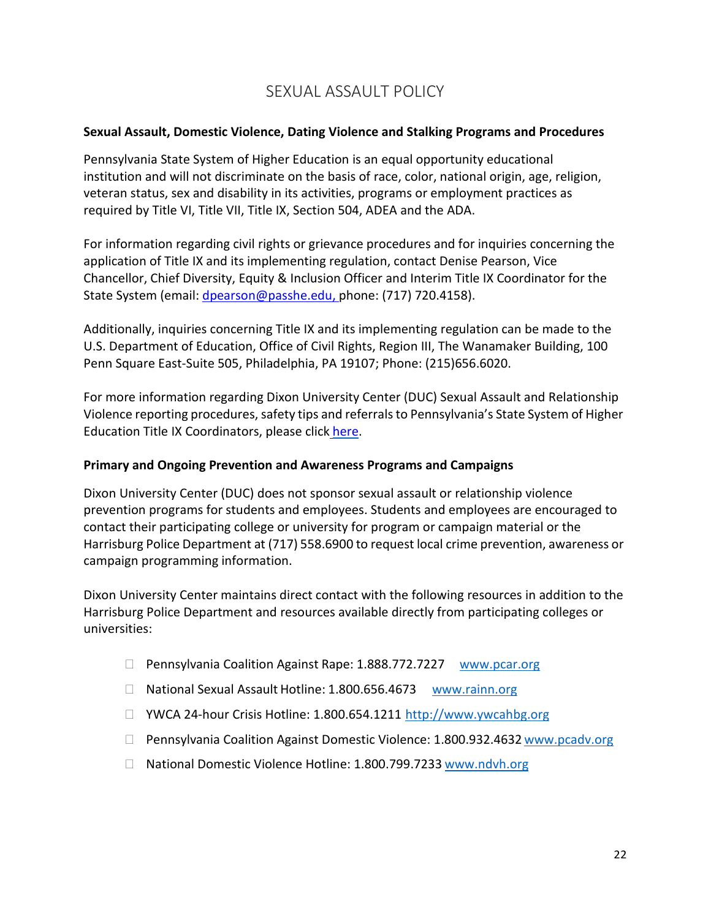# SEXUAL ASSAULT POLICY

**Sexual Assault, Domestic Violence, Dating Violence and Stalking Programs and Procedures**

Pennsylvania State System of Higher Education is an equal opportunity educational institution and will not discriminate on the basis of race, color, national origin, age, religion, veteran status, sex and disability in its activities, programs or employment practices as required by Title VI, Title VII, Title IX, Section 504, ADEA and the ADA.

For information regarding civil rights or grievance procedures and for inquiries concerning the application of Title IX and its implementing regulation, contact Denise Pearson, Vice Chancellor, Chief Diversity, Equity & Inclusion Officer and Interim Title IX Coordinator for the State System (email: dpearson@passhe.edu, phone: (717) 720.4158).

Additionally, inquiries concerning Title IX and its implementing regulation can be made to the U.S. Department of Education, Office of Civil Rights, Region III, The Wanamaker Building, 100 Penn Square East-Suite 505, Philadelphia, PA 19107; Phone: (215)656.6020.

For more information regarding Dixon University Center (DUC) Sexual Assault and Relationship Violence reporting procedures, safety tips and referrals to Pennsylvania's State System of Higher Education Title IX Coordinators, please click here.

**Primary and Ongoing Prevention and Awareness Programs and Campaigns**

Dixon University Center (DUC) does not sponsor sexual assault or relationship violence prevention programs for students and employees. Students and employees are encouraged to contact their participating college or university for program or campaign material or the Harrisburg Police Department at (717) 558.6900 to request local crime prevention, awareness or campaign programming information.

Dixon University Center maintains direct contact with the following resources in addition to the Harrisburg Police Department and resources available directly from participating colleges or universities:

- Pennsylvania Coalition Against Rape: 1.888.772.7227 www.pcar.org
- National Sexual Assault Hotline: 1.800.656.4673 www.rainn.org
- YWCA 24-hour Crisis Hotline: 1.800.654.1211 http://www.ywcahbg.org
- Pennsylvania Coalition Against Domestic Violence: 1.800.932.4632 www.pcadv.org
- National Domestic Violence Hotline: 1.800.799.7233 www.ndvh.org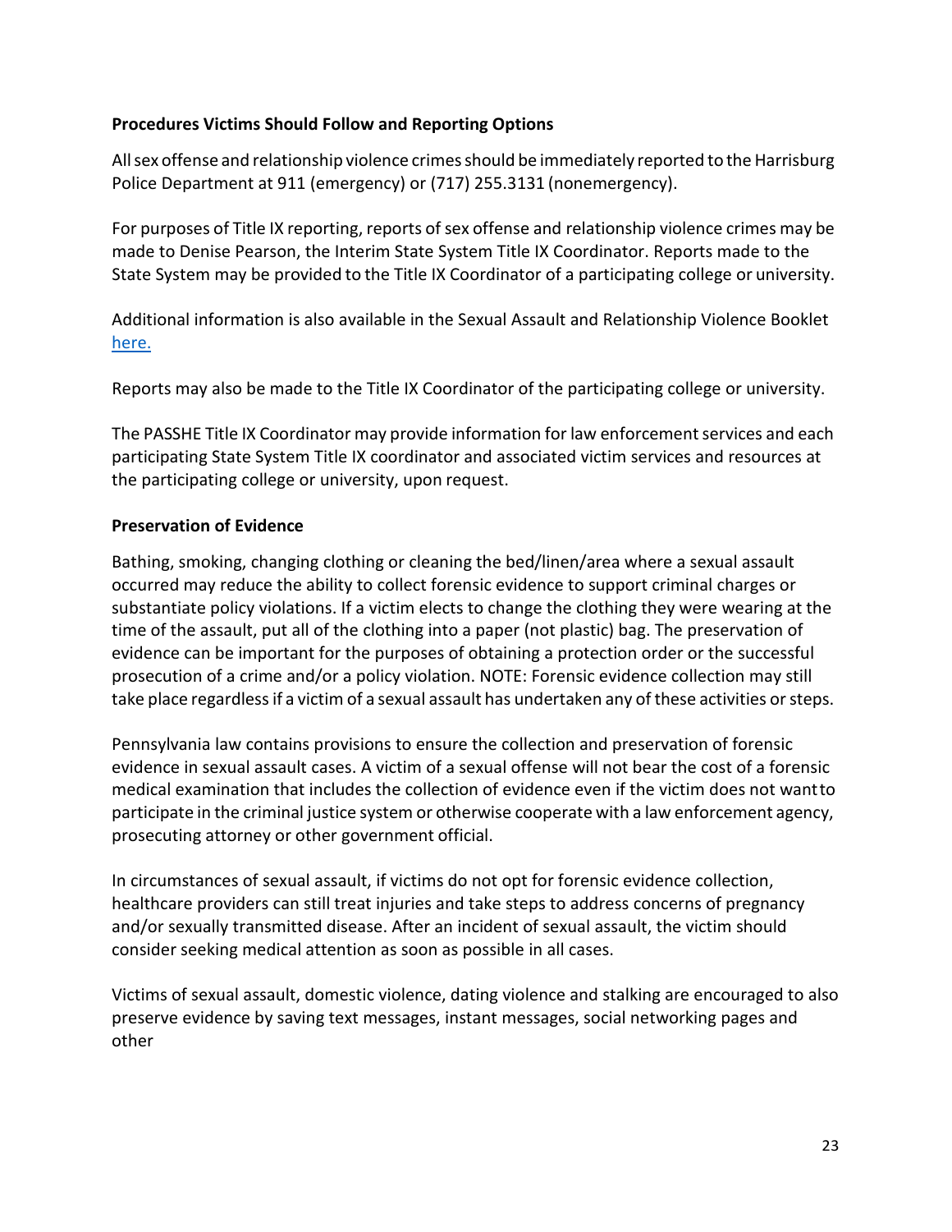**Procedures Victims Should Follow and Reporting Options**

All sex offense and relationship violence crimes should be immediately reported to the Harrisburg Police Department at 911 (emergency) or (717) 255.3131 (nonemergency).

For purposes of Title IX reporting, reports of sex offense and relationship violence crimes may be made to Denise Pearson, the Interim State System Title IX Coordinator. Reports made to the State System may be provided to the Title IX Coordinator of a participating college or university.

Additional information is also available in the Sexual Assault and Relationship Violence Booklet [here.]

Reports may also be made to the Title IX Coordinator of the participating college or university.

The PASSHE Title IX Coordinator may provide information for law enforcement services and each participating State System Title IX coordinator and associated victim services and resources at the participating college or university, upon request.

**Preservation of Evidence**

Bathing, smoking, changing clothing or cleaning the bed/linen/area where a sexual assault occurred may reduce the ability to collect forensic evidence to support criminal charges or substantiate policy violations. If a victim elects to change the clothing they were wearing at the time of the assault, put all of the clothing into a paper (not plastic) bag. The preservation of evidence can be important for the purposes of obtaining a protection order or the successful prosecution of a crime and/or a policy violation. NOTE: Forensic evidence collection may still take place regardless if a victim of a sexual assault has undertaken any of these activities or steps.

Pennsylvania law contains provisions to ensure the collection and preservation of forensic evidence in sexual assault cases. A victim of a sexual offense will not bear the cost of a forensic medical examination that includes the collection of evidence even if the victim does not want to participate in the criminal justice system or otherwise cooperate with a law enforcement agency, prosecuting attorney or other government official.

In circumstances of sexual assault, if victims do not opt for forensic evidence collection, healthcare providers can still treat injuries and take steps to address concerns of pregnancy and/or sexually transmitted disease. After an incident of sexual assault, the victim should consider seeking medical attention as soon as possible in all cases.

Victims of sexual assault, domestic violence, dating violence and stalking are encouraged to also preserve evidence by saving text messages, instant messages, social networking pages and other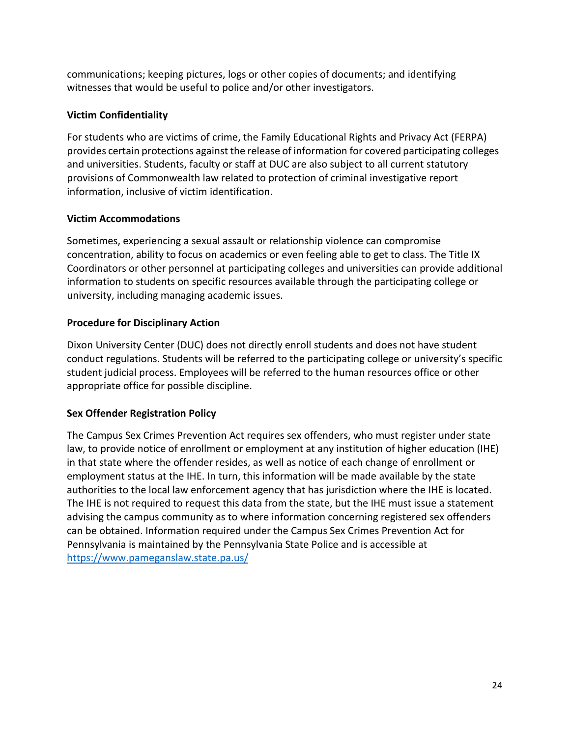communications; keeping pictures, logs or other copies of documents; and identifying witnesses that would be useful to police and/or other investigators.

**Victim Confidentiality**

For students who are victims of crime, the Family Educational Rights and Privacy Act (FERPA) provides certain protections against the release of information for covered participating colleges and universities. Students, faculty or staff at DUC are also subject to all current statutory provisions of Commonwealth law related to protection of criminal investigative report information, inclusive of victim identification.

**Victim Accommodations**

Sometimes, experiencing a sexual assault or relationship violence can compromise concentration, ability to focus on academics or even feeling able to get to class. The Title IX Coordinators or other personnel at participating colleges and universities can provide additional information to students on specific resources available through the participating college or university, including managing academic issues.

**Procedure for Disciplinary Action**

Dixon University Center (DUC) does not directly enroll students and does not have student conduct regulations. Students will be referred to the participating college or university's specific student judicial process. Employees will be referred to the human resources office or other appropriate office for possible discipline.

**Sex Offender Registration Policy**

The Campus Sex Crimes Prevention Act requires sex offenders, who must register under state law, to provide notice of enrollment or employment at any institution of higher education (IHE) in that state where the offender resides, as well as notice of each change of enrollment or employment status at the IHE. In turn, this information will be made available by the state authorities to the local law enforcement agency that has jurisdiction where the IHE is located. The IHE is not required to request this data from the state, but the IHE must issue a statement advising the campus community as to where information concerning registered sex offenders can be obtained. Information required under the Campus Sex Crimes Prevention Act for Pennsylvania is maintained by the Pennsylvania State Police and is accessible at https://www.pameganslaw.state.pa.us/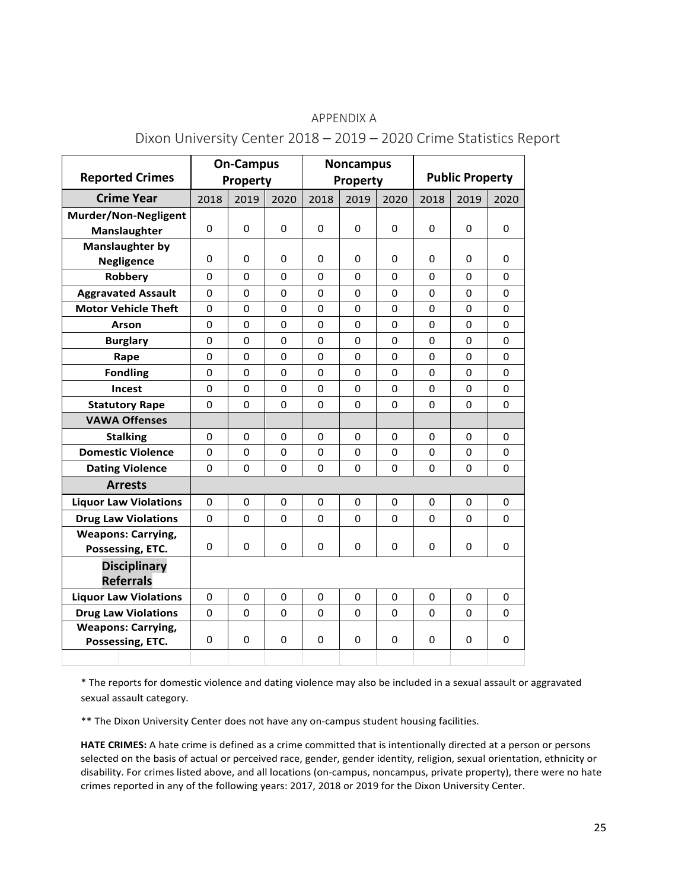APPENDIX A

# Dixon University Center 2018 – 2019 – 2020 Crime Statistics Report

| Reported Crimes | On-Campus Property | | | Noncampus Property | | | Public Property | | |
|---|---|---|---|---|---|---|---|---|---|
| **Crime Year** | 2018 | 2019 | 2020 | 2018 | 2019 | 2020 | 2018 | 2019 | 2020 |
| **Murder/Non-Negligent Manslaughter** | 0 | 0 | 0 | 0 | 0 | 0 | 0 | 0 | 0 |
| **Manslaughter by Negligence** | 0 | 0 | 0 | 0 | 0 | 0 | 0 | 0 | 0 |
| **Robbery** | 0 | 0 | 0 | 0 | 0 | 0 | 0 | 0 | 0 |
| **Aggravated Assault** | 0 | 0 | 0 | 0 | 0 | 0 | 0 | 0 | 0 |
| **Motor Vehicle Theft** | 0 | 0 | 0 | 0 | 0 | 0 | 0 | 0 | 0 |
| **Arson** | 0 | 0 | 0 | 0 | 0 | 0 | 0 | 0 | 0 |
| **Burglary** | 0 | 0 | 0 | 0 | 0 | 0 | 0 | 0 | 0 |
| **Rape** | 0 | 0 | 0 | 0 | 0 | 0 | 0 | 0 | 0 |
| **Fondling** | 0 | 0 | 0 | 0 | 0 | 0 | 0 | 0 | 0 |
| **Incest** | 0 | 0 | 0 | 0 | 0 | 0 | 0 | 0 | 0 |
| **Statutory Rape** | 0 | 0 | 0 | 0 | 0 | 0 | 0 | 0 | 0 |
| **VAWA Offenses** | | | | | | | | | |
| **Stalking** | 0 | 0 | 0 | 0 | 0 | 0 | 0 | 0 | 0 |
| **Domestic Violence** | 0 | 0 | 0 | 0 | 0 | 0 | 0 | 0 | 0 |
| **Dating Violence** | 0 | 0 | 0 | 0 | 0 | 0 | 0 | 0 | 0 |
| **Arrests** | | | | | | | | | |
| **Liquor Law Violations** | 0 | 0 | 0 | 0 | 0 | 0 | 0 | 0 | 0 |
| **Drug Law Violations** | 0 | 0 | 0 | 0 | 0 | 0 | 0 | 0 | 0 |
| **Weapons: Carrying, Possessing, ETC.** | 0 | 0 | 0 | 0 | 0 | 0 | 0 | 0 | 0 |
| **Disciplinary Referrals** | | | | | | | | | |
| **Liquor Law Violations** | 0 | 0 | 0 | 0 | 0 | 0 | 0 | 0 | 0 |
| **Drug Law Violations** | 0 | 0 | 0 | 0 | 0 | 0 | 0 | 0 | 0 |
| **Weapons: Carrying, Possessing, ETC.** | 0 | 0 | 0 | 0 | 0 | 0 | 0 | 0 | 0 |

* The reports for domestic violence and dating violence may also be included in a sexual assault or aggravated sexual assault category.

** The Dixon University Center does not have any on-campus student housing facilities.

**HATE CRIMES:** A hate crime is defined as a crime committed that is intentionally directed at a person or persons selected on the basis of actual or perceived race, gender, gender identity, religion, sexual orientation, ethnicity or disability. For crimes listed above, and all locations (on-campus, noncampus, private property), there were no hate crimes reported in any of the following years: 2017, 2018 or 2019 for the Dixon University Center.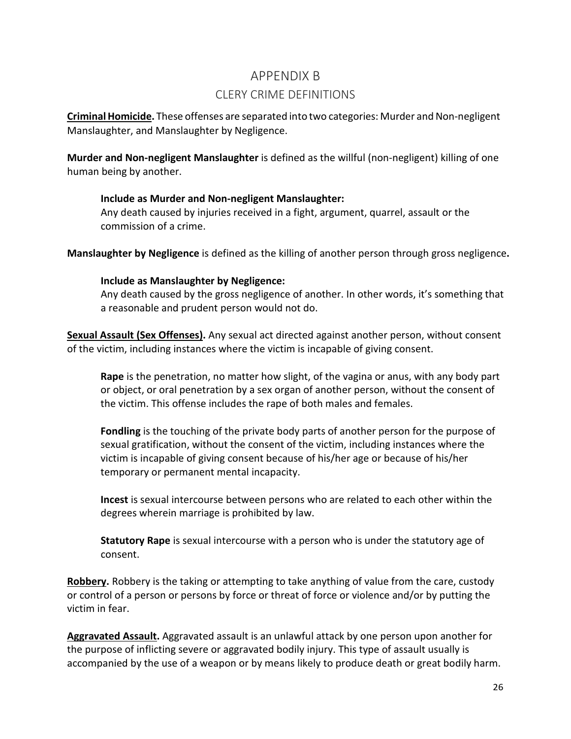# APPENDIX B
## CLERY CRIME DEFINITIONS

**Criminal Homicide.** These offenses are separated into two categories: Murder and Non-negligent Manslaughter, and Manslaughter by Negligence.

**Murder and Non-negligent Manslaughter** is defined as the willful (non-negligent) killing of one human being by another.

> **Include as Murder and Non-negligent Manslaughter:**
> Any death caused by injuries received in a fight, argument, quarrel, assault or the commission of a crime.

**Manslaughter by Negligence** is defined as the killing of another person through gross negligence**.**

> **Include as Manslaughter by Negligence:**
> Any death caused by the gross negligence of another. In other words, it's something that a reasonable and prudent person would not do.

**Sexual Assault (Sex Offenses).** Any sexual act directed against another person, without consent of the victim, including instances where the victim is incapable of giving consent.

> **Rape** is the penetration, no matter how slight, of the vagina or anus, with any body part or object, or oral penetration by a sex organ of another person, without the consent of the victim. This offense includes the rape of both males and females.
>
> **Fondling** is the touching of the private body parts of another person for the purpose of sexual gratification, without the consent of the victim, including instances where the victim is incapable of giving consent because of his/her age or because of his/her temporary or permanent mental incapacity.
>
> **Incest** is sexual intercourse between persons who are related to each other within the degrees wherein marriage is prohibited by law.
>
> **Statutory Rape** is sexual intercourse with a person who is under the statutory age of consent.

**Robbery.** Robbery is the taking or attempting to take anything of value from the care, custody or control of a person or persons by force or threat of force or violence and/or by putting the victim in fear.

**Aggravated Assault.** Aggravated assault is an unlawful attack by one person upon another for the purpose of inflicting severe or aggravated bodily injury. This type of assault usually is accompanied by the use of a weapon or by means likely to produce death or great bodily harm.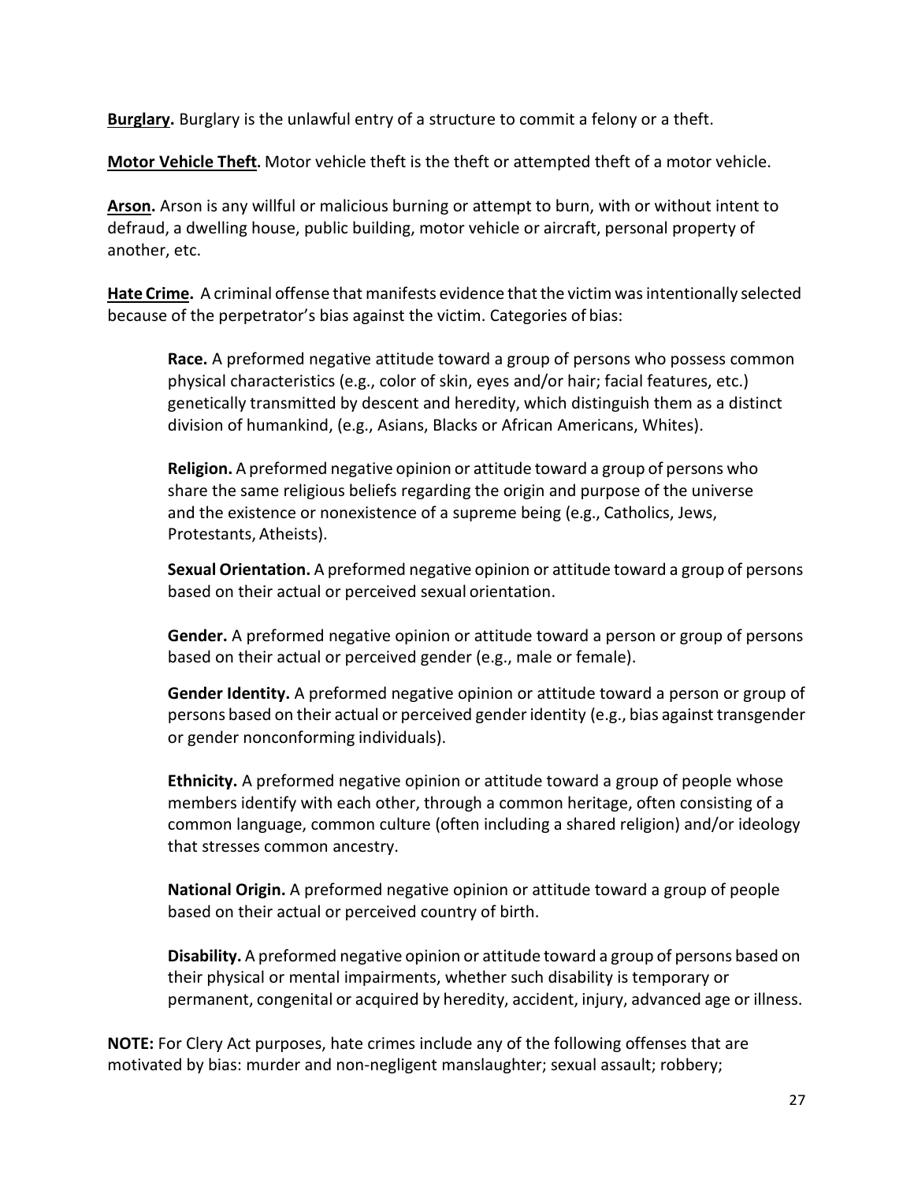**Burglary.** Burglary is the unlawful entry of a structure to commit a felony or a theft.

**Motor Vehicle Theft.** Motor vehicle theft is the theft or attempted theft of a motor vehicle.

**Arson.** Arson is any willful or malicious burning or attempt to burn, with or without intent to defraud, a dwelling house, public building, motor vehicle or aircraft, personal property of another, etc.

**Hate Crime.** A criminal offense that manifests evidence that the victim was intentionally selected because of the perpetrator's bias against the victim. Categories of bias:

> **Race.** A preformed negative attitude toward a group of persons who possess common physical characteristics (e.g., color of skin, eyes and/or hair; facial features, etc.) genetically transmitted by descent and heredity, which distinguish them as a distinct division of humankind, (e.g., Asians, Blacks or African Americans, Whites).
>
> **Religion.** A preformed negative opinion or attitude toward a group of persons who share the same religious beliefs regarding the origin and purpose of the universe and the existence or nonexistence of a supreme being (e.g., Catholics, Jews, Protestants, Atheists).
>
> **Sexual Orientation.** A preformed negative opinion or attitude toward a group of persons based on their actual or perceived sexual orientation.
>
> **Gender.** A preformed negative opinion or attitude toward a person or group of persons based on their actual or perceived gender (e.g., male or female).
>
> **Gender Identity.** A preformed negative opinion or attitude toward a person or group of persons based on their actual or perceived gender identity (e.g., bias against transgender or gender nonconforming individuals).
>
> **Ethnicity.** A preformed negative opinion or attitude toward a group of people whose members identify with each other, through a common heritage, often consisting of a common language, common culture (often including a shared religion) and/or ideology that stresses common ancestry.
>
> **National Origin.** A preformed negative opinion or attitude toward a group of people based on their actual or perceived country of birth.
>
> **Disability.** A preformed negative opinion or attitude toward a group of persons based on their physical or mental impairments, whether such disability is temporary or permanent, congenital or acquired by heredity, accident, injury, advanced age or illness.

**NOTE:** For Clery Act purposes, hate crimes include any of the following offenses that are motivated by bias: murder and non-negligent manslaughter; sexual assault; robbery;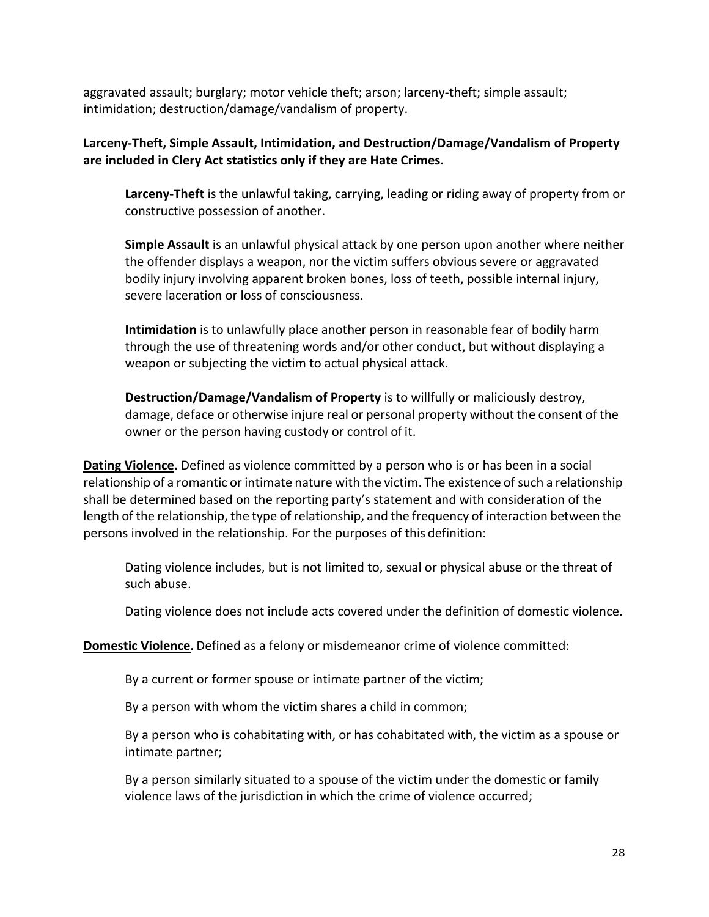aggravated assault; burglary; motor vehicle theft; arson; larceny-theft; simple assault; intimidation; destruction/damage/vandalism of property.

**Larceny-Theft, Simple Assault, Intimidation, and Destruction/Damage/Vandalism of Property are included in Clery Act statistics only if they are Hate Crimes.**

**Larceny-Theft** is the unlawful taking, carrying, leading or riding away of property from or constructive possession of another.

**Simple Assault** is an unlawful physical attack by one person upon another where neither the offender displays a weapon, nor the victim suffers obvious severe or aggravated bodily injury involving apparent broken bones, loss of teeth, possible internal injury, severe laceration or loss of consciousness.

**Intimidation** is to unlawfully place another person in reasonable fear of bodily harm through the use of threatening words and/or other conduct, but without displaying a weapon or subjecting the victim to actual physical attack.

**Destruction/Damage/Vandalism of Property** is to willfully or maliciously destroy, damage, deface or otherwise injure real or personal property without the consent of the owner or the person having custody or control of it.

**Dating Violence.** Defined as violence committed by a person who is or has been in a social relationship of a romantic or intimate nature with the victim. The existence of such a relationship shall be determined based on the reporting party's statement and with consideration of the length of the relationship, the type of relationship, and the frequency of interaction between the persons involved in the relationship. For the purposes of this definition:

Dating violence includes, but is not limited to, sexual or physical abuse or the threat of such abuse.

Dating violence does not include acts covered under the definition of domestic violence.

**Domestic Violence.** Defined as a felony or misdemeanor crime of violence committed:

By a current or former spouse or intimate partner of the victim;

By a person with whom the victim shares a child in common;

By a person who is cohabitating with, or has cohabitated with, the victim as a spouse or intimate partner;

By a person similarly situated to a spouse of the victim under the domestic or family violence laws of the jurisdiction in which the crime of violence occurred;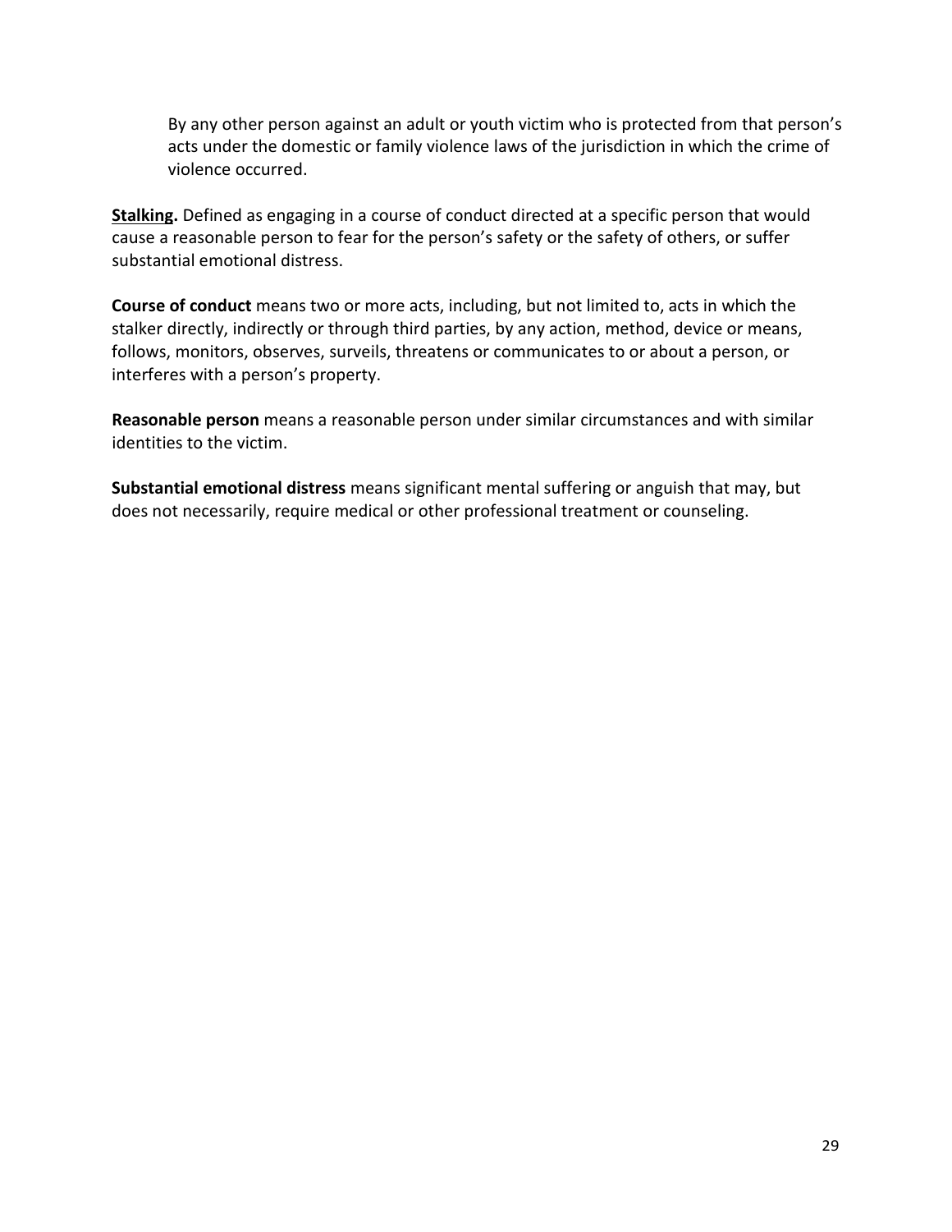By any other person against an adult or youth victim who is protected from that person's acts under the domestic or family violence laws of the jurisdiction in which the crime of violence occurred.

**Stalking.** Defined as engaging in a course of conduct directed at a specific person that would cause a reasonable person to fear for the person's safety or the safety of others, or suffer substantial emotional distress.

**Course of conduct** means two or more acts, including, but not limited to, acts in which the stalker directly, indirectly or through third parties, by any action, method, device or means, follows, monitors, observes, surveils, threatens or communicates to or about a person, or interferes with a person's property.

**Reasonable person** means a reasonable person under similar circumstances and with similar identities to the victim.

**Substantial emotional distress** means significant mental suffering or anguish that may, but does not necessarily, require medical or other professional treatment or counseling.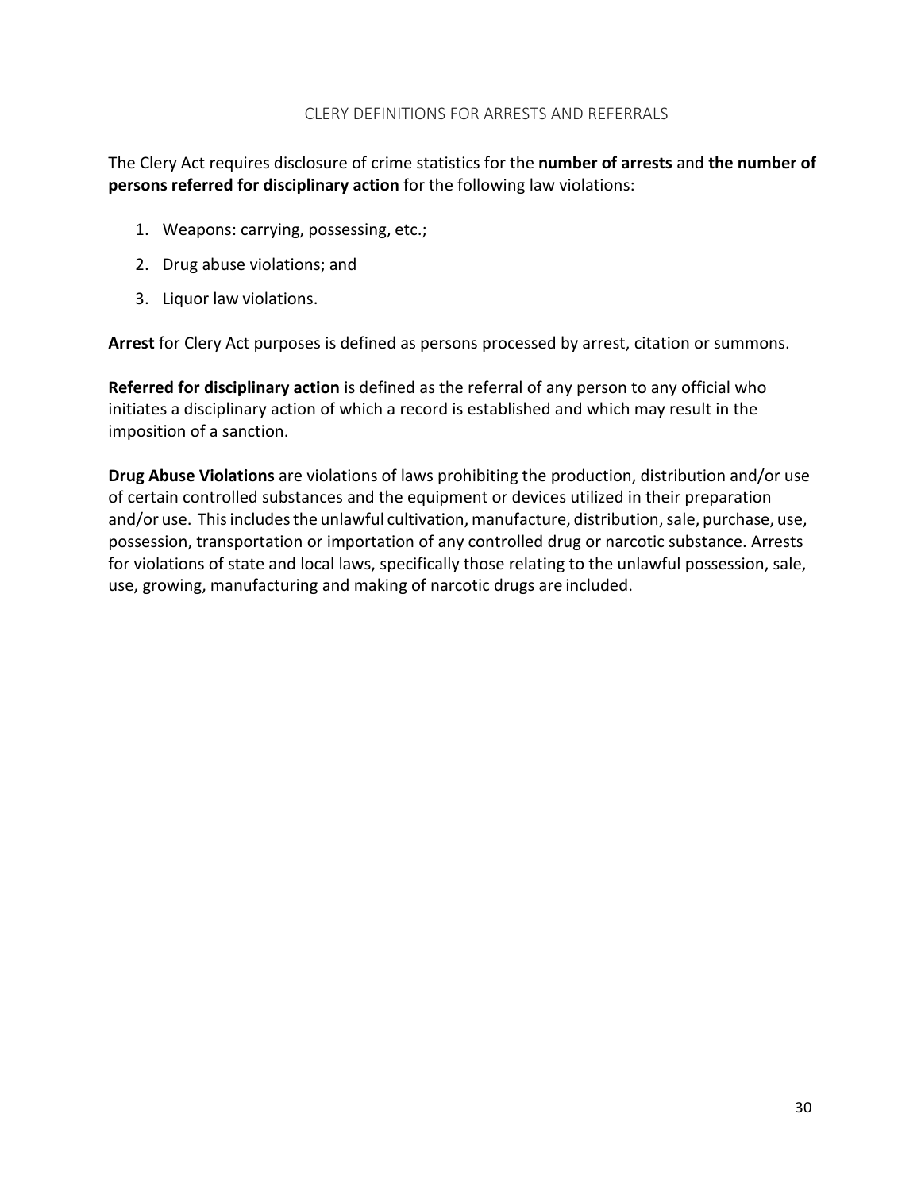## CLERY DEFINITIONS FOR ARRESTS AND REFERRALS

The Clery Act requires disclosure of crime statistics for the **number of arrests** and **the number of persons referred for disciplinary action** for the following law violations:

1. Weapons: carrying, possessing, etc.;
2. Drug abuse violations; and
3. Liquor law violations.

**Arrest** for Clery Act purposes is defined as persons processed by arrest, citation or summons.

**Referred for disciplinary action** is defined as the referral of any person to any official who initiates a disciplinary action of which a record is established and which may result in the imposition of a sanction.

**Drug Abuse Violations** are violations of laws prohibiting the production, distribution and/or use of certain controlled substances and the equipment or devices utilized in their preparation and/or use. This includes the unlawful cultivation, manufacture, distribution, sale, purchase, use, possession, transportation or importation of any controlled drug or narcotic substance. Arrests for violations of state and local laws, specifically those relating to the unlawful possession, sale, use, growing, manufacturing and making of narcotic drugs are included.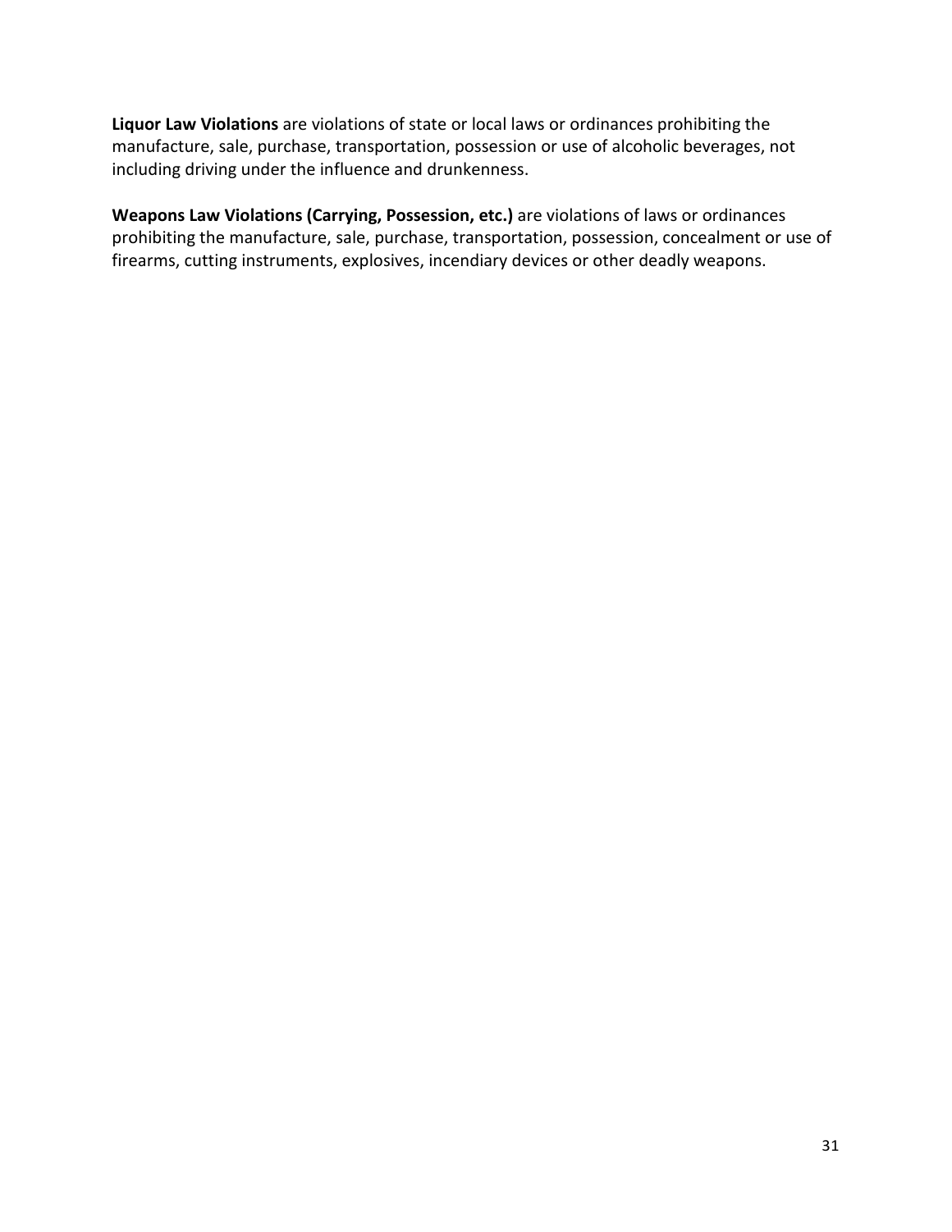**Liquor Law Violations** are violations of state or local laws or ordinances prohibiting the manufacture, sale, purchase, transportation, possession or use of alcoholic beverages, not including driving under the influence and drunkenness.

**Weapons Law Violations (Carrying, Possession, etc.)** are violations of laws or ordinances prohibiting the manufacture, sale, purchase, transportation, possession, concealment or use of firearms, cutting instruments, explosives, incendiary devices or other deadly weapons.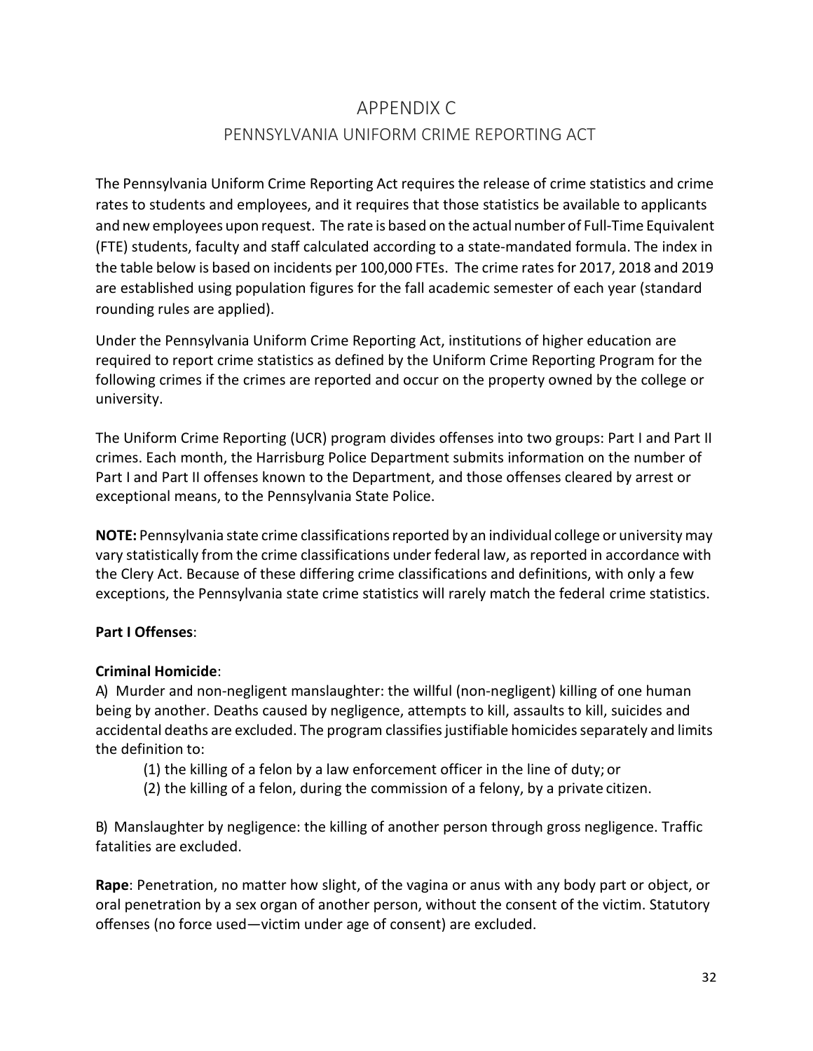# APPENDIX C

## PENNSYLVANIA UNIFORM CRIME REPORTING ACT

The Pennsylvania Uniform Crime Reporting Act requires the release of crime statistics and crime rates to students and employees, and it requires that those statistics be available to applicants and new employees upon request. The rate is based on the actual number of Full-Time Equivalent (FTE) students, faculty and staff calculated according to a state-mandated formula. The index in the table below is based on incidents per 100,000 FTEs. The crime rates for 2017, 2018 and 2019 are established using population figures for the fall academic semester of each year (standard rounding rules are applied).

Under the Pennsylvania Uniform Crime Reporting Act, institutions of higher education are required to report crime statistics as defined by the Uniform Crime Reporting Program for the following crimes if the crimes are reported and occur on the property owned by the college or university.

The Uniform Crime Reporting (UCR) program divides offenses into two groups: Part I and Part II crimes. Each month, the Harrisburg Police Department submits information on the number of Part I and Part II offenses known to the Department, and those offenses cleared by arrest or exceptional means, to the Pennsylvania State Police.

**NOTE:** Pennsylvania state crime classifications reported by an individual college or university may vary statistically from the crime classifications under federal law, as reported in accordance with the Clery Act. Because of these differing crime classifications and definitions, with only a few exceptions, the Pennsylvania state crime statistics will rarely match the federal crime statistics.

**Part I Offenses**:

**Criminal Homicide**:

A) Murder and non-negligent manslaughter: the willful (non-negligent) killing of one human being by another. Deaths caused by negligence, attempts to kill, assaults to kill, suicides and accidental deaths are excluded. The program classifies justifiable homicides separately and limits the definition to:

(1) the killing of a felon by a law enforcement officer in the line of duty; or
(2) the killing of a felon, during the commission of a felony, by a private citizen.

B) Manslaughter by negligence: the killing of another person through gross negligence. Traffic fatalities are excluded.

**Rape**: Penetration, no matter how slight, of the vagina or anus with any body part or object, or oral penetration by a sex organ of another person, without the consent of the victim. Statutory offenses (no force used—victim under age of consent) are excluded.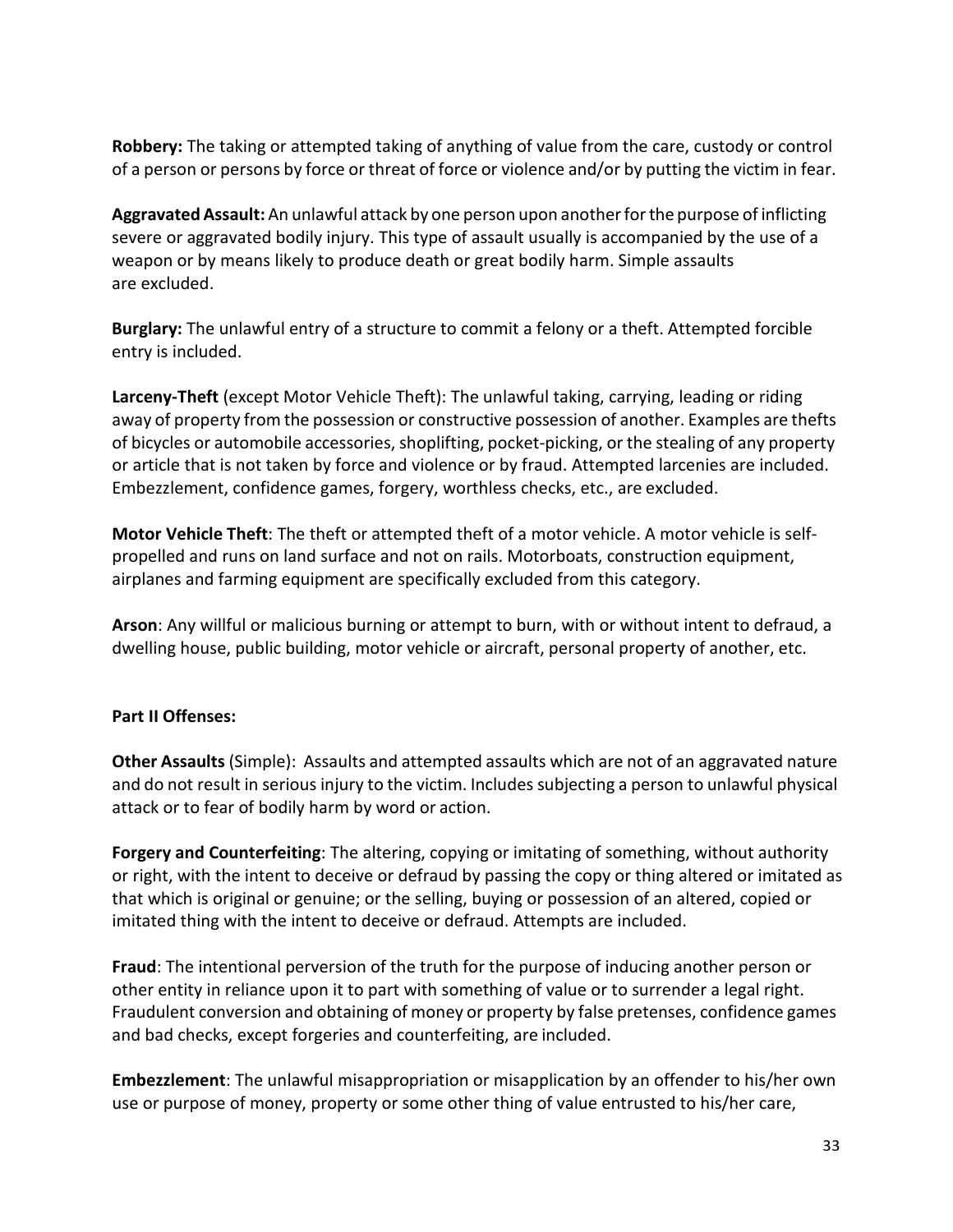**Robbery:** The taking or attempted taking of anything of value from the care, custody or control of a person or persons by force or threat of force or violence and/or by putting the victim in fear.

**Aggravated Assault:** An unlawful attack by one person upon another for the purpose of inflicting severe or aggravated bodily injury. This type of assault usually is accompanied by the use of a weapon or by means likely to produce death or great bodily harm. Simple assaults are excluded.

**Burglary:** The unlawful entry of a structure to commit a felony or a theft. Attempted forcible entry is included.

**Larceny-Theft** (except Motor Vehicle Theft): The unlawful taking, carrying, leading or riding away of property from the possession or constructive possession of another. Examples are thefts of bicycles or automobile accessories, shoplifting, pocket-picking, or the stealing of any property or article that is not taken by force and violence or by fraud. Attempted larcenies are included. Embezzlement, confidence games, forgery, worthless checks, etc., are excluded.

**Motor Vehicle Theft**: The theft or attempted theft of a motor vehicle. A motor vehicle is self-propelled and runs on land surface and not on rails. Motorboats, construction equipment, airplanes and farming equipment are specifically excluded from this category.

**Arson**: Any willful or malicious burning or attempt to burn, with or without intent to defraud, a dwelling house, public building, motor vehicle or aircraft, personal property of another, etc.

**Part II Offenses:**

**Other Assaults** (Simple): Assaults and attempted assaults which are not of an aggravated nature and do not result in serious injury to the victim. Includes subjecting a person to unlawful physical attack or to fear of bodily harm by word or action.

**Forgery and Counterfeiting**: The altering, copying or imitating of something, without authority or right, with the intent to deceive or defraud by passing the copy or thing altered or imitated as that which is original or genuine; or the selling, buying or possession of an altered, copied or imitated thing with the intent to deceive or defraud. Attempts are included.

**Fraud**: The intentional perversion of the truth for the purpose of inducing another person or other entity in reliance upon it to part with something of value or to surrender a legal right. Fraudulent conversion and obtaining of money or property by false pretenses, confidence games and bad checks, except forgeries and counterfeiting, are included.

**Embezzlement**: The unlawful misappropriation or misapplication by an offender to his/her own use or purpose of money, property or some other thing of value entrusted to his/her care,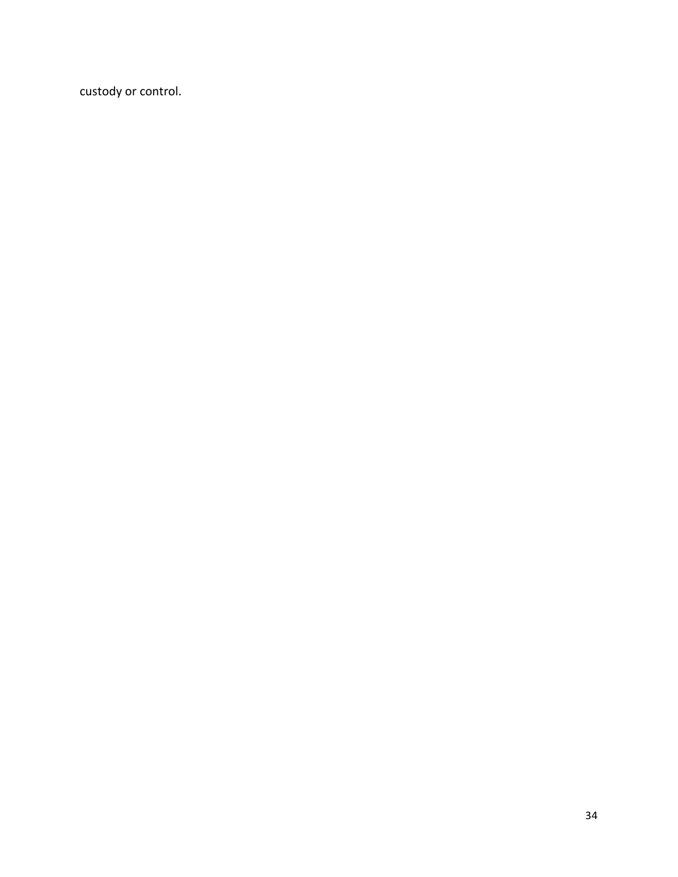custody or control.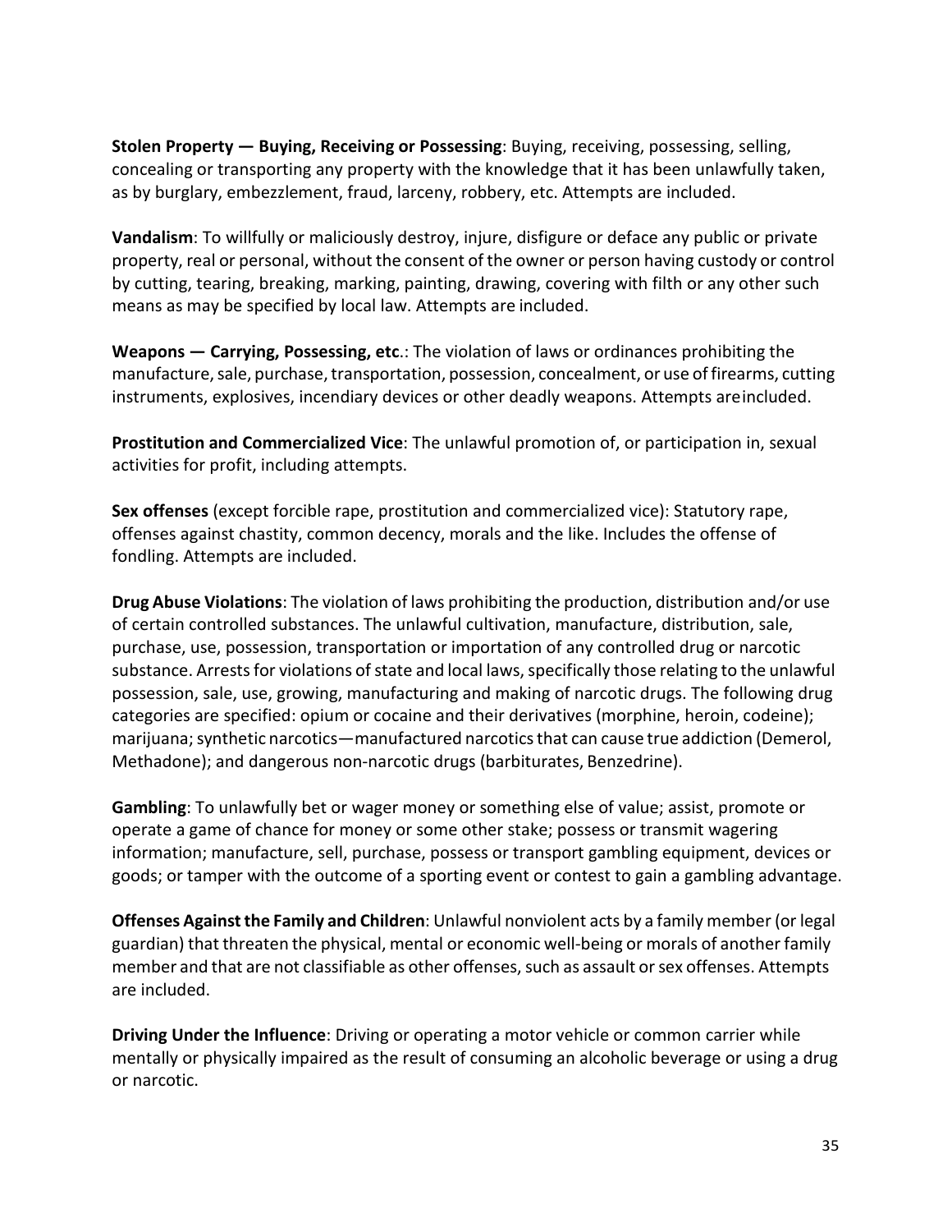**Stolen Property — Buying, Receiving or Possessing**: Buying, receiving, possessing, selling, concealing or transporting any property with the knowledge that it has been unlawfully taken, as by burglary, embezzlement, fraud, larceny, robbery, etc. Attempts are included.

**Vandalism**: To willfully or maliciously destroy, injure, disfigure or deface any public or private property, real or personal, without the consent of the owner or person having custody or control by cutting, tearing, breaking, marking, painting, drawing, covering with filth or any other such means as may be specified by local law. Attempts are included.

**Weapons — Carrying, Possessing, etc**.: The violation of laws or ordinances prohibiting the manufacture, sale, purchase, transportation, possession, concealment, or use of firearms, cutting instruments, explosives, incendiary devices or other deadly weapons. Attempts are included.

**Prostitution and Commercialized Vice**: The unlawful promotion of, or participation in, sexual activities for profit, including attempts.

**Sex offenses** (except forcible rape, prostitution and commercialized vice): Statutory rape, offenses against chastity, common decency, morals and the like. Includes the offense of fondling. Attempts are included.

**Drug Abuse Violations**: The violation of laws prohibiting the production, distribution and/or use of certain controlled substances. The unlawful cultivation, manufacture, distribution, sale, purchase, use, possession, transportation or importation of any controlled drug or narcotic substance. Arrests for violations of state and local laws, specifically those relating to the unlawful possession, sale, use, growing, manufacturing and making of narcotic drugs. The following drug categories are specified: opium or cocaine and their derivatives (morphine, heroin, codeine); marijuana; synthetic narcotics—manufactured narcotics that can cause true addiction (Demerol, Methadone); and dangerous non-narcotic drugs (barbiturates, Benzedrine).

**Gambling**: To unlawfully bet or wager money or something else of value; assist, promote or operate a game of chance for money or some other stake; possess or transmit wagering information; manufacture, sell, purchase, possess or transport gambling equipment, devices or goods; or tamper with the outcome of a sporting event or contest to gain a gambling advantage.

**Offenses Against the Family and Children**: Unlawful nonviolent acts by a family member (or legal guardian) that threaten the physical, mental or economic well-being or morals of another family member and that are not classifiable as other offenses, such as assault or sex offenses. Attempts are included.

**Driving Under the Influence**: Driving or operating a motor vehicle or common carrier while mentally or physically impaired as the result of consuming an alcoholic beverage or using a drug or narcotic.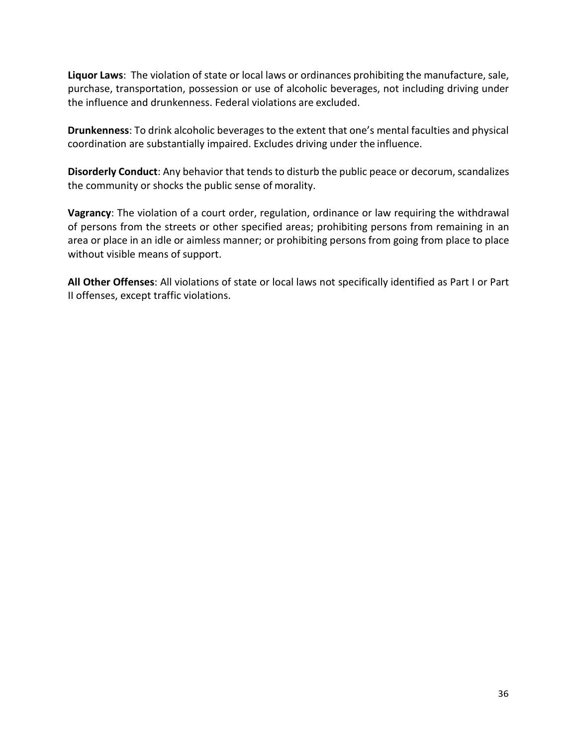**Liquor Laws**: The violation of state or local laws or ordinances prohibiting the manufacture, sale, purchase, transportation, possession or use of alcoholic beverages, not including driving under the influence and drunkenness. Federal violations are excluded.

**Drunkenness**: To drink alcoholic beverages to the extent that one's mental faculties and physical coordination are substantially impaired. Excludes driving under the influence.

**Disorderly Conduct**: Any behavior that tends to disturb the public peace or decorum, scandalizes the community or shocks the public sense of morality.

**Vagrancy**: The violation of a court order, regulation, ordinance or law requiring the withdrawal of persons from the streets or other specified areas; prohibiting persons from remaining in an area or place in an idle or aimless manner; or prohibiting persons from going from place to place without visible means of support.

**All Other Offenses**: All violations of state or local laws not specifically identified as Part I or Part II offenses, except traffic violations.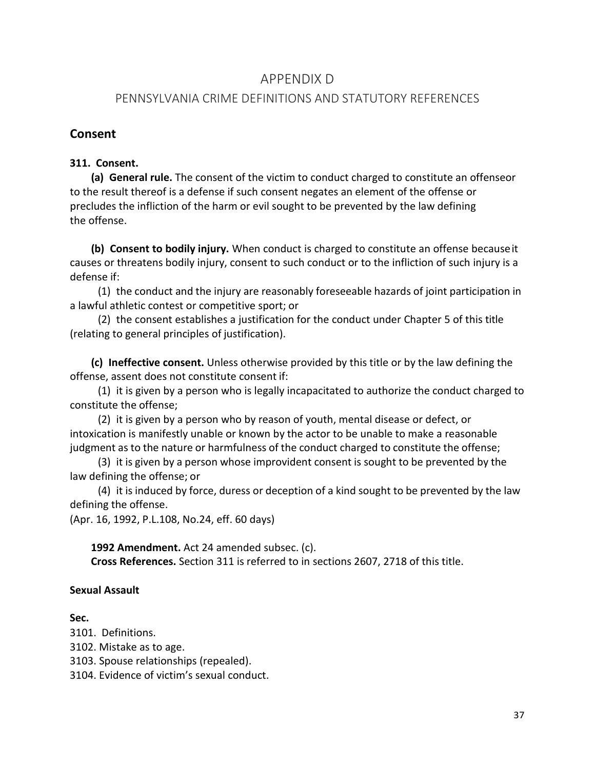# APPENDIX D

## PENNSYLVANIA CRIME DEFINITIONS AND STATUTORY REFERENCES

## Consent

**311. Consent.**

**(a) General rule.** The consent of the victim to conduct charged to constitute an offenseor to the result thereof is a defense if such consent negates an element of the offense or precludes the infliction of the harm or evil sought to be prevented by the law defining the offense.

**(b) Consent to bodily injury.** When conduct is charged to constitute an offense becauseit causes or threatens bodily injury, consent to such conduct or to the infliction of such injury is a defense if:

(1) the conduct and the injury are reasonably foreseeable hazards of joint participation in a lawful athletic contest or competitive sport; or

(2) the consent establishes a justification for the conduct under Chapter 5 of this title (relating to general principles of justification).

**(c) Ineffective consent.** Unless otherwise provided by this title or by the law defining the offense, assent does not constitute consent if:

(1) it is given by a person who is legally incapacitated to authorize the conduct charged to constitute the offense;

(2) it is given by a person who by reason of youth, mental disease or defect, or intoxication is manifestly unable or known by the actor to be unable to make a reasonable judgment as to the nature or harmfulness of the conduct charged to constitute the offense;

(3) it is given by a person whose improvident consent is sought to be prevented by the law defining the offense; or

(4) it is induced by force, duress or deception of a kind sought to be prevented by the law defining the offense.

(Apr. 16, 1992, P.L.108, No.24, eff. 60 days)

**1992 Amendment.** Act 24 amended subsec. (c).

**Cross References.** Section 311 is referred to in sections 2607, 2718 of this title.

**Sexual Assault**

**Sec.**

3101. Definitions.
3102. Mistake as to age.
3103. Spouse relationships (repealed).
3104. Evidence of victim's sexual conduct.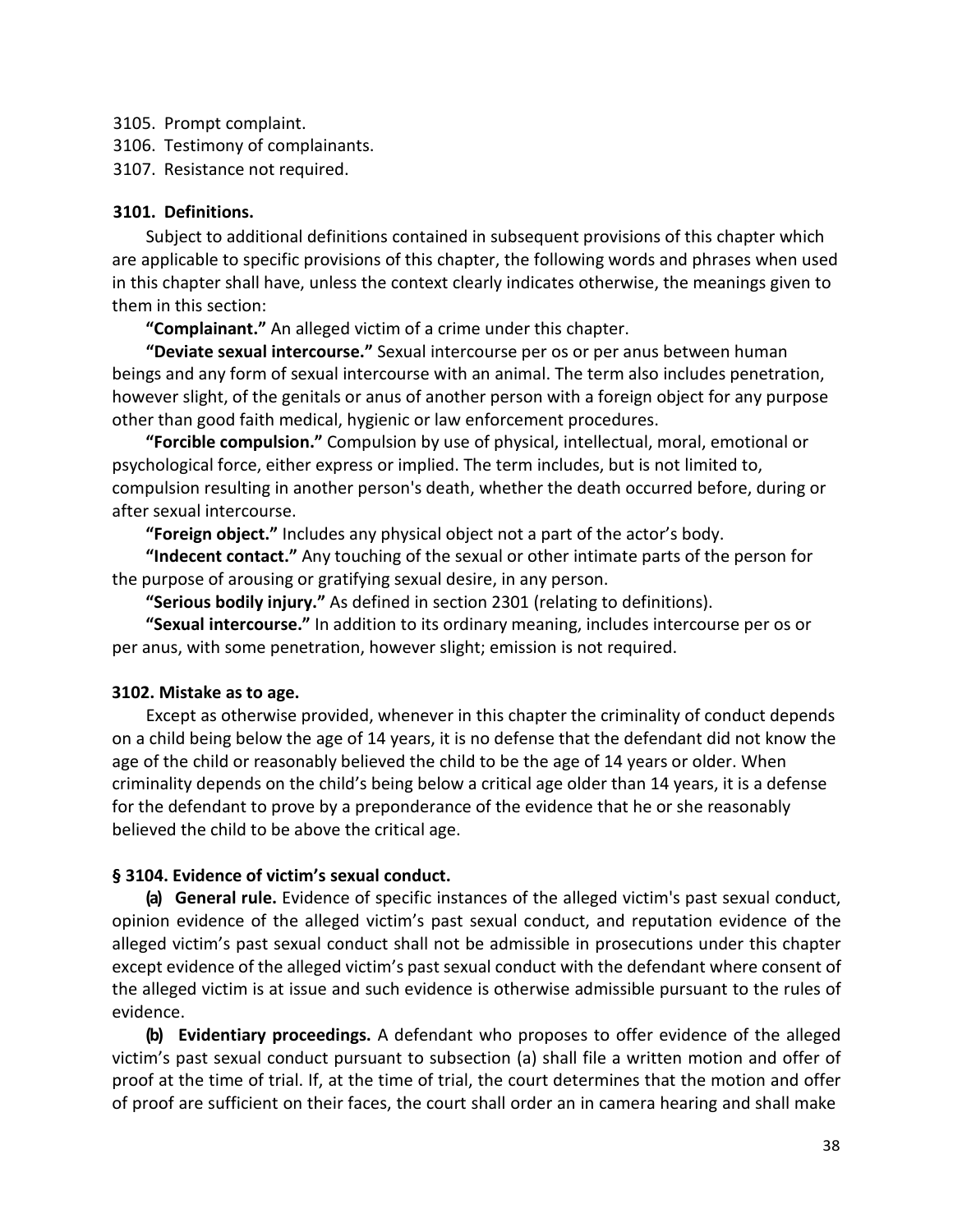3105. Prompt complaint.
3106. Testimony of complainants.
3107. Resistance not required.

### 3101. Definitions.

Subject to additional definitions contained in subsequent provisions of this chapter which are applicable to specific provisions of this chapter, the following words and phrases when used in this chapter shall have, unless the context clearly indicates otherwise, the meanings given to them in this section:

**"Complainant."** An alleged victim of a crime under this chapter.

**"Deviate sexual intercourse."** Sexual intercourse per os or per anus between human beings and any form of sexual intercourse with an animal. The term also includes penetration, however slight, of the genitals or anus of another person with a foreign object for any purpose other than good faith medical, hygienic or law enforcement procedures.

**"Forcible compulsion."** Compulsion by use of physical, intellectual, moral, emotional or psychological force, either express or implied. The term includes, but is not limited to, compulsion resulting in another person's death, whether the death occurred before, during or after sexual intercourse.

**"Foreign object."** Includes any physical object not a part of the actor's body.

**"Indecent contact."** Any touching of the sexual or other intimate parts of the person for the purpose of arousing or gratifying sexual desire, in any person.

**"Serious bodily injury."** As defined in section 2301 (relating to definitions).

**"Sexual intercourse."** In addition to its ordinary meaning, includes intercourse per os or per anus, with some penetration, however slight; emission is not required.

### 3102. Mistake as to age.

Except as otherwise provided, whenever in this chapter the criminality of conduct depends on a child being below the age of 14 years, it is no defense that the defendant did not know the age of the child or reasonably believed the child to be the age of 14 years or older. When criminality depends on the child's being below a critical age older than 14 years, it is a defense for the defendant to prove by a preponderance of the evidence that he or she reasonably believed the child to be above the critical age.

### § 3104. Evidence of victim's sexual conduct.

**(a) General rule.** Evidence of specific instances of the alleged victim's past sexual conduct, opinion evidence of the alleged victim's past sexual conduct, and reputation evidence of the alleged victim's past sexual conduct shall not be admissible in prosecutions under this chapter except evidence of the alleged victim's past sexual conduct with the defendant where consent of the alleged victim is at issue and such evidence is otherwise admissible pursuant to the rules of evidence.

**(b) Evidentiary proceedings.** A defendant who proposes to offer evidence of the alleged victim's past sexual conduct pursuant to subsection (a) shall file a written motion and offer of proof at the time of trial. If, at the time of trial, the court determines that the motion and offer of proof are sufficient on their faces, the court shall order an in camera hearing and shall make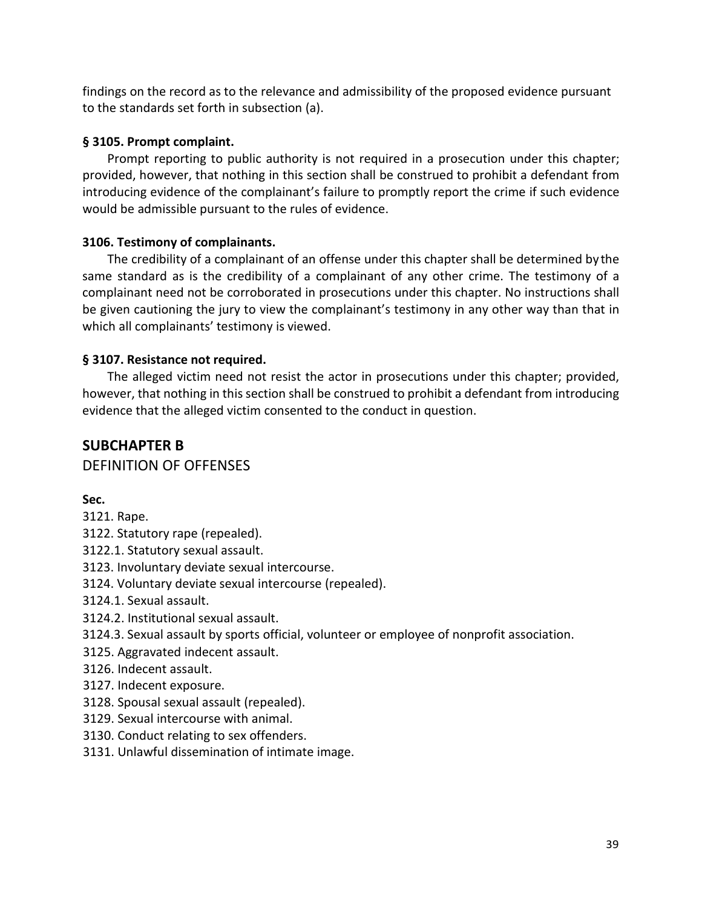findings on the record as to the relevance and admissibility of the proposed evidence pursuant to the standards set forth in subsection (a).

### § 3105. Prompt complaint.

Prompt reporting to public authority is not required in a prosecution under this chapter; provided, however, that nothing in this section shall be construed to prohibit a defendant from introducing evidence of the complainant's failure to promptly report the crime if such evidence would be admissible pursuant to the rules of evidence.

### 3106. Testimony of complainants.

The credibility of a complainant of an offense under this chapter shall be determined by the same standard as is the credibility of a complainant of any other crime. The testimony of a complainant need not be corroborated in prosecutions under this chapter. No instructions shall be given cautioning the jury to view the complainant's testimony in any other way than that in which all complainants' testimony is viewed.

### § 3107. Resistance not required.

The alleged victim need not resist the actor in prosecutions under this chapter; provided, however, that nothing in this section shall be construed to prohibit a defendant from introducing evidence that the alleged victim consented to the conduct in question.

## SUBCHAPTER B

DEFINITION OF OFFENSES

**Sec.**

3121. Rape.
3122. Statutory rape (repealed).
3122.1. Statutory sexual assault.
3123. Involuntary deviate sexual intercourse.
3124. Voluntary deviate sexual intercourse (repealed).
3124.1. Sexual assault.
3124.2. Institutional sexual assault.
3124.3. Sexual assault by sports official, volunteer or employee of nonprofit association.
3125. Aggravated indecent assault.
3126. Indecent assault.
3127. Indecent exposure.
3128. Spousal sexual assault (repealed).
3129. Sexual intercourse with animal.
3130. Conduct relating to sex offenders.
3131. Unlawful dissemination of intimate image.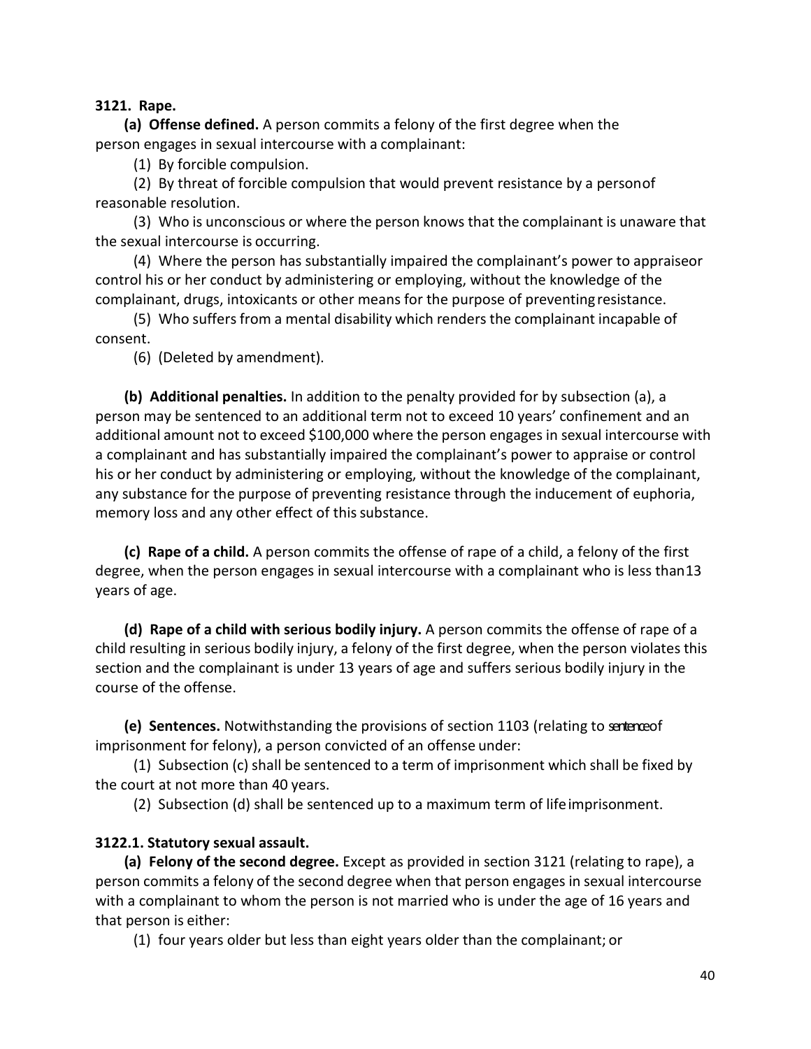**3121. Rape.**

**(a) Offense defined.** A person commits a felony of the first degree when the person engages in sexual intercourse with a complainant:

(1) By forcible compulsion.

(2) By threat of forcible compulsion that would prevent resistance by a person of reasonable resolution.

(3) Who is unconscious or where the person knows that the complainant is unaware that the sexual intercourse is occurring.

(4) Where the person has substantially impaired the complainant's power to appraise or control his or her conduct by administering or employing, without the knowledge of the complainant, drugs, intoxicants or other means for the purpose of preventing resistance.

(5) Who suffers from a mental disability which renders the complainant incapable of consent.

(6) (Deleted by amendment).

**(b) Additional penalties.** In addition to the penalty provided for by subsection (a), a person may be sentenced to an additional term not to exceed 10 years' confinement and an additional amount not to exceed $100,000 where the person engages in sexual intercourse with a complainant and has substantially impaired the complainant's power to appraise or control his or her conduct by administering or employing, without the knowledge of the complainant, any substance for the purpose of preventing resistance through the inducement of euphoria, memory loss and any other effect of this substance.

**(c) Rape of a child.** A person commits the offense of rape of a child, a felony of the first degree, when the person engages in sexual intercourse with a complainant who is less than 13 years of age.

**(d) Rape of a child with serious bodily injury.** A person commits the offense of rape of a child resulting in serious bodily injury, a felony of the first degree, when the person violates this section and the complainant is under 13 years of age and suffers serious bodily injury in the course of the offense.

**(e) Sentences.** Notwithstanding the provisions of section 1103 (relating to sentence of imprisonment for felony), a person convicted of an offense under:

(1) Subsection (c) shall be sentenced to a term of imprisonment which shall be fixed by the court at not more than 40 years.

(2) Subsection (d) shall be sentenced up to a maximum term of life imprisonment.

**3122.1. Statutory sexual assault.**

**(a) Felony of the second degree.** Except as provided in section 3121 (relating to rape), a person commits a felony of the second degree when that person engages in sexual intercourse with a complainant to whom the person is not married who is under the age of 16 years and that person is either:

(1) four years older but less than eight years older than the complainant; or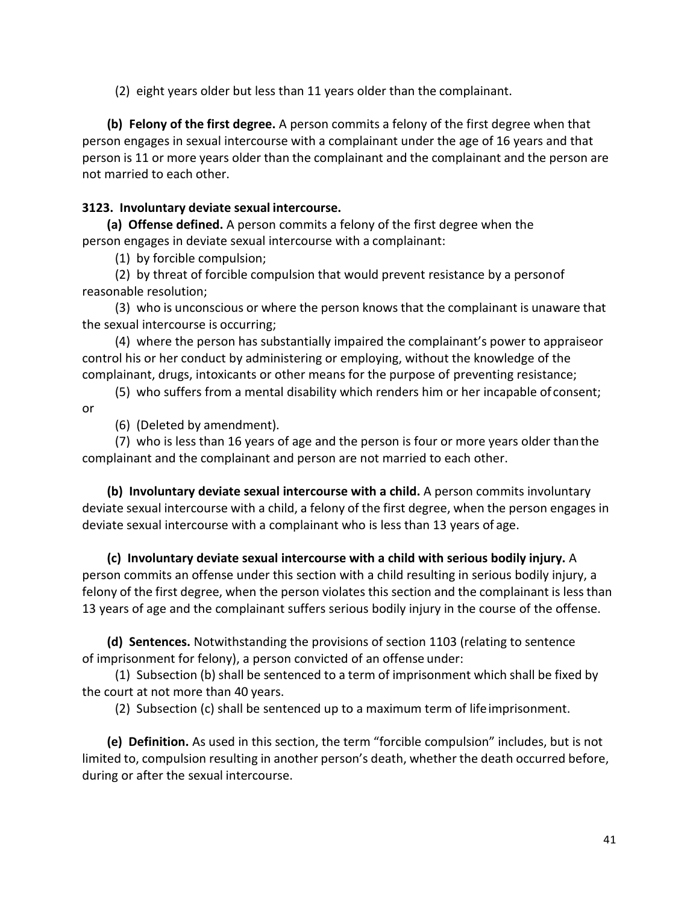(2) eight years older but less than 11 years older than the complainant.

**(b) Felony of the first degree.** A person commits a felony of the first degree when that person engages in sexual intercourse with a complainant under the age of 16 years and that person is 11 or more years older than the complainant and the complainant and the person are not married to each other.

**3123. Involuntary deviate sexual intercourse.**

**(a) Offense defined.** A person commits a felony of the first degree when the person engages in deviate sexual intercourse with a complainant:

(1) by forcible compulsion;

(2) by threat of forcible compulsion that would prevent resistance by a personof reasonable resolution;

(3) who is unconscious or where the person knows that the complainant is unaware that the sexual intercourse is occurring;

(4) where the person has substantially impaired the complainant's power to appraiseor control his or her conduct by administering or employing, without the knowledge of the complainant, drugs, intoxicants or other means for the purpose of preventing resistance;

(5) who suffers from a mental disability which renders him or her incapable ofconsent; or

(6) (Deleted by amendment).

(7) who is less than 16 years of age and the person is four or more years older thanthe complainant and the complainant and person are not married to each other.

**(b) Involuntary deviate sexual intercourse with a child.** A person commits involuntary deviate sexual intercourse with a child, a felony of the first degree, when the person engages in deviate sexual intercourse with a complainant who is less than 13 years of age.

**(c) Involuntary deviate sexual intercourse with a child with serious bodily injury.** A person commits an offense under this section with a child resulting in serious bodily injury, a felony of the first degree, when the person violates this section and the complainant is less than 13 years of age and the complainant suffers serious bodily injury in the course of the offense.

**(d) Sentences.** Notwithstanding the provisions of section 1103 (relating to sentence of imprisonment for felony), a person convicted of an offense under:

(1) Subsection (b) shall be sentenced to a term of imprisonment which shall be fixed by the court at not more than 40 years.

(2) Subsection (c) shall be sentenced up to a maximum term of lifeimprisonment.

**(e) Definition.** As used in this section, the term "forcible compulsion" includes, but is not limited to, compulsion resulting in another person's death, whether the death occurred before, during or after the sexual intercourse.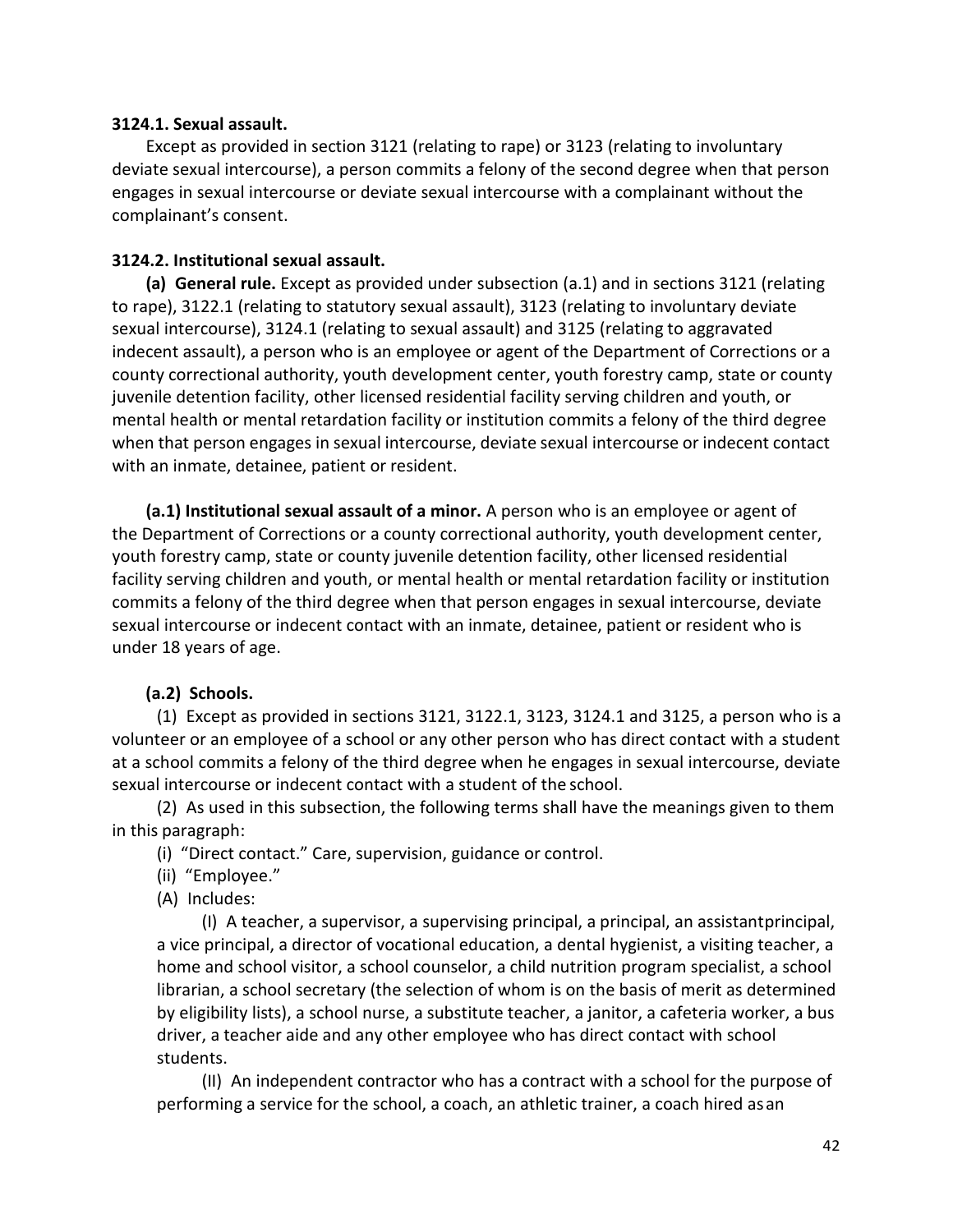**3124.1. Sexual assault.**

Except as provided in section 3121 (relating to rape) or 3123 (relating to involuntary deviate sexual intercourse), a person commits a felony of the second degree when that person engages in sexual intercourse or deviate sexual intercourse with a complainant without the complainant's consent.

**3124.2. Institutional sexual assault.**

**(a) General rule.** Except as provided under subsection (a.1) and in sections 3121 (relating to rape), 3122.1 (relating to statutory sexual assault), 3123 (relating to involuntary deviate sexual intercourse), 3124.1 (relating to sexual assault) and 3125 (relating to aggravated indecent assault), a person who is an employee or agent of the Department of Corrections or a county correctional authority, youth development center, youth forestry camp, state or county juvenile detention facility, other licensed residential facility serving children and youth, or mental health or mental retardation facility or institution commits a felony of the third degree when that person engages in sexual intercourse, deviate sexual intercourse or indecent contact with an inmate, detainee, patient or resident.

**(a.1) Institutional sexual assault of a minor.** A person who is an employee or agent of the Department of Corrections or a county correctional authority, youth development center, youth forestry camp, state or county juvenile detention facility, other licensed residential facility serving children and youth, or mental health or mental retardation facility or institution commits a felony of the third degree when that person engages in sexual intercourse, deviate sexual intercourse or indecent contact with an inmate, detainee, patient or resident who is under 18 years of age.

**(a.2) Schools.**

(1) Except as provided in sections 3121, 3122.1, 3123, 3124.1 and 3125, a person who is a volunteer or an employee of a school or any other person who has direct contact with a student at a school commits a felony of the third degree when he engages in sexual intercourse, deviate sexual intercourse or indecent contact with a student of the school.

(2) As used in this subsection, the following terms shall have the meanings given to them in this paragraph:

(i) "Direct contact." Care, supervision, guidance or control.

(ii) "Employee."

(A) Includes:

(I) A teacher, a supervisor, a supervising principal, a principal, an assistant principal, a vice principal, a director of vocational education, a dental hygienist, a visiting teacher, a home and school visitor, a school counselor, a child nutrition program specialist, a school librarian, a school secretary (the selection of whom is on the basis of merit as determined by eligibility lists), a school nurse, a substitute teacher, a janitor, a cafeteria worker, a bus driver, a teacher aide and any other employee who has direct contact with school students.

(II) An independent contractor who has a contract with a school for the purpose of performing a service for the school, a coach, an athletic trainer, a coach hired as an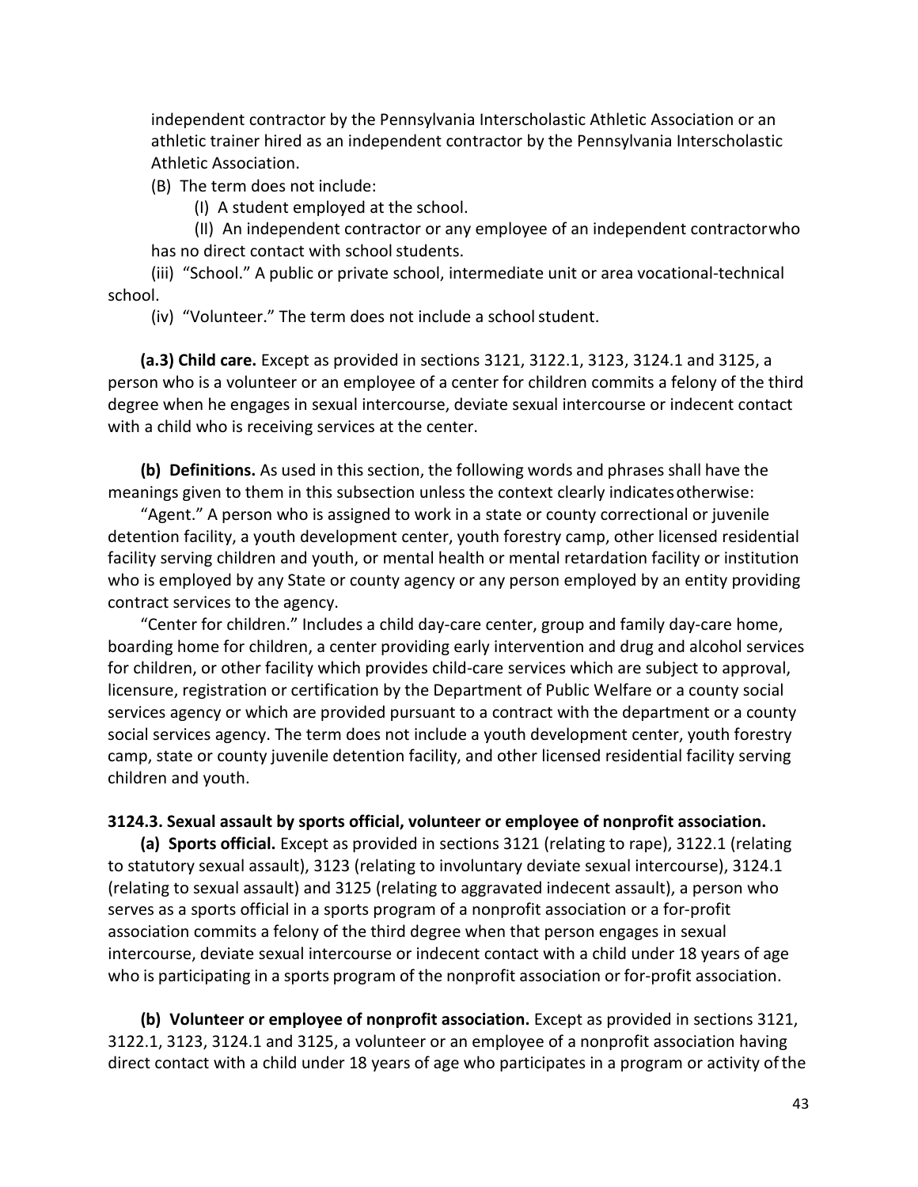independent contractor by the Pennsylvania Interscholastic Athletic Association or an athletic trainer hired as an independent contractor by the Pennsylvania Interscholastic Athletic Association.

(B) The term does not include:

(I) A student employed at the school.

(II) An independent contractor or any employee of an independent contractor who has no direct contact with school students.

(iii) "School." A public or private school, intermediate unit or area vocational-technical school.

(iv) "Volunteer." The term does not include a school student.

**(a.3) Child care.** Except as provided in sections 3121, 3122.1, 3123, 3124.1 and 3125, a person who is a volunteer or an employee of a center for children commits a felony of the third degree when he engages in sexual intercourse, deviate sexual intercourse or indecent contact with a child who is receiving services at the center.

**(b) Definitions.** As used in this section, the following words and phrases shall have the meanings given to them in this subsection unless the context clearly indicates otherwise:

"Agent." A person who is assigned to work in a state or county correctional or juvenile detention facility, a youth development center, youth forestry camp, other licensed residential facility serving children and youth, or mental health or mental retardation facility or institution who is employed by any State or county agency or any person employed by an entity providing contract services to the agency.

"Center for children." Includes a child day-care center, group and family day-care home, boarding home for children, a center providing early intervention and drug and alcohol services for children, or other facility which provides child-care services which are subject to approval, licensure, registration or certification by the Department of Public Welfare or a county social services agency or which are provided pursuant to a contract with the department or a county social services agency. The term does not include a youth development center, youth forestry camp, state or county juvenile detention facility, and other licensed residential facility serving children and youth.

**3124.3. Sexual assault by sports official, volunteer or employee of nonprofit association.**

**(a) Sports official.** Except as provided in sections 3121 (relating to rape), 3122.1 (relating to statutory sexual assault), 3123 (relating to involuntary deviate sexual intercourse), 3124.1 (relating to sexual assault) and 3125 (relating to aggravated indecent assault), a person who serves as a sports official in a sports program of a nonprofit association or a for-profit association commits a felony of the third degree when that person engages in sexual intercourse, deviate sexual intercourse or indecent contact with a child under 18 years of age who is participating in a sports program of the nonprofit association or for-profit association.

**(b) Volunteer or employee of nonprofit association.** Except as provided in sections 3121, 3122.1, 3123, 3124.1 and 3125, a volunteer or an employee of a nonprofit association having direct contact with a child under 18 years of age who participates in a program or activity of the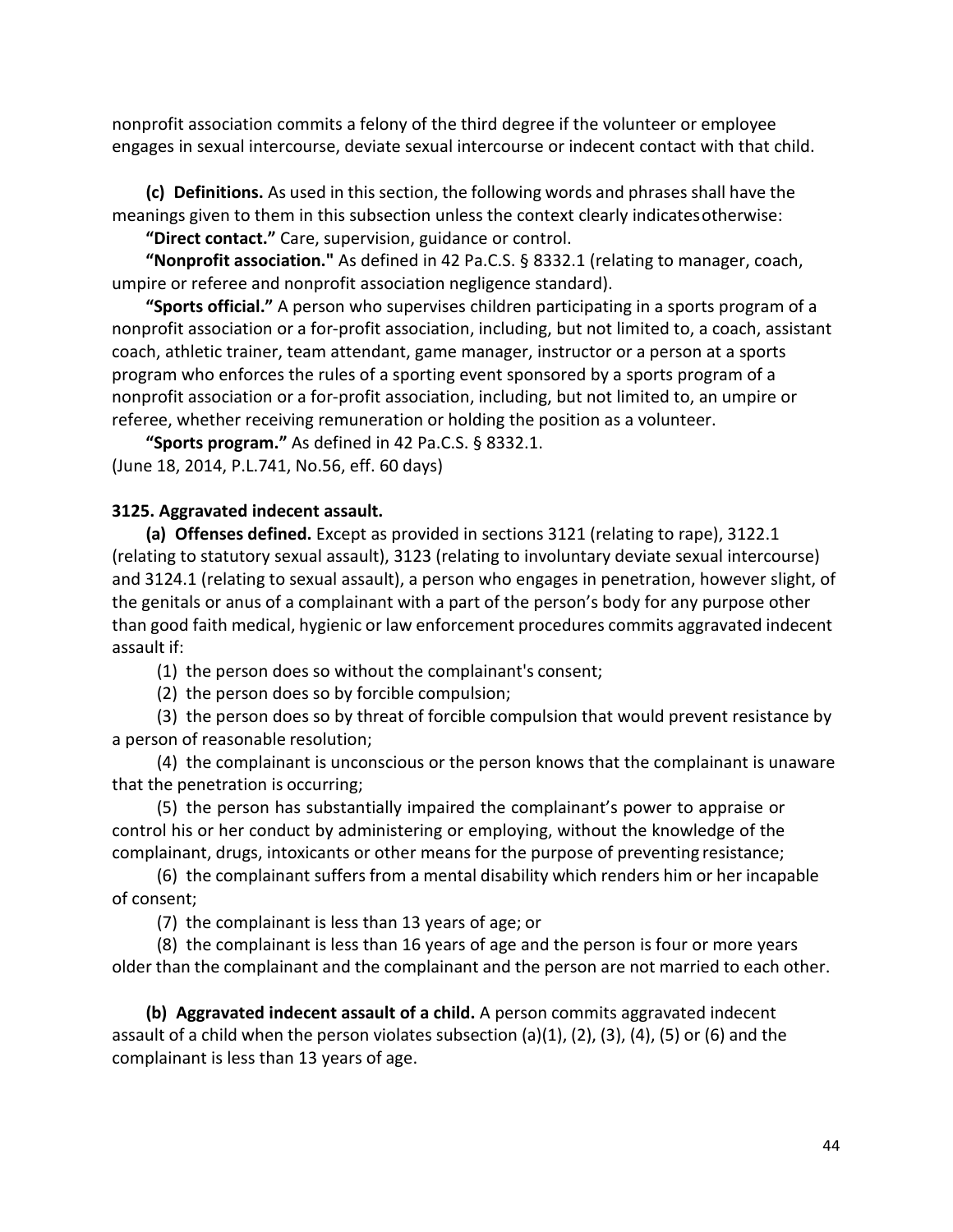nonprofit association commits a felony of the third degree if the volunteer or employee engages in sexual intercourse, deviate sexual intercourse or indecent contact with that child.

**(c) Definitions.** As used in this section, the following words and phrases shall have the meanings given to them in this subsection unless the context clearly indicates otherwise:

**"Direct contact."** Care, supervision, guidance or control.

**"Nonprofit association."** As defined in 42 Pa.C.S. § 8332.1 (relating to manager, coach, umpire or referee and nonprofit association negligence standard).

**"Sports official."** A person who supervises children participating in a sports program of a nonprofit association or a for-profit association, including, but not limited to, a coach, assistant coach, athletic trainer, team attendant, game manager, instructor or a person at a sports program who enforces the rules of a sporting event sponsored by a sports program of a nonprofit association or a for-profit association, including, but not limited to, an umpire or referee, whether receiving remuneration or holding the position as a volunteer.

**"Sports program."** As defined in 42 Pa.C.S. § 8332.1.

(June 18, 2014, P.L.741, No.56, eff. 60 days)

**3125. Aggravated indecent assault.**

**(a) Offenses defined.** Except as provided in sections 3121 (relating to rape), 3122.1 (relating to statutory sexual assault), 3123 (relating to involuntary deviate sexual intercourse) and 3124.1 (relating to sexual assault), a person who engages in penetration, however slight, of the genitals or anus of a complainant with a part of the person's body for any purpose other than good faith medical, hygienic or law enforcement procedures commits aggravated indecent assault if:

(1) the person does so without the complainant's consent;

(2) the person does so by forcible compulsion;

(3) the person does so by threat of forcible compulsion that would prevent resistance by a person of reasonable resolution;

(4) the complainant is unconscious or the person knows that the complainant is unaware that the penetration is occurring;

(5) the person has substantially impaired the complainant's power to appraise or control his or her conduct by administering or employing, without the knowledge of the complainant, drugs, intoxicants or other means for the purpose of preventing resistance;

(6) the complainant suffers from a mental disability which renders him or her incapable of consent;

(7) the complainant is less than 13 years of age; or

(8) the complainant is less than 16 years of age and the person is four or more years older than the complainant and the complainant and the person are not married to each other.

**(b) Aggravated indecent assault of a child.** A person commits aggravated indecent assault of a child when the person violates subsection (a)(1), (2), (3), (4), (5) or (6) and the complainant is less than 13 years of age.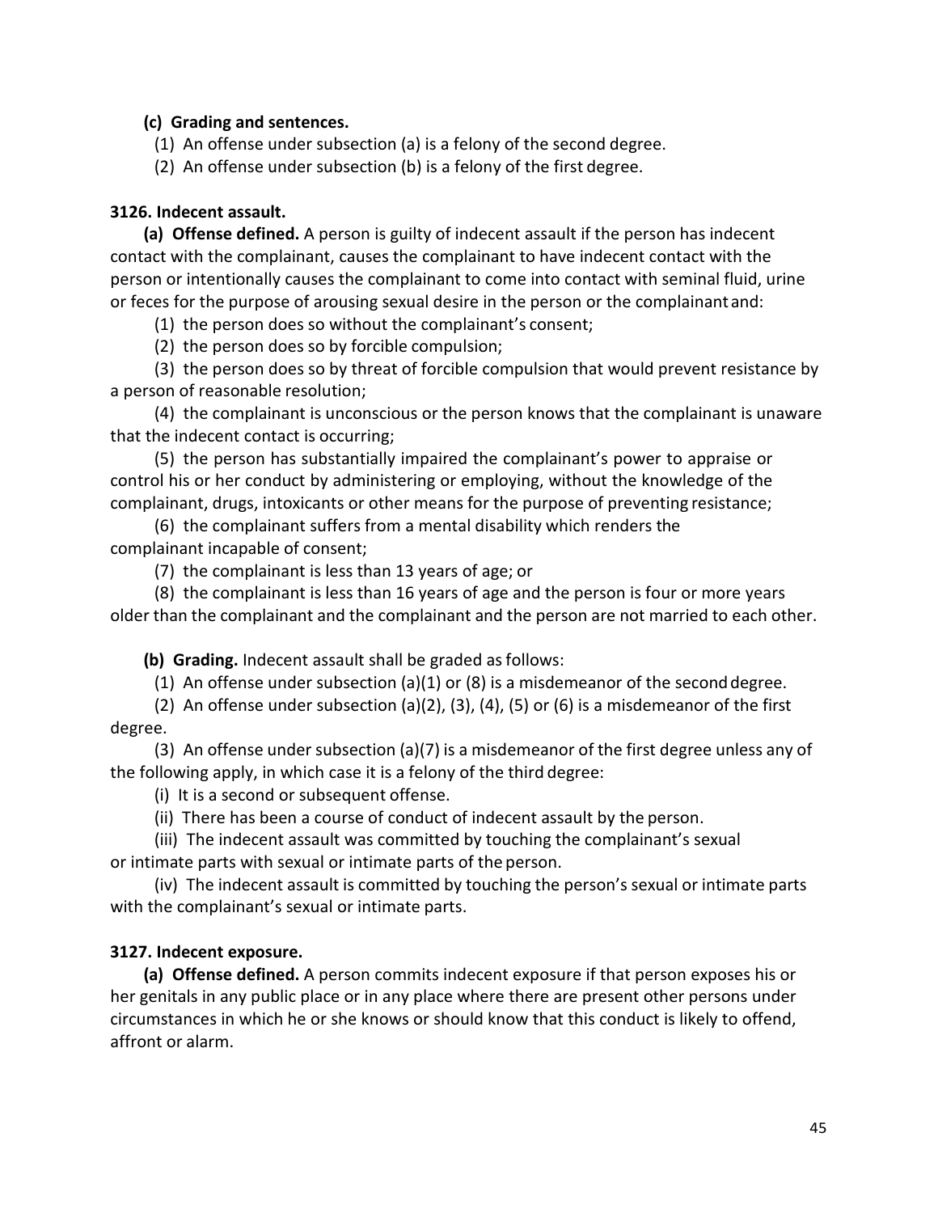**(c) Grading and sentences.**

(1) An offense under subsection (a) is a felony of the second degree.

(2) An offense under subsection (b) is a felony of the first degree.

**3126. Indecent assault.**

**(a) Offense defined.** A person is guilty of indecent assault if the person has indecent contact with the complainant, causes the complainant to have indecent contact with the person or intentionally causes the complainant to come into contact with seminal fluid, urine or feces for the purpose of arousing sexual desire in the person or the complainant and:

(1) the person does so without the complainant's consent;

(2) the person does so by forcible compulsion;

(3) the person does so by threat of forcible compulsion that would prevent resistance by a person of reasonable resolution;

(4) the complainant is unconscious or the person knows that the complainant is unaware that the indecent contact is occurring;

(5) the person has substantially impaired the complainant's power to appraise or control his or her conduct by administering or employing, without the knowledge of the complainant, drugs, intoxicants or other means for the purpose of preventing resistance;

(6) the complainant suffers from a mental disability which renders the complainant incapable of consent;

(7) the complainant is less than 13 years of age; or

(8) the complainant is less than 16 years of age and the person is four or more years older than the complainant and the complainant and the person are not married to each other.

**(b) Grading.** Indecent assault shall be graded as follows:

(1) An offense under subsection (a)(1) or (8) is a misdemeanor of the second degree.

(2) An offense under subsection (a)(2), (3), (4), (5) or (6) is a misdemeanor of the first degree.

(3) An offense under subsection (a)(7) is a misdemeanor of the first degree unless any of the following apply, in which case it is a felony of the third degree:

(i) It is a second or subsequent offense.

(ii) There has been a course of conduct of indecent assault by the person.

(iii) The indecent assault was committed by touching the complainant's sexual or intimate parts with sexual or intimate parts of the person.

(iv) The indecent assault is committed by touching the person's sexual or intimate parts with the complainant's sexual or intimate parts.

**3127. Indecent exposure.**

**(a) Offense defined.** A person commits indecent exposure if that person exposes his or her genitals in any public place or in any place where there are present other persons under circumstances in which he or she knows or should know that this conduct is likely to offend, affront or alarm.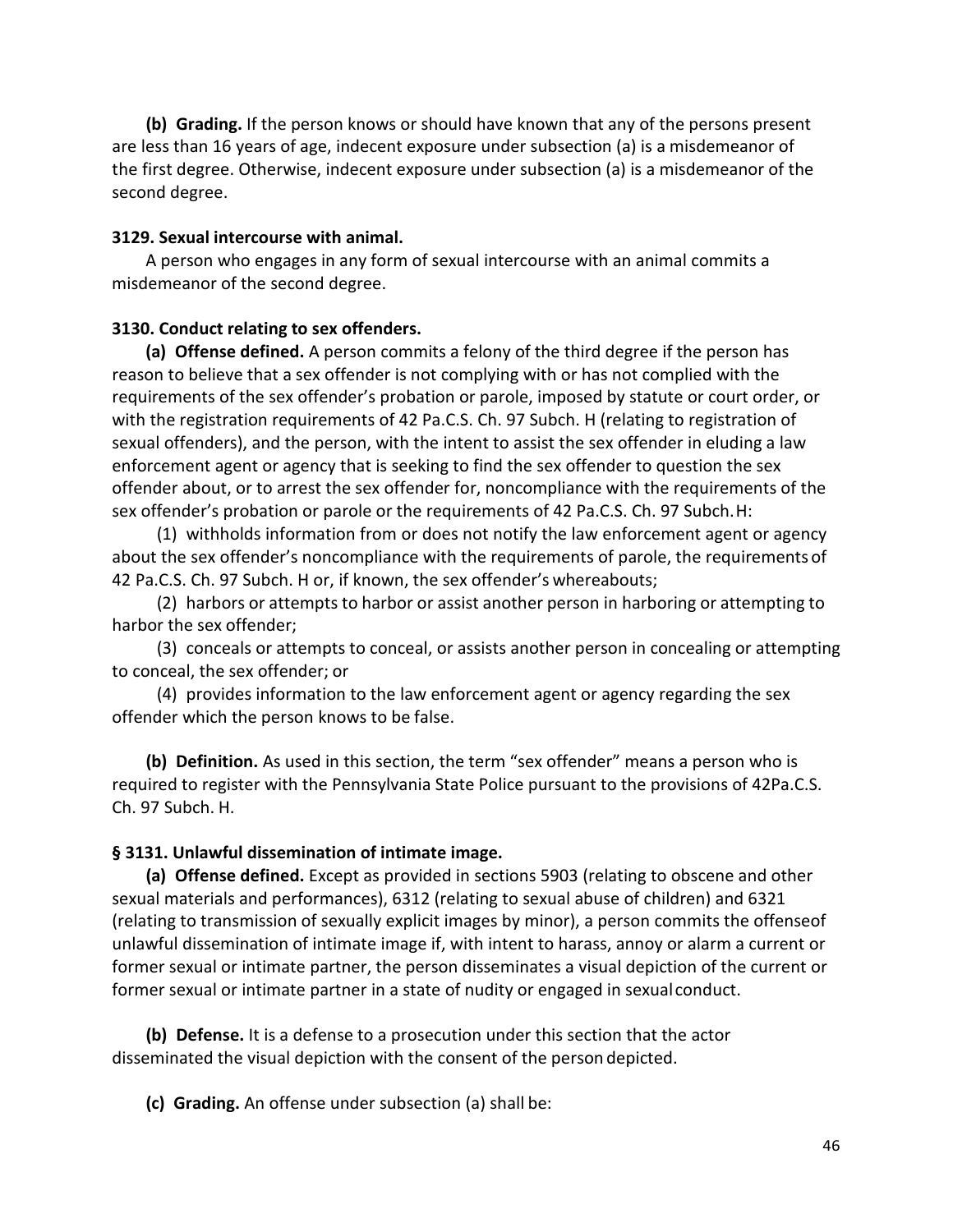**(b) Grading.** If the person knows or should have known that any of the persons present are less than 16 years of age, indecent exposure under subsection (a) is a misdemeanor of the first degree. Otherwise, indecent exposure under subsection (a) is a misdemeanor of the second degree.

**3129. Sexual intercourse with animal.**

A person who engages in any form of sexual intercourse with an animal commits a misdemeanor of the second degree.

**3130. Conduct relating to sex offenders.**

**(a) Offense defined.** A person commits a felony of the third degree if the person has reason to believe that a sex offender is not complying with or has not complied with the requirements of the sex offender's probation or parole, imposed by statute or court order, or with the registration requirements of 42 Pa.C.S. Ch. 97 Subch. H (relating to registration of sexual offenders), and the person, with the intent to assist the sex offender in eluding a law enforcement agent or agency that is seeking to find the sex offender to question the sex offender about, or to arrest the sex offender for, noncompliance with the requirements of the sex offender's probation or parole or the requirements of 42 Pa.C.S. Ch. 97 Subch. H:

(1) withholds information from or does not notify the law enforcement agent or agency about the sex offender's noncompliance with the requirements of parole, the requirements of 42 Pa.C.S. Ch. 97 Subch. H or, if known, the sex offender's whereabouts;

(2) harbors or attempts to harbor or assist another person in harboring or attempting to harbor the sex offender;

(3) conceals or attempts to conceal, or assists another person in concealing or attempting to conceal, the sex offender; or

(4) provides information to the law enforcement agent or agency regarding the sex offender which the person knows to be false.

**(b) Definition.** As used in this section, the term "sex offender" means a person who is required to register with the Pennsylvania State Police pursuant to the provisions of 42Pa.C.S. Ch. 97 Subch. H.

**§ 3131. Unlawful dissemination of intimate image.**

**(a) Offense defined.** Except as provided in sections 5903 (relating to obscene and other sexual materials and performances), 6312 (relating to sexual abuse of children) and 6321 (relating to transmission of sexually explicit images by minor), a person commits the offenseof unlawful dissemination of intimate image if, with intent to harass, annoy or alarm a current or former sexual or intimate partner, the person disseminates a visual depiction of the current or former sexual or intimate partner in a state of nudity or engaged in sexual conduct.

**(b) Defense.** It is a defense to a prosecution under this section that the actor disseminated the visual depiction with the consent of the person depicted.

**(c) Grading.** An offense under subsection (a) shall be: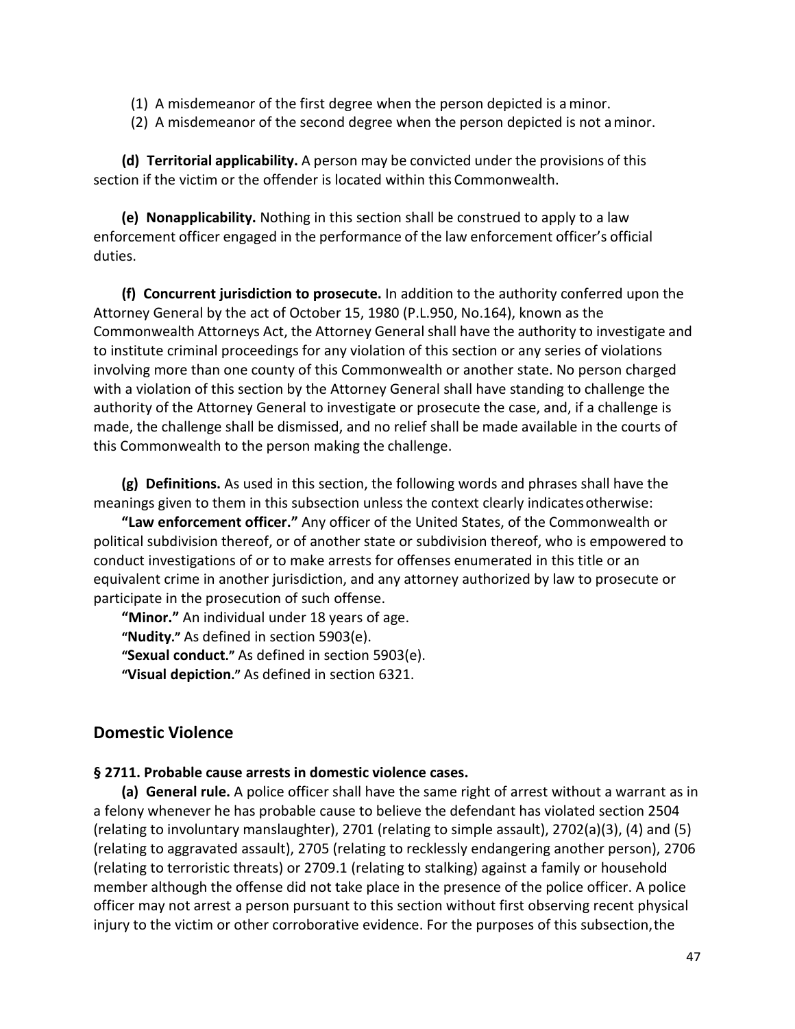(1) A misdemeanor of the first degree when the person depicted is a minor.
(2) A misdemeanor of the second degree when the person depicted is not a minor.

**(d) Territorial applicability.** A person may be convicted under the provisions of this section if the victim or the offender is located within this Commonwealth.

**(e) Nonapplicability.** Nothing in this section shall be construed to apply to a law enforcement officer engaged in the performance of the law enforcement officer's official duties.

**(f) Concurrent jurisdiction to prosecute.** In addition to the authority conferred upon the Attorney General by the act of October 15, 1980 (P.L.950, No.164), known as the Commonwealth Attorneys Act, the Attorney General shall have the authority to investigate and to institute criminal proceedings for any violation of this section or any series of violations involving more than one county of this Commonwealth or another state. No person charged with a violation of this section by the Attorney General shall have standing to challenge the authority of the Attorney General to investigate or prosecute the case, and, if a challenge is made, the challenge shall be dismissed, and no relief shall be made available in the courts of this Commonwealth to the person making the challenge.

**(g) Definitions.** As used in this section, the following words and phrases shall have the meanings given to them in this subsection unless the context clearly indicates otherwise:

**"Law enforcement officer."** Any officer of the United States, of the Commonwealth or political subdivision thereof, or of another state or subdivision thereof, who is empowered to conduct investigations of or to make arrests for offenses enumerated in this title or an equivalent crime in another jurisdiction, and any attorney authorized by law to prosecute or participate in the prosecution of such offense.

**"Minor."** An individual under 18 years of age.

**"Nudity."** As defined in section 5903(e).

**"Sexual conduct."** As defined in section 5903(e).

**"Visual depiction."** As defined in section 6321.

## Domestic Violence

### § 2711. Probable cause arrests in domestic violence cases.

**(a) General rule.** A police officer shall have the same right of arrest without a warrant as in a felony whenever he has probable cause to believe the defendant has violated section 2504 (relating to involuntary manslaughter), 2701 (relating to simple assault), 2702(a)(3), (4) and (5) (relating to aggravated assault), 2705 (relating to recklessly endangering another person), 2706 (relating to terroristic threats) or 2709.1 (relating to stalking) against a family or household member although the offense did not take place in the presence of the police officer. A police officer may not arrest a person pursuant to this section without first observing recent physical injury to the victim or other corroborative evidence. For the purposes of this subsection, the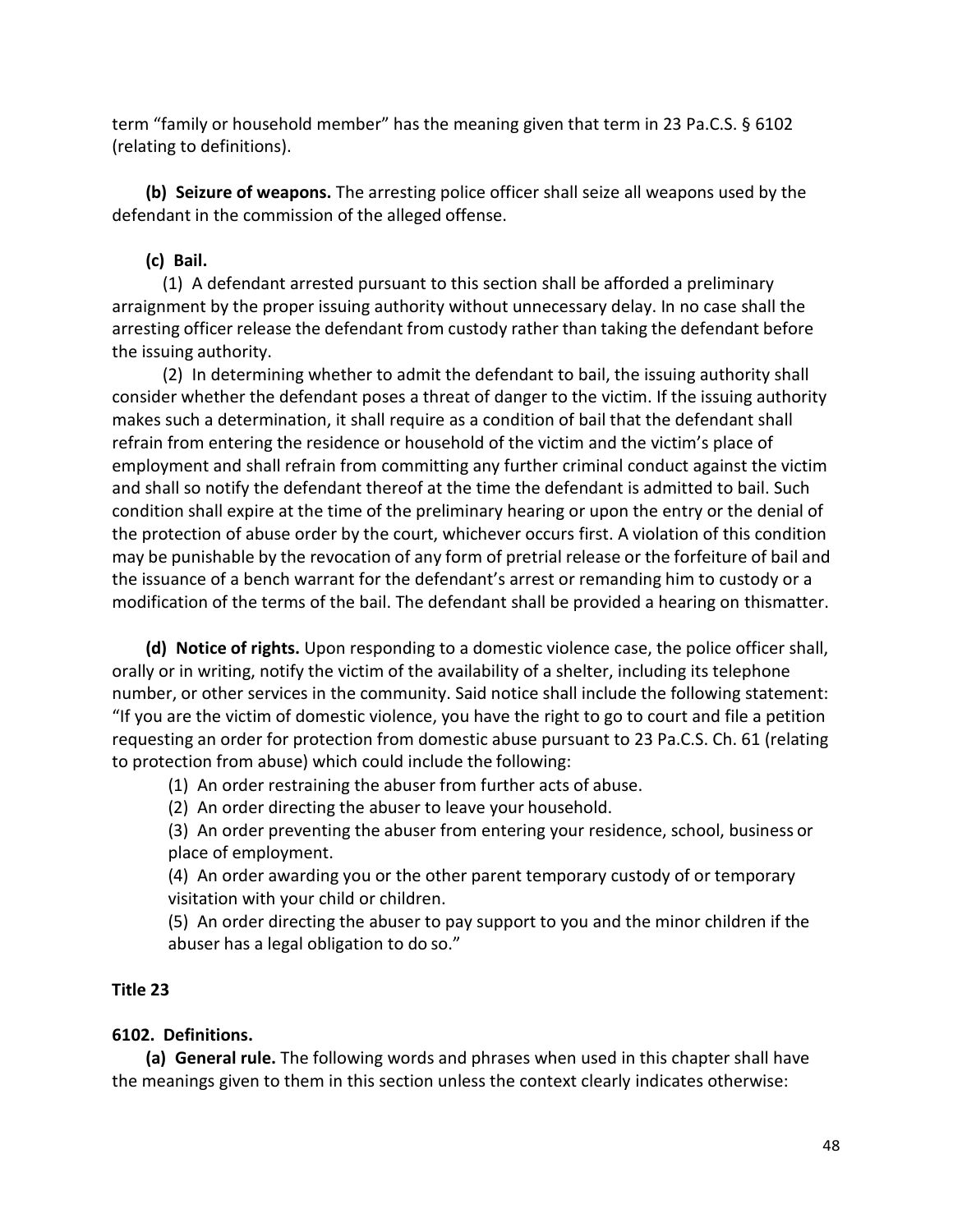term "family or household member" has the meaning given that term in 23 Pa.C.S. § 6102 (relating to definitions).

**(b) Seizure of weapons.** The arresting police officer shall seize all weapons used by the defendant in the commission of the alleged offense.

**(c) Bail.**

(1) A defendant arrested pursuant to this section shall be afforded a preliminary arraignment by the proper issuing authority without unnecessary delay. In no case shall the arresting officer release the defendant from custody rather than taking the defendant before the issuing authority.

(2) In determining whether to admit the defendant to bail, the issuing authority shall consider whether the defendant poses a threat of danger to the victim. If the issuing authority makes such a determination, it shall require as a condition of bail that the defendant shall refrain from entering the residence or household of the victim and the victim's place of employment and shall refrain from committing any further criminal conduct against the victim and shall so notify the defendant thereof at the time the defendant is admitted to bail. Such condition shall expire at the time of the preliminary hearing or upon the entry or the denial of the protection of abuse order by the court, whichever occurs first. A violation of this condition may be punishable by the revocation of any form of pretrial release or the forfeiture of bail and the issuance of a bench warrant for the defendant's arrest or remanding him to custody or a modification of the terms of the bail. The defendant shall be provided a hearing on thismatter.

**(d) Notice of rights.** Upon responding to a domestic violence case, the police officer shall, orally or in writing, notify the victim of the availability of a shelter, including its telephone number, or other services in the community. Said notice shall include the following statement: "If you are the victim of domestic violence, you have the right to go to court and file a petition requesting an order for protection from domestic abuse pursuant to 23 Pa.C.S. Ch. 61 (relating to protection from abuse) which could include the following:

(1) An order restraining the abuser from further acts of abuse.

(2) An order directing the abuser to leave your household.

(3) An order preventing the abuser from entering your residence, school, business or place of employment.

(4) An order awarding you or the other parent temporary custody of or temporary visitation with your child or children.

(5) An order directing the abuser to pay support to you and the minor children if the abuser has a legal obligation to do so."

**Title 23**

**6102. Definitions.**

**(a) General rule.** The following words and phrases when used in this chapter shall have the meanings given to them in this section unless the context clearly indicates otherwise: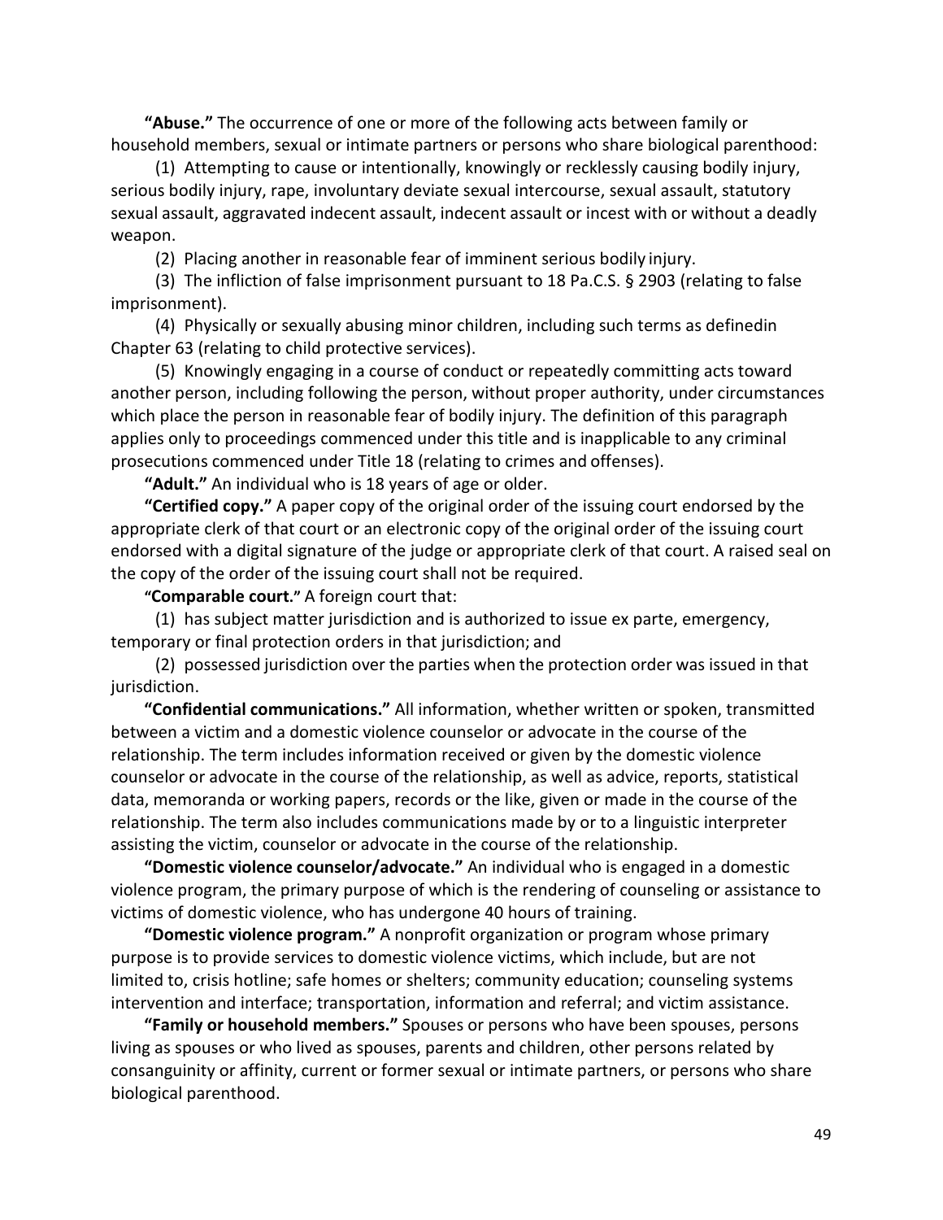**"Abuse."** The occurrence of one or more of the following acts between family or household members, sexual or intimate partners or persons who share biological parenthood:

(1) Attempting to cause or intentionally, knowingly or recklessly causing bodily injury, serious bodily injury, rape, involuntary deviate sexual intercourse, sexual assault, statutory sexual assault, aggravated indecent assault, indecent assault or incest with or without a deadly weapon.

(2) Placing another in reasonable fear of imminent serious bodily injury.

(3) The infliction of false imprisonment pursuant to 18 Pa.C.S. § 2903 (relating to false imprisonment).

(4) Physically or sexually abusing minor children, including such terms as definedin Chapter 63 (relating to child protective services).

(5) Knowingly engaging in a course of conduct or repeatedly committing acts toward another person, including following the person, without proper authority, under circumstances which place the person in reasonable fear of bodily injury. The definition of this paragraph applies only to proceedings commenced under this title and is inapplicable to any criminal prosecutions commenced under Title 18 (relating to crimes and offenses).

**"Adult."** An individual who is 18 years of age or older.

**"Certified copy."** A paper copy of the original order of the issuing court endorsed by the appropriate clerk of that court or an electronic copy of the original order of the issuing court endorsed with a digital signature of the judge or appropriate clerk of that court. A raised seal on the copy of the order of the issuing court shall not be required.

**"Comparable court."** A foreign court that:

(1) has subject matter jurisdiction and is authorized to issue ex parte, emergency, temporary or final protection orders in that jurisdiction; and

(2) possessed jurisdiction over the parties when the protection order was issued in that jurisdiction.

**"Confidential communications."** All information, whether written or spoken, transmitted between a victim and a domestic violence counselor or advocate in the course of the relationship. The term includes information received or given by the domestic violence counselor or advocate in the course of the relationship, as well as advice, reports, statistical data, memoranda or working papers, records or the like, given or made in the course of the relationship. The term also includes communications made by or to a linguistic interpreter assisting the victim, counselor or advocate in the course of the relationship.

**"Domestic violence counselor/advocate."** An individual who is engaged in a domestic violence program, the primary purpose of which is the rendering of counseling or assistance to victims of domestic violence, who has undergone 40 hours of training.

**"Domestic violence program."** A nonprofit organization or program whose primary purpose is to provide services to domestic violence victims, which include, but are not limited to, crisis hotline; safe homes or shelters; community education; counseling systems intervention and interface; transportation, information and referral; and victim assistance.

**"Family or household members."** Spouses or persons who have been spouses, persons living as spouses or who lived as spouses, parents and children, other persons related by consanguinity or affinity, current or former sexual or intimate partners, or persons who share biological parenthood.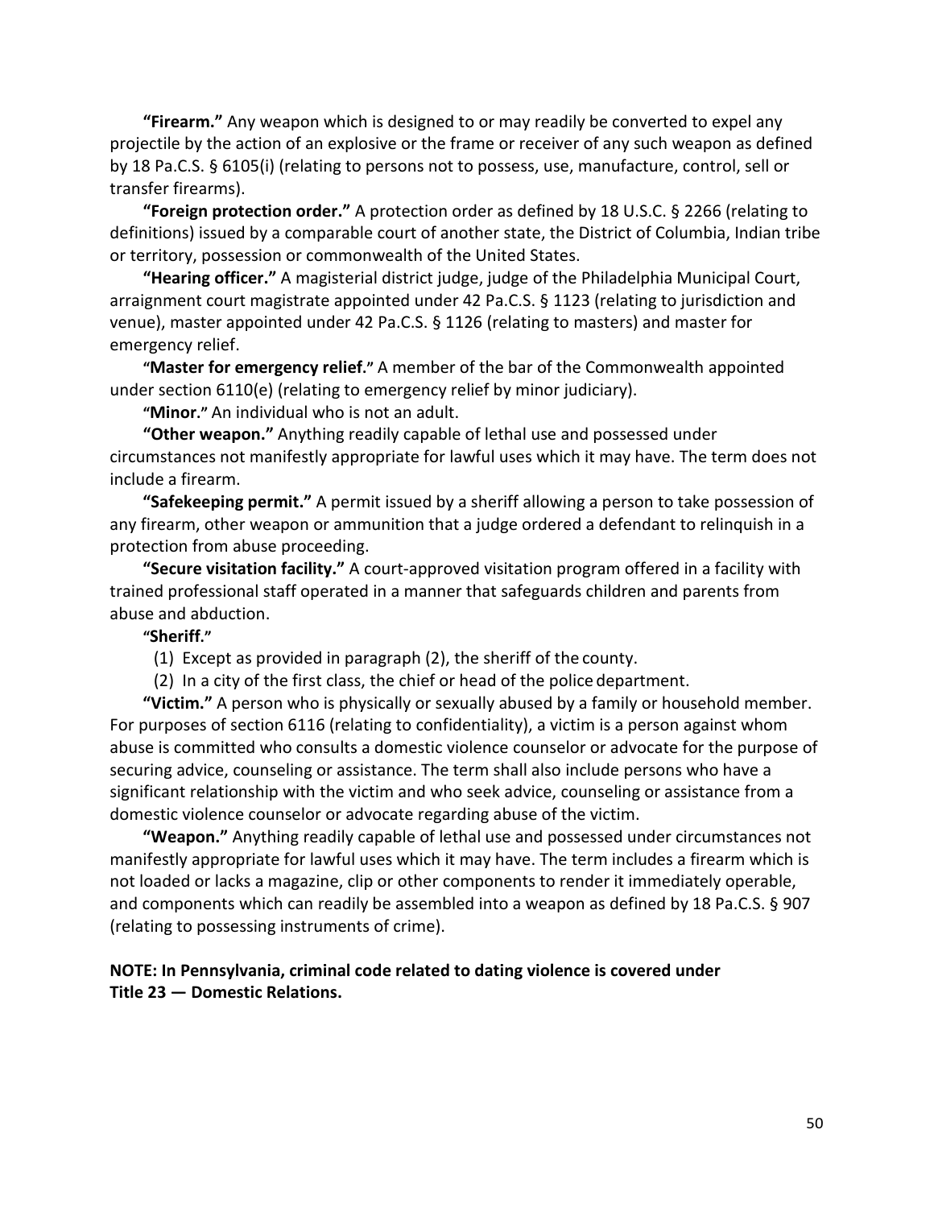**"Firearm."** Any weapon which is designed to or may readily be converted to expel any projectile by the action of an explosive or the frame or receiver of any such weapon as defined by 18 Pa.C.S. § 6105(i) (relating to persons not to possess, use, manufacture, control, sell or transfer firearms).

**"Foreign protection order."** A protection order as defined by 18 U.S.C. § 2266 (relating to definitions) issued by a comparable court of another state, the District of Columbia, Indian tribe or territory, possession or commonwealth of the United States.

**"Hearing officer."** A magisterial district judge, judge of the Philadelphia Municipal Court, arraignment court magistrate appointed under 42 Pa.C.S. § 1123 (relating to jurisdiction and venue), master appointed under 42 Pa.C.S. § 1126 (relating to masters) and master for emergency relief.

**"Master for emergency relief."** A member of the bar of the Commonwealth appointed under section 6110(e) (relating to emergency relief by minor judiciary).

**"Minor."** An individual who is not an adult.

**"Other weapon."** Anything readily capable of lethal use and possessed under circumstances not manifestly appropriate for lawful uses which it may have. The term does not include a firearm.

**"Safekeeping permit."** A permit issued by a sheriff allowing a person to take possession of any firearm, other weapon or ammunition that a judge ordered a defendant to relinquish in a protection from abuse proceeding.

**"Secure visitation facility."** A court-approved visitation program offered in a facility with trained professional staff operated in a manner that safeguards children and parents from abuse and abduction.

**"Sheriff."**

(1) Except as provided in paragraph (2), the sheriff of the county.

(2) In a city of the first class, the chief or head of the police department.

**"Victim."** A person who is physically or sexually abused by a family or household member. For purposes of section 6116 (relating to confidentiality), a victim is a person against whom abuse is committed who consults a domestic violence counselor or advocate for the purpose of securing advice, counseling or assistance. The term shall also include persons who have a significant relationship with the victim and who seek advice, counseling or assistance from a domestic violence counselor or advocate regarding abuse of the victim.

**"Weapon."** Anything readily capable of lethal use and possessed under circumstances not manifestly appropriate for lawful uses which it may have. The term includes a firearm which is not loaded or lacks a magazine, clip or other components to render it immediately operable, and components which can readily be assembled into a weapon as defined by 18 Pa.C.S. § 907 (relating to possessing instruments of crime).

**NOTE: In Pennsylvania, criminal code related to dating violence is covered under Title 23 — Domestic Relations.**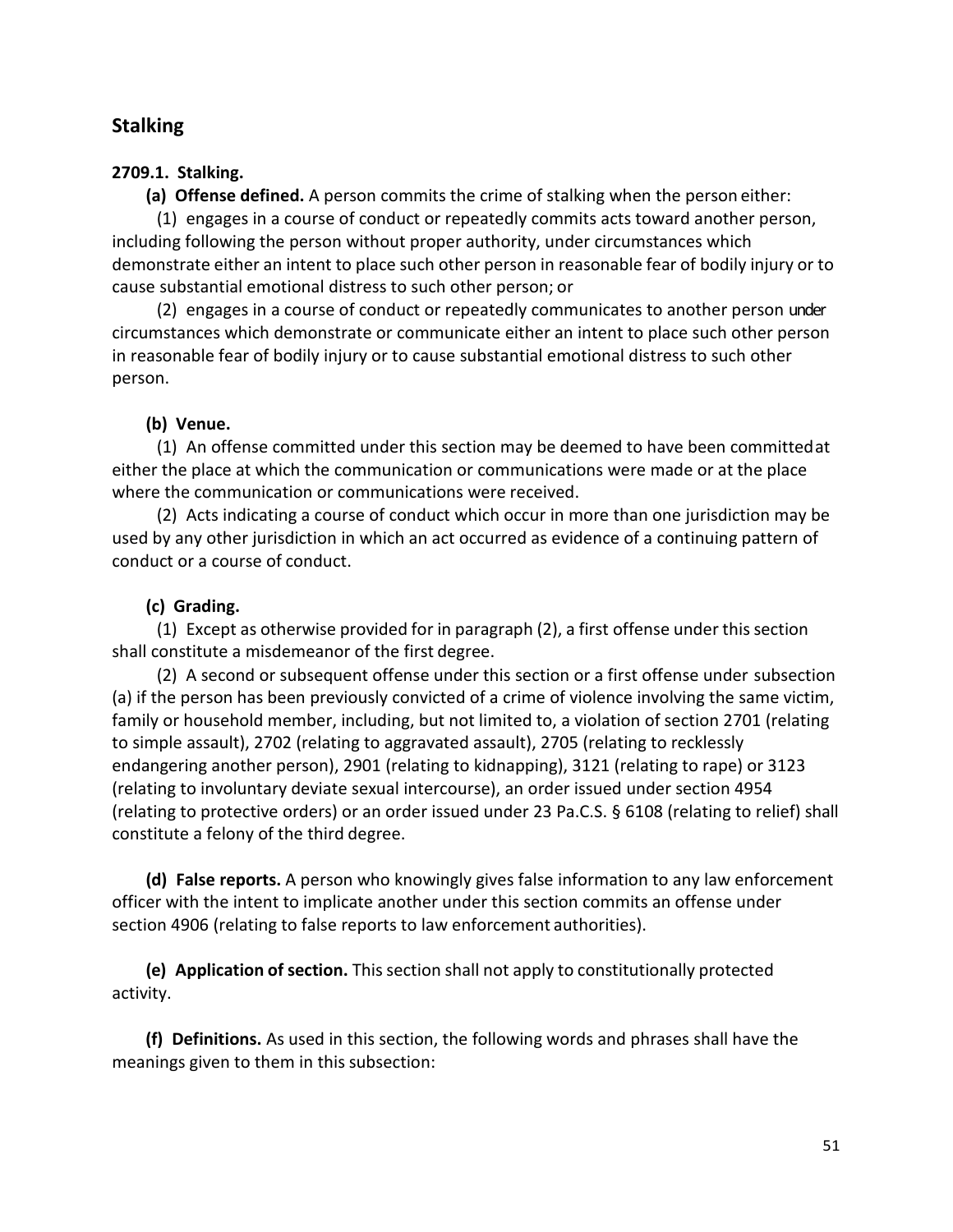## Stalking

**2709.1. Stalking.**

**(a) Offense defined.** A person commits the crime of stalking when the person either:

(1) engages in a course of conduct or repeatedly commits acts toward another person, including following the person without proper authority, under circumstances which demonstrate either an intent to place such other person in reasonable fear of bodily injury or to cause substantial emotional distress to such other person; or

(2) engages in a course of conduct or repeatedly communicates to another person under circumstances which demonstrate or communicate either an intent to place such other person in reasonable fear of bodily injury or to cause substantial emotional distress to such other person.

**(b) Venue.**

(1) An offense committed under this section may be deemed to have been committed at either the place at which the communication or communications were made or at the place where the communication or communications were received.

(2) Acts indicating a course of conduct which occur in more than one jurisdiction may be used by any other jurisdiction in which an act occurred as evidence of a continuing pattern of conduct or a course of conduct.

**(c) Grading.**

(1) Except as otherwise provided for in paragraph (2), a first offense under this section shall constitute a misdemeanor of the first degree.

(2) A second or subsequent offense under this section or a first offense under subsection (a) if the person has been previously convicted of a crime of violence involving the same victim, family or household member, including, but not limited to, a violation of section 2701 (relating to simple assault), 2702 (relating to aggravated assault), 2705 (relating to recklessly endangering another person), 2901 (relating to kidnapping), 3121 (relating to rape) or 3123 (relating to involuntary deviate sexual intercourse), an order issued under section 4954 (relating to protective orders) or an order issued under 23 Pa.C.S. § 6108 (relating to relief) shall constitute a felony of the third degree.

**(d) False reports.** A person who knowingly gives false information to any law enforcement officer with the intent to implicate another under this section commits an offense under section 4906 (relating to false reports to law enforcement authorities).

**(e) Application of section.** This section shall not apply to constitutionally protected activity.

**(f) Definitions.** As used in this section, the following words and phrases shall have the meanings given to them in this subsection: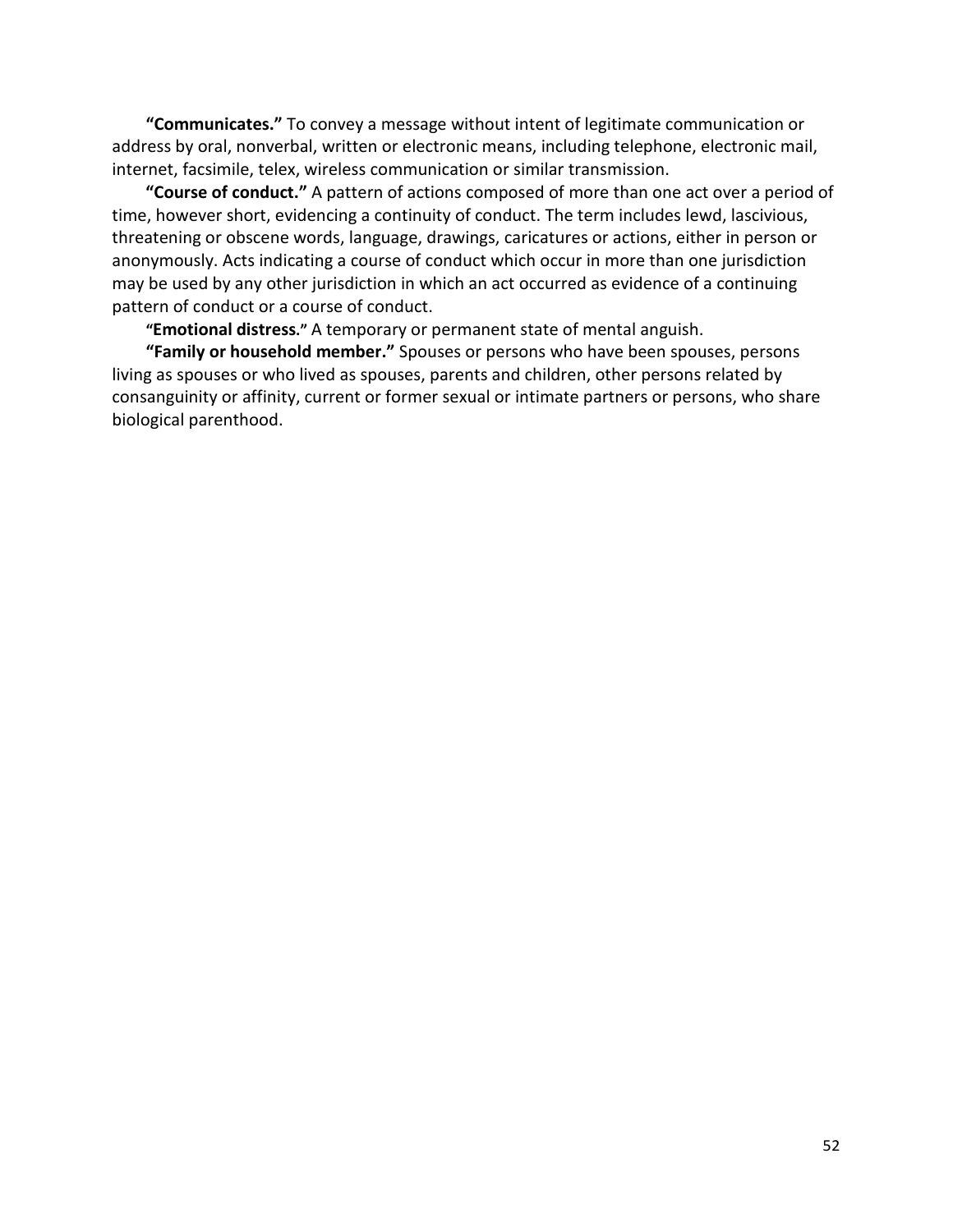**"Communicates."** To convey a message without intent of legitimate communication or address by oral, nonverbal, written or electronic means, including telephone, electronic mail, internet, facsimile, telex, wireless communication or similar transmission.

**"Course of conduct."** A pattern of actions composed of more than one act over a period of time, however short, evidencing a continuity of conduct. The term includes lewd, lascivious, threatening or obscene words, language, drawings, caricatures or actions, either in person or anonymously. Acts indicating a course of conduct which occur in more than one jurisdiction may be used by any other jurisdiction in which an act occurred as evidence of a continuing pattern of conduct or a course of conduct.

**"Emotional distress."** A temporary or permanent state of mental anguish.

**"Family or household member."** Spouses or persons who have been spouses, persons living as spouses or who lived as spouses, parents and children, other persons related by consanguinity or affinity, current or former sexual or intimate partners or persons, who share biological parenthood.